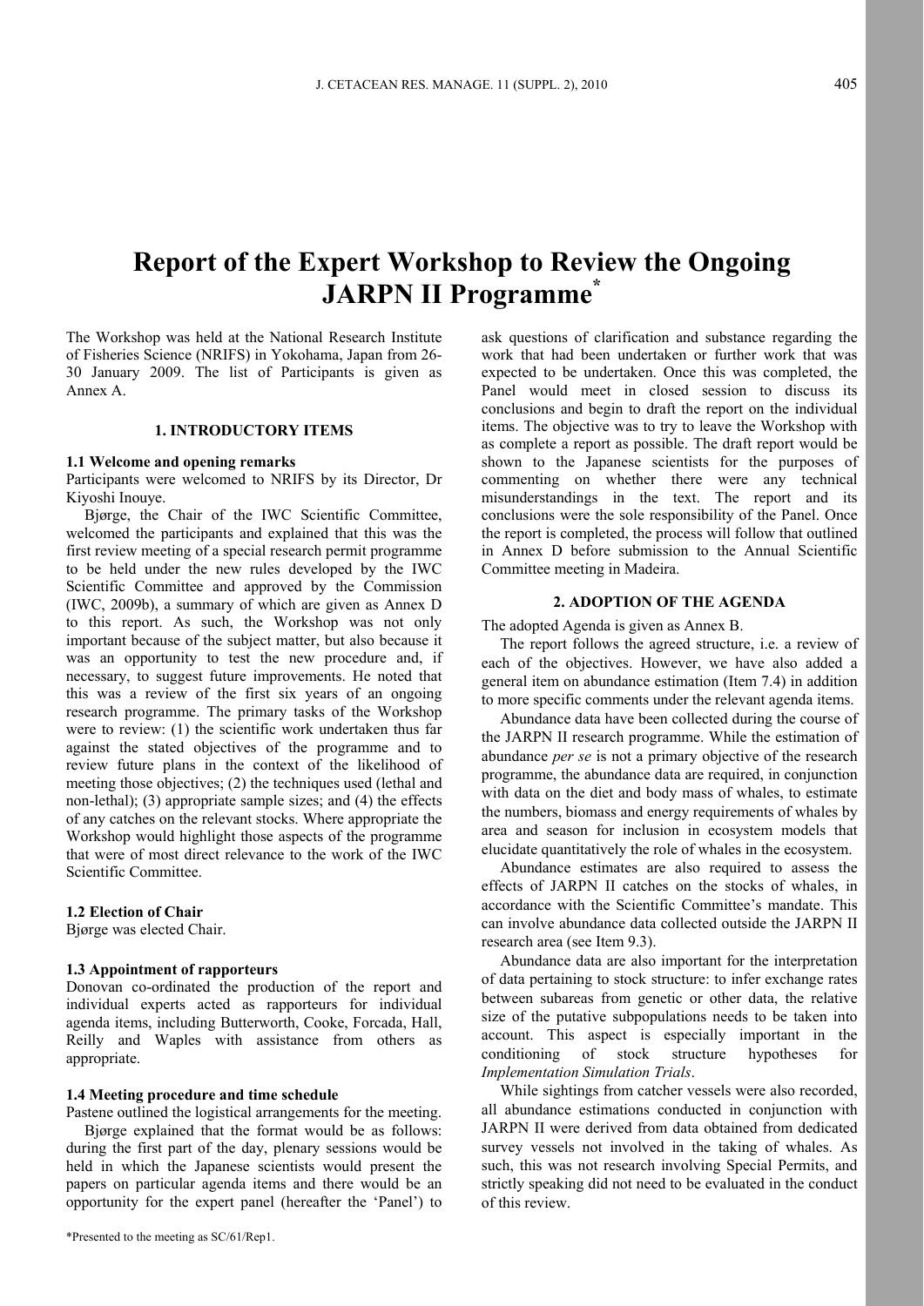# Report of the Expert Workshop to Review the Ongoing JARPN II Programme*

The Workshop was held at the National Research Institute of Fisheries Science (NRIFS) in Yokohama, Japan from 26-30 January 2009. The list of Participants is given as Annex A.

## 1. INTRODUCTORY ITEMS

### 1.1 Welcome and opening remarks

Participants were welcomed to NRIFS by its Director, Dr Kiyoshi Inouye.

Bjørge, the Chair of the IWC Scientific Committee, welcomed the participants and explained that this was the first review meeting of a special research permit programme to be held under the new rules developed by the IWC Scientific Committee and approved by the Commission (IWC, 2009b), a summary of which are given as Annex D to this report. As such, the Workshop was not only important because of the subject matter, but also because it was an opportunity to test the new procedure and, if necessary, to suggest future improvements. He noted that this was a review of the first six years of an ongoing research programme. The primary tasks of the Workshop were to review: (1) the scientific work undertaken thus far against the stated objectives of the programme and to review future plans in the context of the likelihood of meeting those objectives; (2) the techniques used (lethal and non-lethal); (3) appropriate sample sizes; and (4) the effects of any catches on the relevant stocks. Where appropriate the Workshop would highlight those aspects of the programme that were of most direct relevance to the work of the IWC Scientific Committee.

### 1.2 Election of Chair

Bjørge was elected Chair.

### 1.3 Appointment of rapporteurs

Donovan co-ordinated the production of the report and individual experts acted as rapporteurs for individual agenda items, including Butterworth, Cooke, Forcada, Hall, Reilly and Waples with assistance from others as appropriate.

### 1.4 Meeting procedure and time schedule

Pastene outlined the logistical arrangements for the meeting.

Bjørge explained that the format would be as follows: during the first part of the day, plenary sessions would be held in which the Japanese scientists would present the papers on particular agenda items and there would be an opportunity for the expert panel (hereafter the 'Panel') to ask questions of clarification and substance regarding the work that had been undertaken or further work that was expected to be undertaken. Once this was completed, the Panel would meet in closed session to discuss its conclusions and begin to draft the report on the individual items. The objective was to try to leave the Workshop with as complete a report as possible. The draft report would be shown to the Japanese scientists for the purposes of commenting on whether there were any technical misunderstandings in the text. The report and its conclusions were the sole responsibility of the Panel. Once the report is completed, the process will follow that outlined in Annex D before submission to the Annual Scientific Committee meeting in Madeira.

## 2. ADOPTION OF THE AGENDA

The adopted Agenda is given as Annex B.

The report follows the agreed structure, i.e. a review of each of the objectives. However, we have also added a general item on abundance estimation (Item 7.4) in addition to more specific comments under the relevant agenda items.

Abundance data have been collected during the course of the JARPN II research programme. While the estimation of abundance *per se* is not a primary objective of the research programme, the abundance data are required, in conjunction with data on the diet and body mass of whales, to estimate the numbers, biomass and energy requirements of whales by area and season for inclusion in ecosystem models that elucidate quantitatively the role of whales in the ecosystem.

Abundance estimates are also required to assess the effects of JARPN II catches on the stocks of whales, in accordance with the Scientific Committee's mandate. This can involve abundance data collected outside the JARPN II research area (see Item 9.3).

Abundance data are also important for the interpretation of data pertaining to stock structure: to infer exchange rates between subareas from genetic or other data, the relative size of the putative subpopulations needs to be taken into account. This aspect is especially important in the conditioning of stock structure hypotheses for *Implementation Simulation Trials*.

While sightings from catcher vessels were also recorded, all abundance estimations conducted in conjunction with JARPN II were derived from data obtained from dedicated survey vessels not involved in the taking of whales. As such, this was not research involving Special Permits, and strictly speaking did not need to be evaluated in the conduct of this review.

*Presented to the meeting as SC/61/Rep1.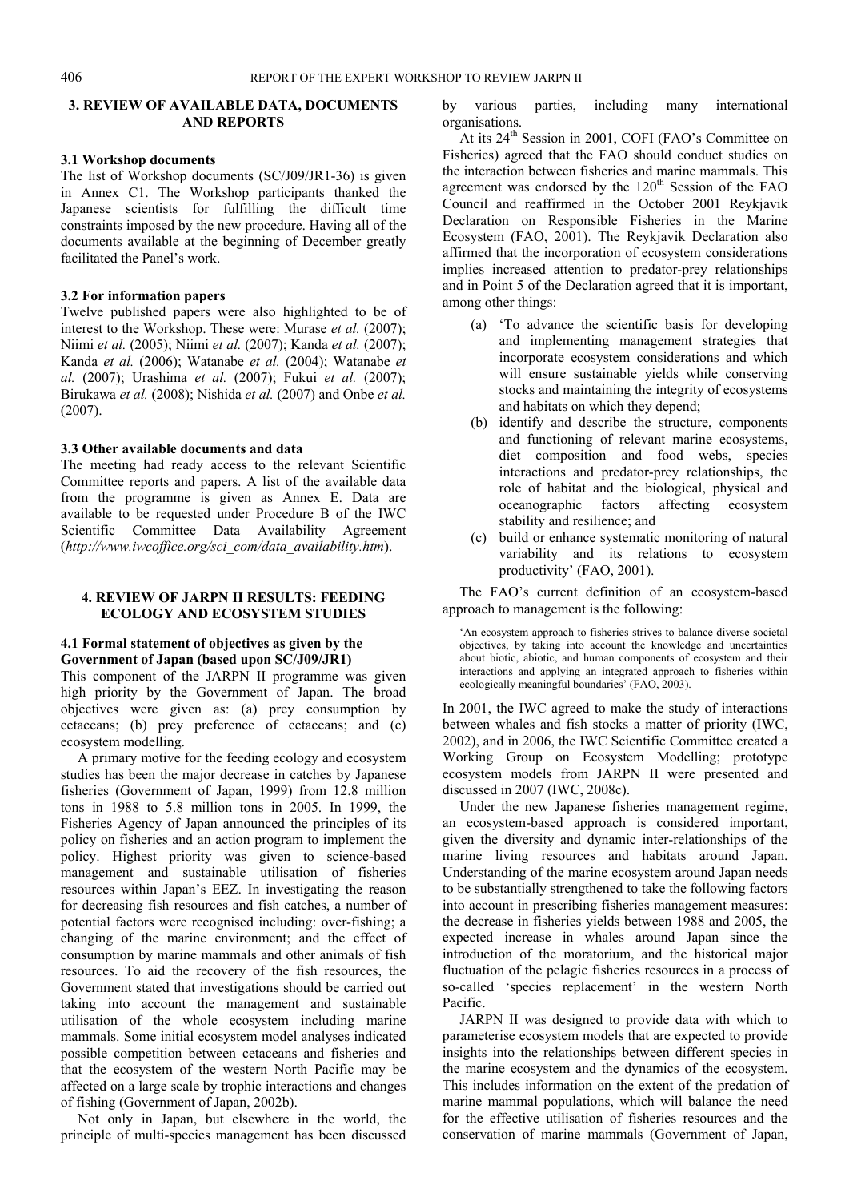## 3. REVIEW OF AVAILABLE DATA, DOCUMENTS AND REPORTS

### 3.1 Workshop documents

The list of Workshop documents (SC/J09/JR1-36) is given in Annex C1. The Workshop participants thanked the Japanese scientists for fulfilling the difficult time constraints imposed by the new procedure. Having all of the documents available at the beginning of December greatly facilitated the Panel's work.

### 3.2 For information papers

Twelve published papers were also highlighted to be of interest to the Workshop. These were: Murase *et al.* (2007); Niimi *et al.* (2005); Niimi *et al.* (2007); Kanda *et al.* (2007); Kanda *et al.* (2006); Watanabe *et al.* (2004); Watanabe *et al.* (2007); Urashima *et al.* (2007); Fukui *et al.* (2007); Birukawa *et al.* (2008); Nishida *et al.* (2007) and Onbe *et al.* (2007).

### 3.3 Other available documents and data

The meeting had ready access to the relevant Scientific Committee reports and papers. A list of the available data from the programme is given as Annex E. Data are available to be requested under Procedure B of the IWC Scientific Committee Data Availability Agreement (*http://www.iwcoffice.org/sci_com/data_availability.htm*).

## 4. REVIEW OF JARPN II RESULTS: FEEDING ECOLOGY AND ECOSYSTEM STUDIES

### 4.1 Formal statement of objectives as given by the Government of Japan (based upon SC/J09/JR1)

This component of the JARPN II programme was given high priority by the Government of Japan. The broad objectives were given as: (a) prey consumption by cetaceans; (b) prey preference of cetaceans; and (c) ecosystem modelling.

A primary motive for the feeding ecology and ecosystem studies has been the major decrease in catches by Japanese fisheries (Government of Japan, 1999) from 12.8 million tons in 1988 to 5.8 million tons in 2005. In 1999, the Fisheries Agency of Japan announced the principles of its policy on fisheries and an action program to implement the policy. Highest priority was given to science-based management and sustainable utilisation of fisheries resources within Japan's EEZ. In investigating the reason for decreasing fish resources and fish catches, a number of potential factors were recognised including: over-fishing; a changing of the marine environment; and the effect of consumption by marine mammals and other animals of fish resources. To aid the recovery of the fish resources, the Government stated that investigations should be carried out taking into account the management and sustainable utilisation of the whole ecosystem including marine mammals. Some initial ecosystem model analyses indicated possible competition between cetaceans and fisheries and that the ecosystem of the western North Pacific may be affected on a large scale by trophic interactions and changes of fishing (Government of Japan, 2002b).

Not only in Japan, but elsewhere in the world, the principle of multi-species management has been discussed by various parties, including many international organisations.

At its 24th Session in 2001, COFI (FAO's Committee on Fisheries) agreed that the FAO should conduct studies on the interaction between fisheries and marine mammals. This agreement was endorsed by the 120th Session of the FAO Council and reaffirmed in the October 2001 Reykjavik Declaration on Responsible Fisheries in the Marine Ecosystem (FAO, 2001). The Reykjavik Declaration also affirmed that the incorporation of ecosystem considerations implies increased attention to predator-prey relationships and in Point 5 of the Declaration agreed that it is important, among other things:

(a) 'To advance the scientific basis for developing and implementing management strategies that incorporate ecosystem considerations and which will ensure sustainable yields while conserving stocks and maintaining the integrity of ecosystems and habitats on which they depend;
(b) identify and describe the structure, components and functioning of relevant marine ecosystems, diet composition and food webs, species interactions and predator-prey relationships, the role of habitat and the biological, physical and oceanographic factors affecting ecosystem stability and resilience; and
(c) build or enhance systematic monitoring of natural variability and its relations to ecosystem productivity' (FAO, 2001).

The FAO's current definition of an ecosystem-based approach to management is the following:

> 'An ecosystem approach to fisheries strives to balance diverse societal objectives, by taking into account the knowledge and uncertainties about biotic, abiotic, and human components of ecosystem and their interactions and applying an integrated approach to fisheries within ecologically meaningful boundaries' (FAO, 2003).

In 2001, the IWC agreed to make the study of interactions between whales and fish stocks a matter of priority (IWC, 2002), and in 2006, the IWC Scientific Committee created a Working Group on Ecosystem Modelling; prototype ecosystem models from JARPN II were presented and discussed in 2007 (IWC, 2008c).

Under the new Japanese fisheries management regime, an ecosystem-based approach is considered important, given the diversity and dynamic inter-relationships of the marine living resources and habitats around Japan. Understanding of the marine ecosystem around Japan needs to be substantially strengthened to take the following factors into account in prescribing fisheries management measures: the decrease in fisheries yields between 1988 and 2005, the expected increase in whales around Japan since the introduction of the moratorium, and the historical major fluctuation of the pelagic fisheries resources in a process of so-called 'species replacement' in the western North Pacific.

JARPN II was designed to provide data with which to parameterise ecosystem models that are expected to provide insights into the relationships between different species in the marine ecosystem and the dynamics of the ecosystem. This includes information on the extent of the predation of marine mammal populations, which will balance the need for the effective utilisation of fisheries resources and the conservation of marine mammals (Government of Japan,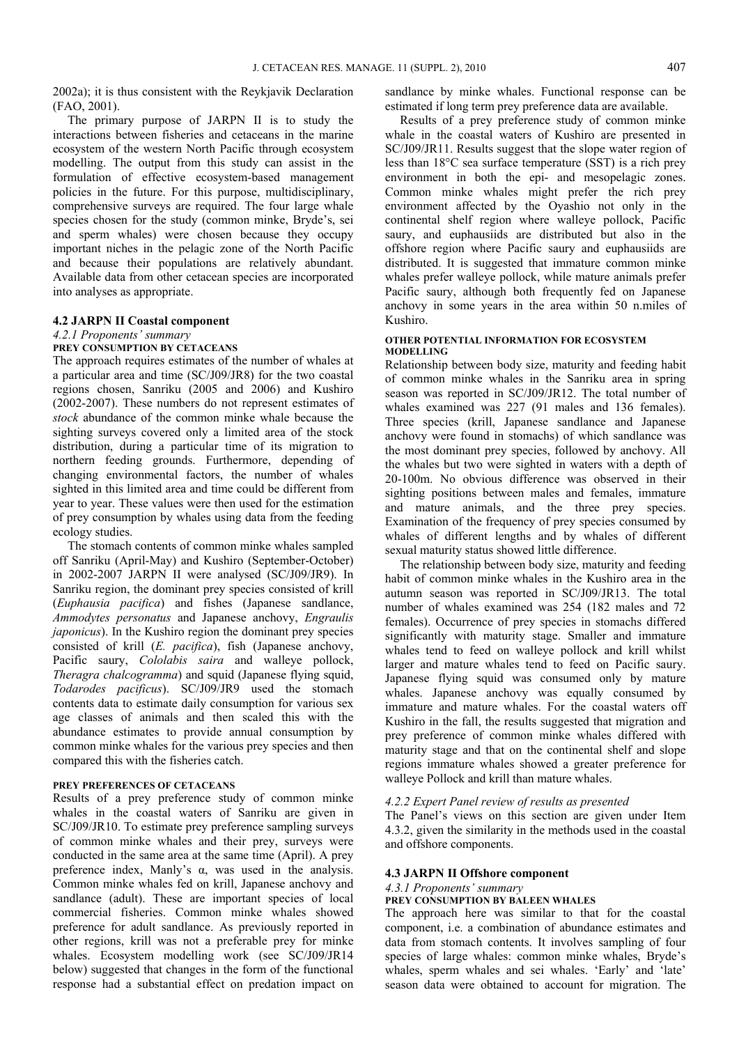2002a); it is thus consistent with the Reykjavik Declaration (FAO, 2001).

The primary purpose of JARPN II is to study the interactions between fisheries and cetaceans in the marine ecosystem of the western North Pacific through ecosystem modelling. The output from this study can assist in the formulation of effective ecosystem-based management policies in the future. For this purpose, multidisciplinary, comprehensive surveys are required. The four large whale species chosen for the study (common minke, Bryde's, sei and sperm whales) were chosen because they occupy important niches in the pelagic zone of the North Pacific and because their populations are relatively abundant. Available data from other cetacean species are incorporated into analyses as appropriate.

### 4.2 JARPN II Coastal component

#### *4.2.1 Proponents' summary*

**PREY CONSUMPTION BY CETACEANS**

The approach requires estimates of the number of whales at a particular area and time (SC/J09/JR8) for the two coastal regions chosen, Sanriku (2005 and 2006) and Kushiro (2002-2007). These numbers do not represent estimates of *stock* abundance of the common minke whale because the sighting surveys covered only a limited area of the stock distribution, during a particular time of its migration to northern feeding grounds. Furthermore, depending of changing environmental factors, the number of whales sighted in this limited area and time could be different from year to year. These values were then used for the estimation of prey consumption by whales using data from the feeding ecology studies.

The stomach contents of common minke whales sampled off Sanriku (April-May) and Kushiro (September-October) in 2002-2007 JARPN II were analysed (SC/J09/JR9). In Sanriku region, the dominant prey species consisted of krill (*Euphausia pacifica*) and fishes (Japanese sandlance, *Ammodytes personatus* and Japanese anchovy, *Engraulis japonicus*). In the Kushiro region the dominant prey species consisted of krill (*E. pacifica*), fish (Japanese anchovy, Pacific saury, *Cololabis saira* and walleye pollock, *Theragra chalcogramma*) and squid (Japanese flying squid, *Todarodes pacificus*). SC/J09/JR9 used the stomach contents data to estimate daily consumption for various sex age classes of animals and then scaled this with the abundance estimates to provide annual consumption by common minke whales for the various prey species and then compared this with the fisheries catch.

**PREY PREFERENCES OF CETACEANS**

Results of a prey preference study of common minke whales in the coastal waters of Sanriku are given in SC/J09/JR10. To estimate prey preference sampling surveys of common minke whales and their prey, surveys were conducted in the same area at the same time (April). A prey preference index, Manly's α, was used in the analysis. Common minke whales fed on krill, Japanese anchovy and sandlance (adult). These are important species of local commercial fisheries. Common minke whales showed preference for adult sandlance. As previously reported in other regions, krill was not a preferable prey for minke whales. Ecosystem modelling work (see SC/J09/JR14 below) suggested that changes in the form of the functional response had a substantial effect on predation impact on sandlance by minke whales. Functional response can be estimated if long term prey preference data are available.

Results of a prey preference study of common minke whale in the coastal waters of Kushiro are presented in SC/J09/JR11. Results suggest that the slope water region of less than 18°C sea surface temperature (SST) is a rich prey environment in both the epi- and mesopelagic zones. Common minke whales might prefer the rich prey environment affected by the Oyashio not only in the continental shelf region where walleye pollock, Pacific saury, and euphausiids are distributed but also in the offshore region where Pacific saury and euphausiids are distributed. It is suggested that immature common minke whales prefer walleye pollock, while mature animals prefer Pacific saury, although both frequently fed on Japanese anchovy in some years in the area within 50 n.miles of Kushiro.

**OTHER POTENTIAL INFORMATION FOR ECOSYSTEM MODELLING**

Relationship between body size, maturity and feeding habit of common minke whales in the Sanriku area in spring season was reported in SC/J09/JR12. The total number of whales examined was 227 (91 males and 136 females). Three species (krill, Japanese sandlance and Japanese anchovy were found in stomachs) of which sandlance was the most dominant prey species, followed by anchovy. All the whales but two were sighted in waters with a depth of 20-100m. No obvious difference was observed in their sighting positions between males and females, immature and mature animals, and the three prey species. Examination of the frequency of prey species consumed by whales of different lengths and by whales of different sexual maturity status showed little difference.

The relationship between body size, maturity and feeding habit of common minke whales in the Kushiro area in the autumn season was reported in SC/J09/JR13. The total number of whales examined was 254 (182 males and 72 females). Occurrence of prey species in stomachs differed significantly with maturity stage. Smaller and immature whales tend to feed on walleye pollock and krill whilst larger and mature whales tend to feed on Pacific saury. Japanese flying squid was consumed only by mature whales. Japanese anchovy was equally consumed by immature and mature whales. For the coastal waters off Kushiro in the fall, the results suggested that migration and prey preference of common minke whales differed with maturity stage and that on the continental shelf and slope regions immature whales showed a greater preference for walleye Pollock and krill than mature whales.

#### *4.2.2 Expert Panel review of results as presented*

The Panel's views on this section are given under Item 4.3.2, given the similarity in the methods used in the coastal and offshore components.

### 4.3 JARPN II Offshore component

#### *4.3.1 Proponents' summary*

**PREY CONSUMPTION BY BALEEN WHALES**

The approach here was similar to that for the coastal component, i.e. a combination of abundance estimates and data from stomach contents. It involves sampling of four species of large whales: common minke whales, Bryde's whales, sperm whales and sei whales. 'Early' and 'late' season data were obtained to account for migration. The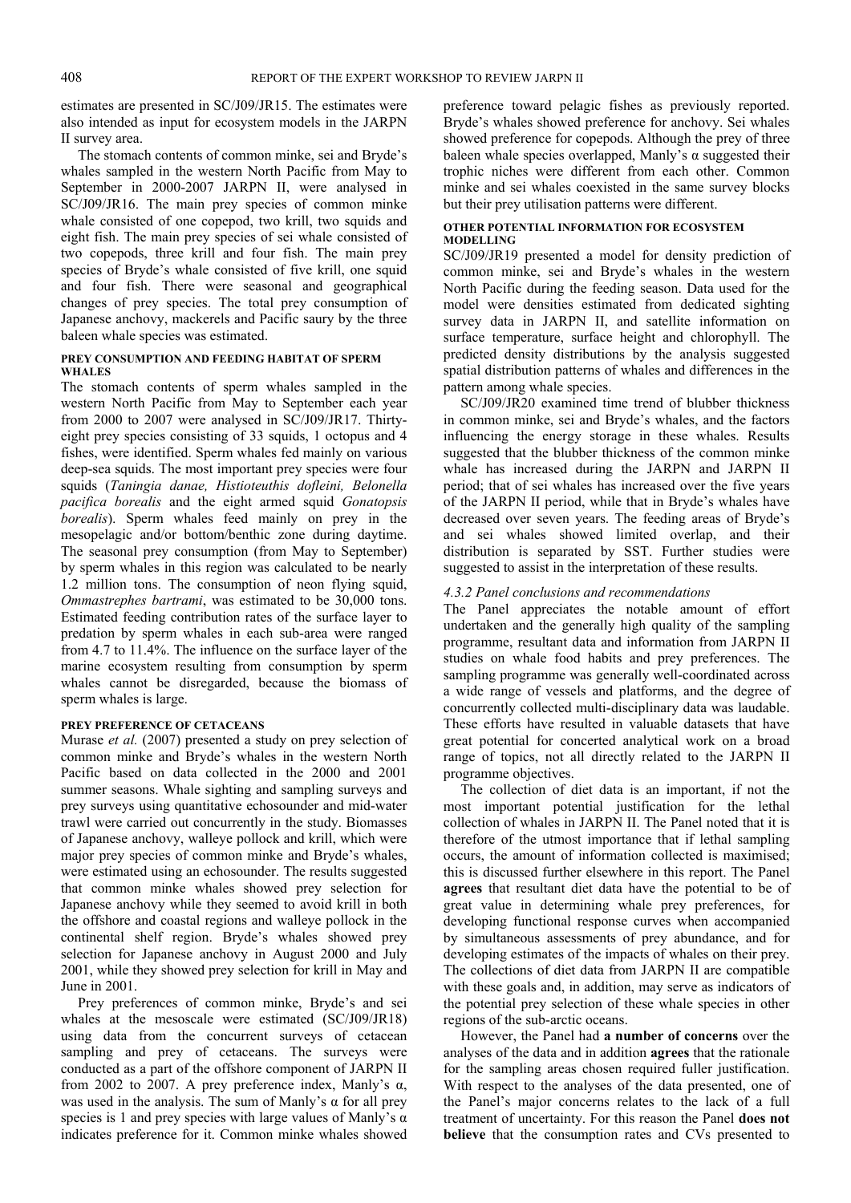estimates are presented in SC/J09/JR15. The estimates were also intended as input for ecosystem models in the JARPN II survey area.

The stomach contents of common minke, sei and Bryde's whales sampled in the western North Pacific from May to September in 2000-2007 JARPN II, were analysed in SC/J09/JR16. The main prey species of common minke whale consisted of one copepod, two krill, two squids and eight fish. The main prey species of sei whale consisted of two copepods, three krill and four fish. The main prey species of Bryde's whale consisted of five krill, one squid and four fish. There were seasonal and geographical changes of prey species. The total prey consumption of Japanese anchovy, mackerels and Pacific saury by the three baleen whale species was estimated.

#### PREY CONSUMPTION AND FEEDING HABITAT OF SPERM WHALES

The stomach contents of sperm whales sampled in the western North Pacific from May to September each year from 2000 to 2007 were analysed in SC/J09/JR17. Thirty-eight prey species consisting of 33 squids, 1 octopus and 4 fishes, were identified. Sperm whales fed mainly on various deep-sea squids. The most important prey species were four squids (*Taningia danae, Histioteuthis dofleini, Belonella pacifica borealis* and the eight armed squid *Gonatopsis borealis*). Sperm whales feed mainly on prey in the mesopelagic and/or bottom/benthic zone during daytime. The seasonal prey consumption (from May to September) by sperm whales in this region was calculated to be nearly 1.2 million tons. The consumption of neon flying squid, *Ommastrephes bartrami*, was estimated to be 30,000 tons. Estimated feeding contribution rates of the surface layer to predation by sperm whales in each sub-area were ranged from 4.7 to 11.4%. The influence on the surface layer of the marine ecosystem resulting from consumption by sperm whales cannot be disregarded, because the biomass of sperm whales is large.

#### PREY PREFERENCE OF CETACEANS

Murase *et al.* (2007) presented a study on prey selection of common minke and Bryde's whales in the western North Pacific based on data collected in the 2000 and 2001 summer seasons. Whale sighting and sampling surveys and prey surveys using quantitative echosounder and mid-water trawl were carried out concurrently in the study. Biomasses of Japanese anchovy, walleye pollock and krill, which were major prey species of common minke and Bryde's whales, were estimated using an echosounder. The results suggested that common minke whales showed prey selection for Japanese anchovy while they seemed to avoid krill in both the offshore and coastal regions and walleye pollock in the continental shelf region. Bryde's whales showed prey selection for Japanese anchovy in August 2000 and July 2001, while they showed prey selection for krill in May and June in 2001.

Prey preferences of common minke, Bryde's and sei whales at the mesoscale were estimated (SC/J09/JR18) using data from the concurrent surveys of cetacean sampling and prey of cetaceans. The surveys were conducted as a part of the offshore component of JARPN II from 2002 to 2007. A prey preference index, Manly's α, was used in the analysis. The sum of Manly's α for all prey species is 1 and prey species with large values of Manly's α indicates preference for it. Common minke whales showed preference toward pelagic fishes as previously reported. Bryde's whales showed preference for anchovy. Sei whales showed preference for copepods. Although the prey of three baleen whale species overlapped, Manly's α suggested their trophic niches were different from each other. Common minke and sei whales coexisted in the same survey blocks but their prey utilisation patterns were different.

#### OTHER POTENTIAL INFORMATION FOR ECOSYSTEM MODELLING

SC/J09/JR19 presented a model for density prediction of common minke, sei and Bryde's whales in the western North Pacific during the feeding season. Data used for the model were densities estimated from dedicated sighting survey data in JARPN II, and satellite information on surface temperature, surface height and chlorophyll. The predicted density distributions by the analysis suggested spatial distribution patterns of whales and differences in the pattern among whale species.

SC/J09/JR20 examined time trend of blubber thickness in common minke, sei and Bryde's whales, and the factors influencing the energy storage in these whales. Results suggested that the blubber thickness of the common minke whale has increased during the JARPN and JARPN II period; that of sei whales has increased over the five years of the JARPN II period, while that in Bryde's whales have decreased over seven years. The feeding areas of Bryde's and sei whales showed limited overlap, and their distribution is separated by SST. Further studies were suggested to assist in the interpretation of these results.

#### *4.3.2 Panel conclusions and recommendations*

The Panel appreciates the notable amount of effort undertaken and the generally high quality of the sampling programme, resultant data and information from JARPN II studies on whale food habits and prey preferences. The sampling programme was generally well-coordinated across a wide range of vessels and platforms, and the degree of concurrently collected multi-disciplinary data was laudable. These efforts have resulted in valuable datasets that have great potential for concerted analytical work on a broad range of topics, not all directly related to the JARPN II programme objectives.

The collection of diet data is an important, if not the most important potential justification for the lethal collection of whales in JARPN II. The Panel noted that it is therefore of the utmost importance that if lethal sampling occurs, the amount of information collected is maximised; this is discussed further elsewhere in this report. The Panel **agrees** that resultant diet data have the potential to be of great value in determining whale prey preferences, for developing functional response curves when accompanied by simultaneous assessments of prey abundance, and for developing estimates of the impacts of whales on their prey. The collections of diet data from JARPN II are compatible with these goals and, in addition, may serve as indicators of the potential prey selection of these whale species in other regions of the sub-arctic oceans.

However, the Panel had **a number of concerns** over the analyses of the data and in addition **agrees** that the rationale for the sampling areas chosen required fuller justification. With respect to the analyses of the data presented, one of the Panel's major concerns relates to the lack of a full treatment of uncertainty. For this reason the Panel **does not believe** that the consumption rates and CVs presented to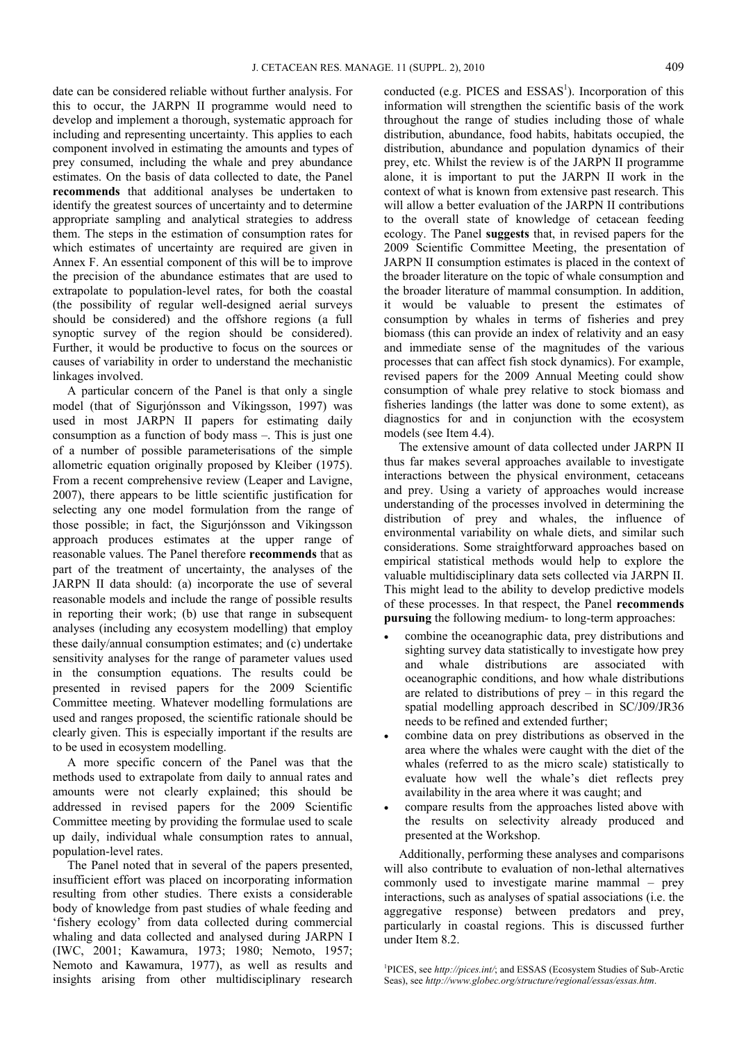date can be considered reliable without further analysis. For this to occur, the JARPN II programme would need to develop and implement a thorough, systematic approach for including and representing uncertainty. This applies to each component involved in estimating the amounts and types of prey consumed, including the whale and prey abundance estimates. On the basis of data collected to date, the Panel **recommends** that additional analyses be undertaken to identify the greatest sources of uncertainty and to determine appropriate sampling and analytical strategies to address them. The steps in the estimation of consumption rates for which estimates of uncertainty are required are given in Annex F. An essential component of this will be to improve the precision of the abundance estimates that are used to extrapolate to population-level rates, for both the coastal (the possibility of regular well-designed aerial surveys should be considered) and the offshore regions (a full synoptic survey of the region should be considered). Further, it would be productive to focus on the sources or causes of variability in order to understand the mechanistic linkages involved.

A particular concern of the Panel is that only a single model (that of Sigurjónsson and Víkingsson, 1997) was used in most JARPN II papers for estimating daily consumption as a function of body mass –. This is just one of a number of possible parameterisations of the simple allometric equation originally proposed by Kleiber (1975). From a recent comprehensive review (Leaper and Lavigne, 2007), there appears to be little scientific justification for selecting any one model formulation from the range of those possible; in fact, the Sigurjónsson and Vikingsson approach produces estimates at the upper range of reasonable values. The Panel therefore **recommends** that as part of the treatment of uncertainty, the analyses of the JARPN II data should: (a) incorporate the use of several reasonable models and include the range of possible results in reporting their work; (b) use that range in subsequent analyses (including any ecosystem modelling) that employ these daily/annual consumption estimates; and (c) undertake sensitivity analyses for the range of parameter values used in the consumption equations. The results could be presented in revised papers for the 2009 Scientific Committee meeting. Whatever modelling formulations are used and ranges proposed, the scientific rationale should be clearly given. This is especially important if the results are to be used in ecosystem modelling.

A more specific concern of the Panel was that the methods used to extrapolate from daily to annual rates and amounts were not clearly explained; this should be addressed in revised papers for the 2009 Scientific Committee meeting by providing the formulae used to scale up daily, individual whale consumption rates to annual, population-level rates.

The Panel noted that in several of the papers presented, insufficient effort was placed on incorporating information resulting from other studies. There exists a considerable body of knowledge from past studies of whale feeding and 'fishery ecology' from data collected during commercial whaling and data collected and analysed during JARPN I (IWC, 2001; Kawamura, 1973; 1980; Nemoto, 1957; Nemoto and Kawamura, 1977), as well as results and insights arising from other multidisciplinary research conducted (e.g. PICES and ESSAS[1]). Incorporation of this information will strengthen the scientific basis of the work throughout the range of studies including those of whale distribution, abundance, food habits, habitats occupied, the distribution, abundance and population dynamics of their prey, etc. Whilst the review is of the JARPN II programme alone, it is important to put the JARPN II work in the context of what is known from extensive past research. This will allow a better evaluation of the JARPN II contributions to the overall state of knowledge of cetacean feeding ecology. The Panel **suggests** that, in revised papers for the 2009 Scientific Committee Meeting, the presentation of JARPN II consumption estimates is placed in the context of the broader literature on the topic of whale consumption and the broader literature of mammal consumption. In addition, it would be valuable to present the estimates of consumption by whales in terms of fisheries and prey biomass (this can provide an index of relativity and an easy and immediate sense of the magnitudes of the various processes that can affect fish stock dynamics). For example, revised papers for the 2009 Annual Meeting could show consumption of whale prey relative to stock biomass and fisheries landings (the latter was done to some extent), as diagnostics for and in conjunction with the ecosystem models (see Item 4.4).

The extensive amount of data collected under JARPN II thus far makes several approaches available to investigate interactions between the physical environment, cetaceans and prey. Using a variety of approaches would increase understanding of the processes involved in determining the distribution of prey and whales, the influence of environmental variability on whale diets, and similar such considerations. Some straightforward approaches based on empirical statistical methods would help to explore the valuable multidisciplinary data sets collected via JARPN II. This might lead to the ability to develop predictive models of these processes. In that respect, the Panel **recommends pursuing** the following medium- to long-term approaches:

- combine the oceanographic data, prey distributions and sighting survey data statistically to investigate how prey and whale distributions are associated with oceanographic conditions, and how whale distributions are related to distributions of prey – in this regard the spatial modelling approach described in SC/J09/JR36 needs to be refined and extended further;
- combine data on prey distributions as observed in the area where the whales were caught with the diet of the whales (referred to as the micro scale) statistically to evaluate how well the whale's diet reflects prey availability in the area where it was caught; and
- compare results from the approaches listed above with the results on selectivity already produced and presented at the Workshop.

Additionally, performing these analyses and comparisons will also contribute to evaluation of non-lethal alternatives commonly used to investigate marine mammal – prey interactions, such as analyses of spatial associations (i.e. the aggregative response) between predators and prey, particularly in coastal regions. This is discussed further under Item 8.2.

[1]PICES, see *http://pices.int/*; and ESSAS (Ecosystem Studies of Sub-Arctic Seas), see *http://www.globec.org/structure/regional/essas/essas.htm*.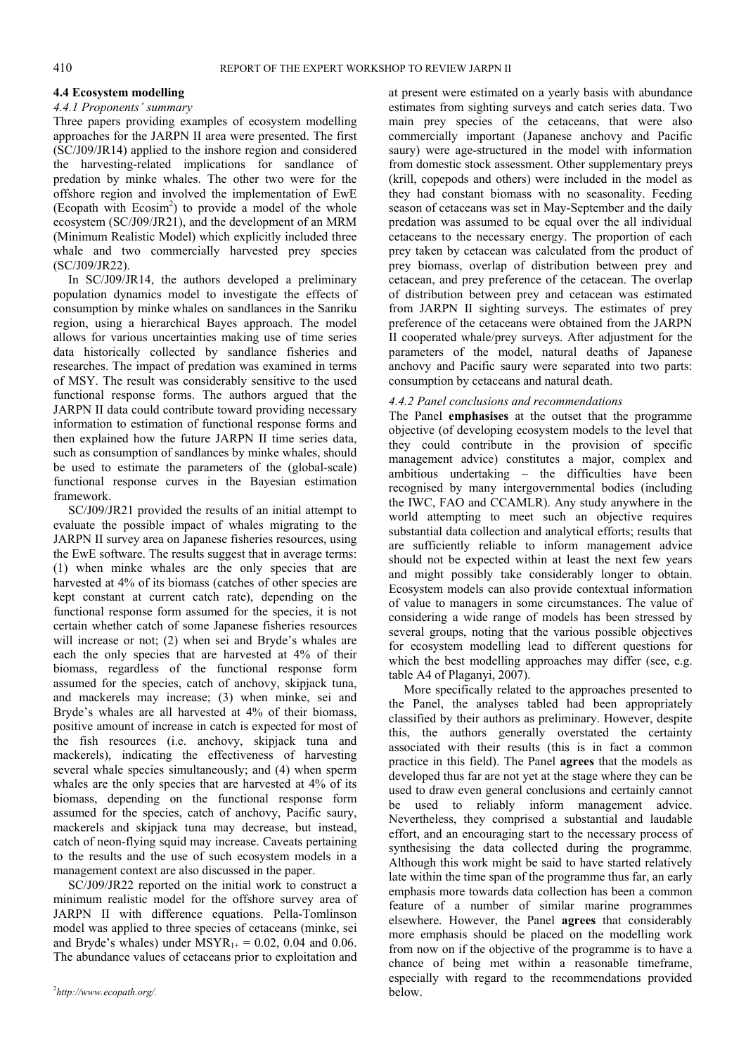### 4.4 Ecosystem modelling

#### *4.4.1 Proponents' summary*

Three papers providing examples of ecosystem modelling approaches for the JARPN II area were presented. The first (SC/J09/JR14) applied to the inshore region and considered the harvesting-related implications for sandlance of predation by minke whales. The other two were for the offshore region and involved the implementation of EwE (Ecopath with Ecosim[2]) to provide a model of the whole ecosystem (SC/J09/JR21), and the development of an MRM (Minimum Realistic Model) which explicitly included three whale and two commercially harvested prey species (SC/J09/JR22).

In SC/J09/JR14, the authors developed a preliminary population dynamics model to investigate the effects of consumption by minke whales on sandlances in the Sanriku region, using a hierarchical Bayes approach. The model allows for various uncertainties making use of time series data historically collected by sandlance fisheries and researches. The impact of predation was examined in terms of MSY. The result was considerably sensitive to the used functional response forms. The authors argued that the JARPN II data could contribute toward providing necessary information to estimation of functional response forms and then explained how the future JARPN II time series data, such as consumption of sandlances by minke whales, should be used to estimate the parameters of the (global-scale) functional response curves in the Bayesian estimation framework.

SC/J09/JR21 provided the results of an initial attempt to evaluate the possible impact of whales migrating to the JARPN II survey area on Japanese fisheries resources, using the EwE software. The results suggest that in average terms: (1) when minke whales are the only species that are harvested at 4% of its biomass (catches of other species are kept constant at current catch rate), depending on the functional response form assumed for the species, it is not certain whether catch of some Japanese fisheries resources will increase or not; (2) when sei and Bryde's whales are each the only species that are harvested at 4% of their biomass, regardless of the functional response form assumed for the species, catch of anchovy, skipjack tuna, and mackerels may increase; (3) when minke, sei and Bryde's whales are all harvested at 4% of their biomass, positive amount of increase in catch is expected for most of the fish resources (i.e. anchovy, skipjack tuna and mackerels), indicating the effectiveness of harvesting several whale species simultaneously; and (4) when sperm whales are the only species that are harvested at 4% of its biomass, depending on the functional response form assumed for the species, catch of anchovy, Pacific saury, mackerels and skipjack tuna may decrease, but instead, catch of neon-flying squid may increase. Caveats pertaining to the results and the use of such ecosystem models in a management context are also discussed in the paper.

SC/J09/JR22 reported on the initial work to construct a minimum realistic model for the offshore survey area of JARPN II with difference equations. Pella-Tomlinson model was applied to three species of cetaceans (minke, sei and Bryde's whales) under $MSYR_{1+} = 0.02$, $0.04$ and $0.06$. The abundance values of cetaceans prior to exploitation and at present were estimated on a yearly basis with abundance estimates from sighting surveys and catch series data. Two main prey species of the cetaceans, that were also commercially important (Japanese anchovy and Pacific saury) were age-structured in the model with information from domestic stock assessment. Other supplementary preys (krill, copepods and others) were included in the model as they had constant biomass with no seasonality. Feeding season of cetaceans was set in May-September and the daily predation was assumed to be equal over the all individual cetaceans to the necessary energy. The proportion of each prey taken by cetacean was calculated from the product of prey biomass, overlap of distribution between prey and cetacean, and prey preference of the cetacean. The overlap of distribution between prey and cetacean was estimated from JARPN II sighting surveys. The estimates of prey preference of the cetaceans were obtained from the JARPN II cooperated whale/prey surveys. After adjustment for the parameters of the model, natural deaths of Japanese anchovy and Pacific saury were separated into two parts: consumption by cetaceans and natural death.

#### *4.4.2 Panel conclusions and recommendations*

The Panel **emphasises** at the outset that the programme objective (of developing ecosystem models to the level that they could contribute in the provision of specific management advice) constitutes a major, complex and ambitious undertaking – the difficulties have been recognised by many intergovernmental bodies (including the IWC, FAO and CCAMLR). Any study anywhere in the world attempting to meet such an objective requires substantial data collection and analytical efforts; results that are sufficiently reliable to inform management advice should not be expected within at least the next few years and might possibly take considerably longer to obtain. Ecosystem models can also provide contextual information of value to managers in some circumstances. The value of considering a wide range of models has been stressed by several groups, noting that the various possible objectives for ecosystem modelling lead to different questions for which the best modelling approaches may differ (see, e.g. table A4 of Plaganyi, 2007).

More specifically related to the approaches presented to the Panel, the analyses tabled had been appropriately classified by their authors as preliminary. However, despite this, the authors generally overstated the certainty associated with their results (this is in fact a common practice in this field). The Panel **agrees** that the models as developed thus far are not yet at the stage where they can be used to draw even general conclusions and certainly cannot be used to reliably inform management advice. Nevertheless, they comprised a substantial and laudable effort, and an encouraging start to the necessary process of synthesising the data collected during the programme. Although this work might be said to have started relatively late within the time span of the programme thus far, an early emphasis more towards data collection has been a common feature of a number of similar marine programmes elsewhere. However, the Panel **agrees** that considerably more emphasis should be placed on the modelling work from now on if the objective of the programme is to have a chance of being met within a reasonable timeframe, especially with regard to the recommendations provided below.

[2] *http://www.ecopath.org/.*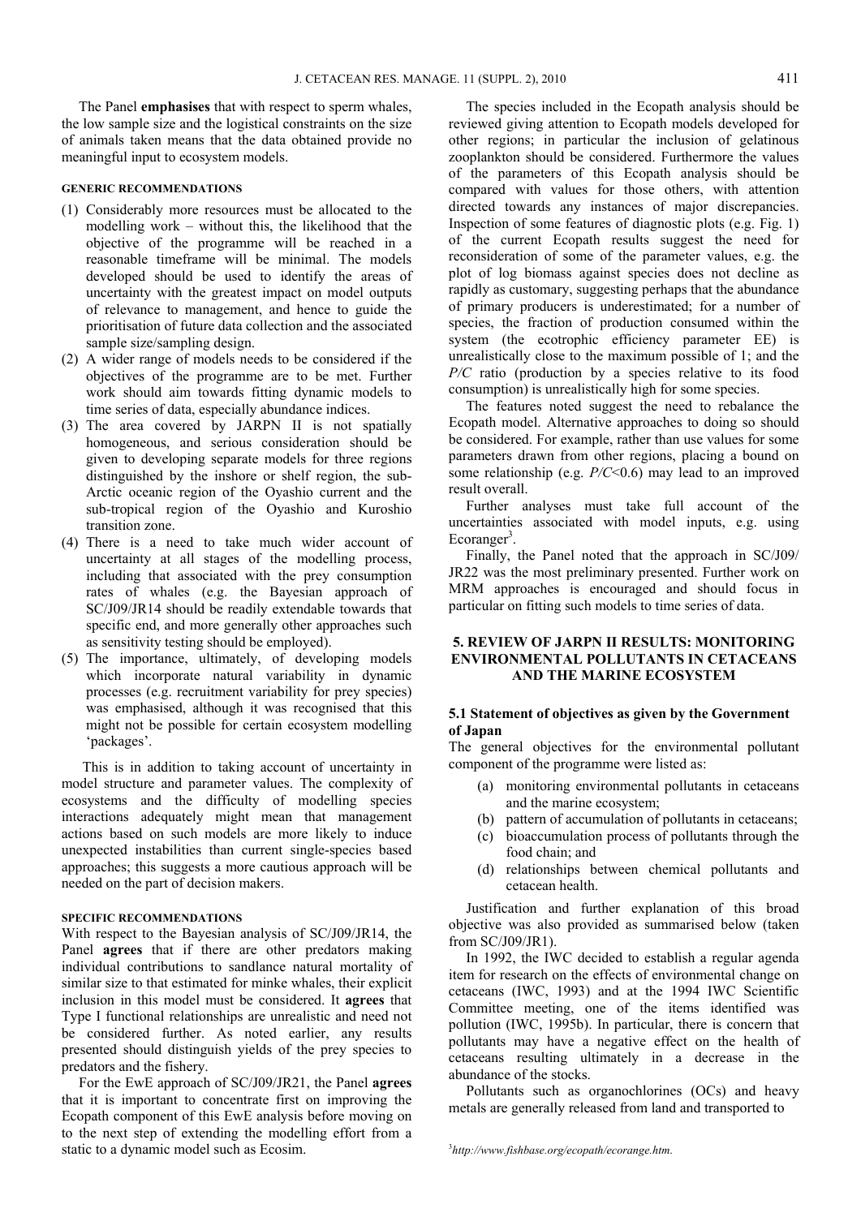The Panel **emphasises** that with respect to sperm whales, the low sample size and the logistical constraints on the size of animals taken means that the data obtained provide no meaningful input to ecosystem models.

#### GENERIC RECOMMENDATIONS

(1) Considerably more resources must be allocated to the modelling work – without this, the likelihood that the objective of the programme will be reached in a reasonable timeframe will be minimal. The models developed should be used to identify the areas of uncertainty with the greatest impact on model outputs of relevance to management, and hence to guide the prioritisation of future data collection and the associated sample size/sampling design.
(2) A wider range of models needs to be considered if the objectives of the programme are to be met. Further work should aim towards fitting dynamic models to time series of data, especially abundance indices.
(3) The area covered by JARPN II is not spatially homogeneous, and serious consideration should be given to developing separate models for three regions distinguished by the inshore or shelf region, the sub-Arctic oceanic region of the Oyashio current and the sub-tropical region of the Oyashio and Kuroshio transition zone.
(4) There is a need to take much wider account of uncertainty at all stages of the modelling process, including that associated with the prey consumption rates of whales (e.g. the Bayesian approach of SC/J09/JR14 should be readily extendable towards that specific end, and more generally other approaches such as sensitivity testing should be employed).
(5) The importance, ultimately, of developing models which incorporate natural variability in dynamic processes (e.g. recruitment variability for prey species) was emphasised, although it was recognised that this might not be possible for certain ecosystem modelling 'packages'.

This is in addition to taking account of uncertainty in model structure and parameter values. The complexity of ecosystems and the difficulty of modelling species interactions adequately might mean that management actions based on such models are more likely to induce unexpected instabilities than current single-species based approaches; this suggests a more cautious approach will be needed on the part of decision makers.

#### SPECIFIC RECOMMENDATIONS

With respect to the Bayesian analysis of SC/J09/JR14, the Panel **agrees** that if there are other predators making individual contributions to sandlance natural mortality of similar size to that estimated for minke whales, their explicit inclusion in this model must be considered. It **agrees** that Type I functional relationships are unrealistic and need not be considered further. As noted earlier, any results presented should distinguish yields of the prey species to predators and the fishery.

For the EwE approach of SC/J09/JR21, the Panel **agrees** that it is important to concentrate first on improving the Ecopath component of this EwE analysis before moving on to the next step of extending the modelling effort from a static to a dynamic model such as Ecosim.

The species included in the Ecopath analysis should be reviewed giving attention to Ecopath models developed for other regions; in particular the inclusion of gelatinous zooplankton should be considered. Furthermore the values of the parameters of this Ecopath analysis should be compared with values for those others, with attention directed towards any instances of major discrepancies. Inspection of some features of diagnostic plots (e.g. Fig. 1) of the current Ecopath results suggest the need for reconsideration of some of the parameter values, e.g. the plot of log biomass against species does not decline as rapidly as customary, suggesting perhaps that the abundance of primary producers is underestimated; for a number of species, the fraction of production consumed within the system (the ecotrophic efficiency parameter EE) is unrealistically close to the maximum possible of 1; and the *P/C* ratio (production by a species relative to its food consumption) is unrealistically high for some species.

The features noted suggest the need to rebalance the Ecopath model. Alternative approaches to doing so should be considered. For example, rather than use values for some parameters drawn from other regions, placing a bound on some relationship (e.g. $P/C<0.6$) may lead to an improved result overall.

Further analyses must take full account of the uncertainties associated with model inputs, e.g. using Ecoranger[3].

Finally, the Panel noted that the approach in SC/J09/JR22 was the most preliminary presented. Further work on MRM approaches is encouraged and should focus in particular on fitting such models to time series of data.

## 5. REVIEW OF JARPN II RESULTS: MONITORING ENVIRONMENTAL POLLUTANTS IN CETACEANS AND THE MARINE ECOSYSTEM

### 5.1 Statement of objectives as given by the Government of Japan

The general objectives for the environmental pollutant component of the programme were listed as:

(a) monitoring environmental pollutants in cetaceans and the marine ecosystem;
(b) pattern of accumulation of pollutants in cetaceans;
(c) bioaccumulation process of pollutants through the food chain; and
(d) relationships between chemical pollutants and cetacean health.

Justification and further explanation of this broad objective was also provided as summarised below (taken from SC/J09/JR1).

In 1992, the IWC decided to establish a regular agenda item for research on the effects of environmental change on cetaceans (IWC, 1993) and at the 1994 IWC Scientific Committee meeting, one of the items identified was pollution (IWC, 1995b). In particular, there is concern that pollutants may have a negative effect on the health of cetaceans resulting ultimately in a decrease in the abundance of the stocks.

Pollutants such as organochlorines (OCs) and heavy metals are generally released from land and transported to

[3] *http://www.fishbase.org/ecopath/ecorange.htm.*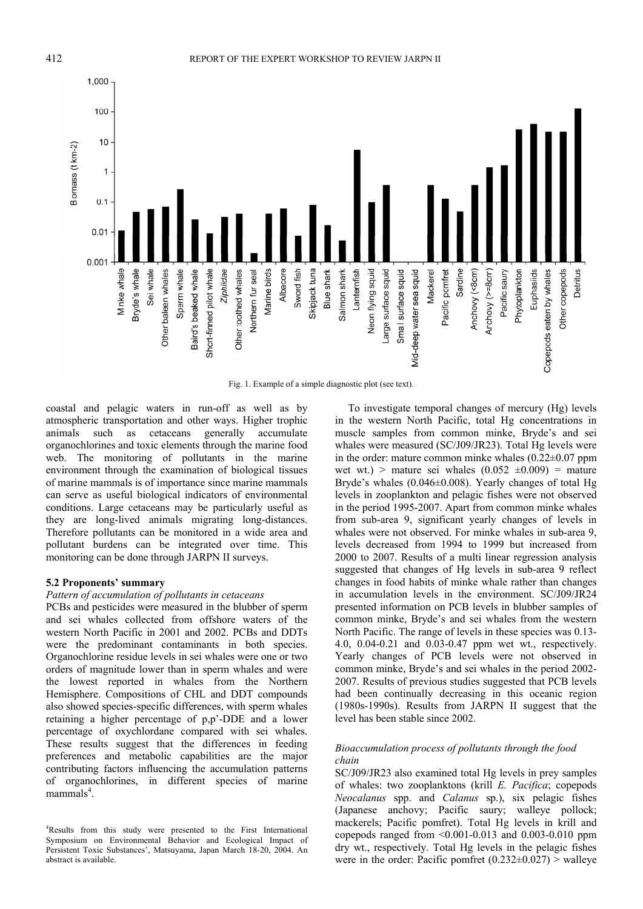Fig. 1. Example of a simple diagnostic plot (see text).

coastal and pelagic waters in run-off as well as by atmospheric transportation and other ways. Higher trophic animals such as cetaceans generally accumulate organochlorines and toxic elements through the marine food web. The monitoring of pollutants in the marine environment through the examination of biological tissues of marine mammals is of importance since marine mammals can serve as useful biological indicators of environmental conditions. Large cetaceans may be particularly useful as they are long-lived animals migrating long-distances. Therefore pollutants can be monitored in a wide area and pollutant burdens can be integrated over time. This monitoring can be done through JARPN II surveys.

### 5.2 Proponents' summary

*Pattern of accumulation of pollutants in cetaceans*

PCBs and pesticides were measured in the blubber of sperm and sei whales collected from offshore waters of the western North Pacific in 2001 and 2002. PCBs and DDTs were the predominant contaminants in both species. Organochlorine residue levels in sei whales were one or two orders of magnitude lower than in sperm whales and were the lowest reported in whales from the Northern Hemisphere. Compositions of CHL and DDT compounds also showed species-specific differences, with sperm whales retaining a higher percentage of p,p'-DDE and a lower percentage of oxychlordane compared with sei whales. These results suggest that the differences in feeding preferences and metabolic capabilities are the major contributing factors influencing the accumulation patterns of organochlorines, in different species of marine mammals[4].

To investigate temporal changes of mercury (Hg) levels in the western North Pacific, total Hg concentrations in muscle samples from common minke, Bryde's and sei whales were measured (SC/J09/JR23). Total Hg levels were in the order: mature common minke whales (0.22±0.07 ppm wet wt.) > mature sei whales (0.052 ±0.009) = mature Bryde's whales (0.046±0.008). Yearly changes of total Hg levels in zooplankton and pelagic fishes were not observed in the period 1995-2007. Apart from common minke whales from sub-area 9, significant yearly changes of levels in whales were not observed. For minke whales in sub-area 9, levels decreased from 1994 to 1999 but increased from 2000 to 2007. Results of a multi linear regression analysis suggested that changes of Hg levels in sub-area 9 reflect changes in food habits of minke whale rather than changes in accumulation levels in the environment. SC/J09/JR24 presented information on PCB levels in blubber samples of common minke, Bryde's and sei whales from the western North Pacific. The range of levels in these species was 0.13-4.0, 0.04-0.21 and 0.03-0.47 ppm wet wt., respectively. Yearly changes of PCB levels were not observed in common minke, Bryde's and sei whales in the period 2002-2007. Results of previous studies suggested that PCB levels had been continually decreasing in this oceanic region (1980s-1990s). Results from JARPN II suggest that the level has been stable since 2002.

*Bioaccumulation process of pollutants through the food chain*

SC/J09/JR23 also examined total Hg levels in prey samples of whales: two zooplanktons (krill *E. Pacifica*; copepods *Neocalanus* spp. and *Calanus* sp.), six pelagic fishes (Japanese anchovy; Pacific saury; walleye pollock; mackerels; Pacific pomfret). Total Hg levels in krill and copepods ranged from <0.001-0.013 and 0.003-0.010 ppm dry wt., respectively. Total Hg levels in the pelagic fishes were in the order: Pacific pomfret (0.232±0.027) > walleye

[4]Results from this study were presented to the First International Symposium on Environmental Behavior and Ecological Impact of Persistent Toxic Substances', Matsuyama, Japan March 18-20, 2004. An abstract is available.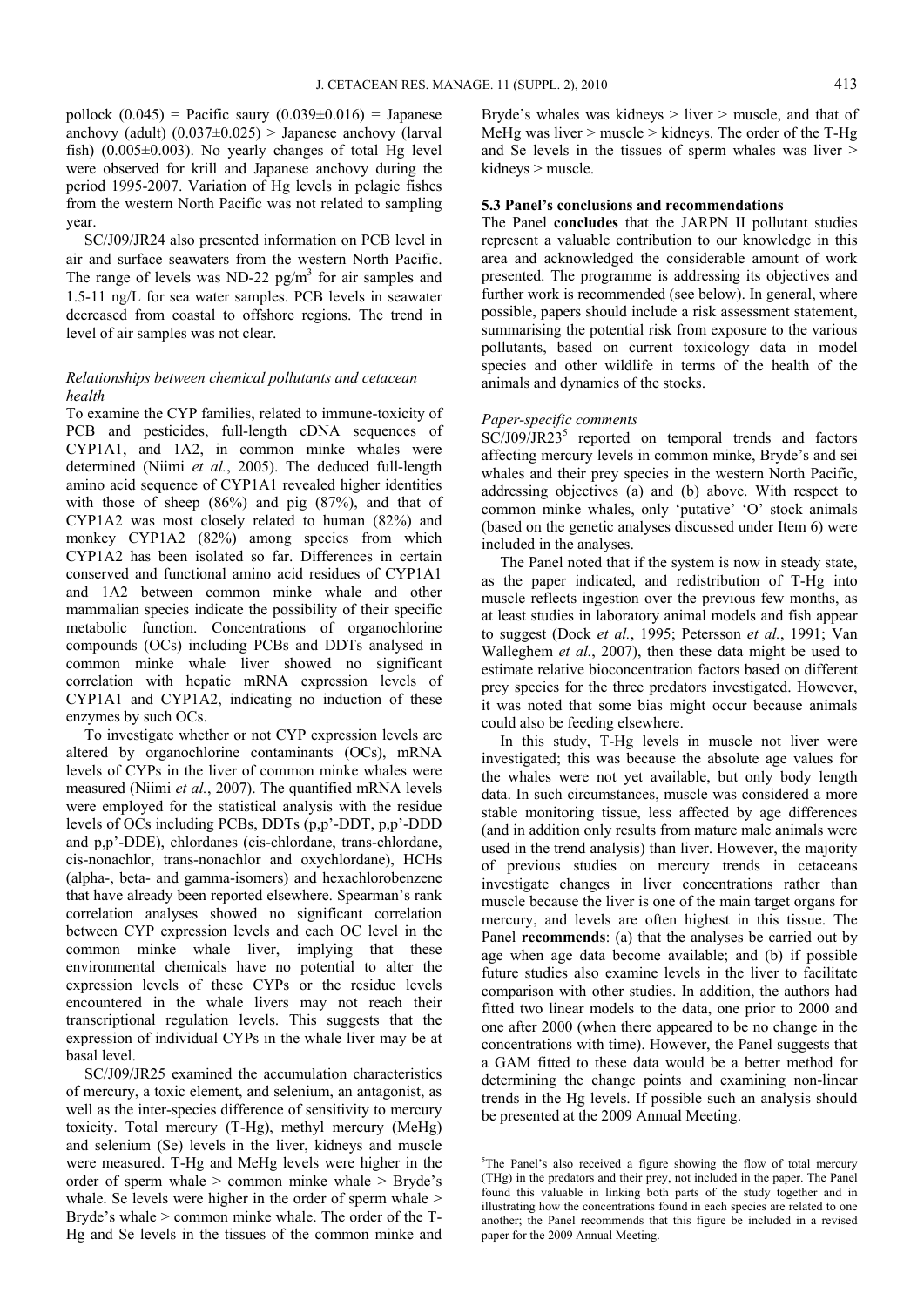pollock (0.045) = Pacific saury (0.039±0.016) = Japanese anchovy (adult) (0.037±0.025) > Japanese anchovy (larval fish) (0.005±0.003). No yearly changes of total Hg level were observed for krill and Japanese anchovy during the period 1995-2007. Variation of Hg levels in pelagic fishes from the western North Pacific was not related to sampling year.

SC/J09/JR24 also presented information on PCB level in air and surface seawaters from the western North Pacific. The range of levels was ND-22 pg/m$^3$ for air samples and 1.5-11 ng/L for sea water samples. PCB levels in seawater decreased from coastal to offshore regions. The trend in level of air samples was not clear.

*Relationships between chemical pollutants and cetacean health*

To examine the CYP families, related to immune-toxicity of PCB and pesticides, full-length cDNA sequences of CYP1A1, and 1A2, in common minke whales were determined (Niimi *et al.*, 2005). The deduced full-length amino acid sequence of CYP1A1 revealed higher identities with those of sheep (86%) and pig (87%), and that of CYP1A2 was most closely related to human (82%) and monkey CYP1A2 (82%) among species from which CYP1A2 has been isolated so far. Differences in certain conserved and functional amino acid residues of CYP1A1 and 1A2 between common minke whale and other mammalian species indicate the possibility of their specific metabolic function. Concentrations of organochlorine compounds (OCs) including PCBs and DDTs analysed in common minke whale liver showed no significant correlation with hepatic mRNA expression levels of CYP1A1 and CYP1A2, indicating no induction of these enzymes by such OCs.

To investigate whether or not CYP expression levels are altered by organochlorine contaminants (OCs), mRNA levels of CYPs in the liver of common minke whales were measured (Niimi *et al.*, 2007). The quantified mRNA levels were employed for the statistical analysis with the residue levels of OCs including PCBs, DDTs (p,p'-DDT, p,p'-DDD and p,p'-DDE), chlordanes (cis-chlordane, trans-chlordane, cis-nonachlor, trans-nonachlor and oxychlordane), HCHs (alpha-, beta- and gamma-isomers) and hexachlorobenzene that have already been reported elsewhere. Spearman's rank correlation analyses showed no significant correlation between CYP expression levels and each OC level in the common minke whale liver, implying that these environmental chemicals have no potential to alter the expression levels of these CYPs or the residue levels encountered in the whale livers may not reach their transcriptional regulation levels. This suggests that the expression of individual CYPs in the whale liver may be at basal level.

SC/J09/JR25 examined the accumulation characteristics of mercury, a toxic element, and selenium, an antagonist, as well as the inter-species difference of sensitivity to mercury toxicity. Total mercury (T-Hg), methyl mercury (MeHg) and selenium (Se) levels in the liver, kidneys and muscle were measured. T-Hg and MeHg levels were higher in the order of sperm whale > common minke whale > Bryde's whale. Se levels were higher in the order of sperm whale > Bryde's whale > common minke whale. The order of the T-Hg and Se levels in the tissues of the common minke and Bryde's whales was kidneys > liver > muscle, and that of MeHg was liver > muscle > kidneys. The order of the T-Hg and Se levels in the tissues of sperm whales was liver > kidneys > muscle.

### 5.3 Panel's conclusions and recommendations

The Panel **concludes** that the JARPN II pollutant studies represent a valuable contribution to our knowledge in this area and acknowledged the considerable amount of work presented. The programme is addressing its objectives and further work is recommended (see below). In general, where possible, papers should include a risk assessment statement, summarising the potential risk from exposure to the various pollutants, based on current toxicology data in model species and other wildlife in terms of the health of the animals and dynamics of the stocks.

*Paper-specific comments*

SC/J09/JR23[5] reported on temporal trends and factors affecting mercury levels in common minke, Bryde's and sei whales and their prey species in the western North Pacific, addressing objectives (a) and (b) above. With respect to common minke whales, only 'putative' 'O' stock animals (based on the genetic analyses discussed under Item 6) were included in the analyses.

The Panel noted that if the system is now in steady state, as the paper indicated, and redistribution of T-Hg into muscle reflects ingestion over the previous few months, as at least studies in laboratory animal models and fish appear to suggest (Dock *et al.*, 1995; Petersson *et al.*, 1991; Van Walleghem *et al.*, 2007), then these data might be used to estimate relative bioconcentration factors based on different prey species for the three predators investigated. However, it was noted that some bias might occur because animals could also be feeding elsewhere.

In this study, T-Hg levels in muscle not liver were investigated; this was because the absolute age values for the whales were not yet available, but only body length data. In such circumstances, muscle was considered a more stable monitoring tissue, less affected by age differences (and in addition only results from mature male animals were used in the trend analysis) than liver. However, the majority of previous studies on mercury trends in cetaceans investigate changes in liver concentrations rather than muscle because the liver is one of the main target organs for mercury, and levels are often highest in this tissue. The Panel **recommends**: (a) that the analyses be carried out by age when age data become available; and (b) if possible future studies also examine levels in the liver to facilitate comparison with other studies. In addition, the authors had fitted two linear models to the data, one prior to 2000 and one after 2000 (when there appeared to be no change in the concentrations with time). However, the Panel suggests that a GAM fitted to these data would be a better method for determining the change points and examining non-linear trends in the Hg levels. If possible such an analysis should be presented at the 2009 Annual Meeting.

[5]The Panel's also received a figure showing the flow of total mercury (THg) in the predators and their prey, not included in the paper. The Panel found this valuable in linking both parts of the study together and in illustrating how the concentrations found in each species are related to one another; the Panel recommends that this figure be included in a revised paper for the 2009 Annual Meeting.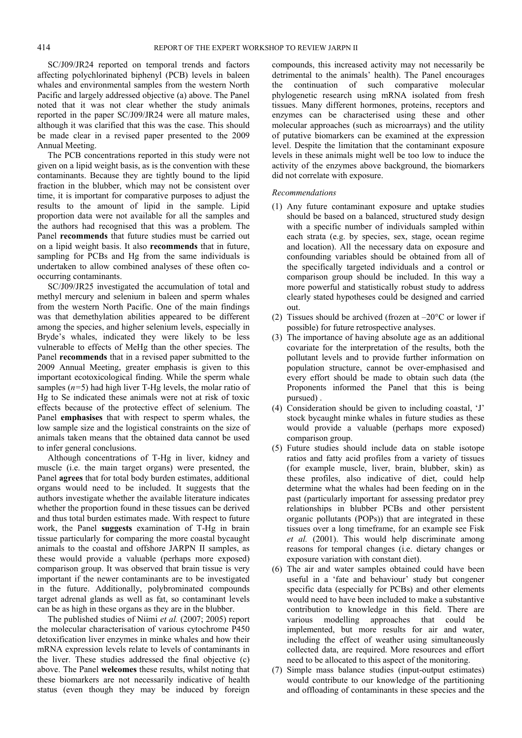SC/J09/JR24 reported on temporal trends and factors affecting polychlorinated biphenyl (PCB) levels in baleen whales and environmental samples from the western North Pacific and largely addressed objective (a) above. The Panel noted that it was not clear whether the study animals reported in the paper SC/J09/JR24 were all mature males, although it was clarified that this was the case. This should be made clear in a revised paper presented to the 2009 Annual Meeting.

The PCB concentrations reported in this study were not given on a lipid weight basis, as is the convention with these contaminants. Because they are tightly bound to the lipid fraction in the blubber, which may not be consistent over time, it is important for comparative purposes to adjust the results to the amount of lipid in the sample. Lipid proportion data were not available for all the samples and the authors had recognised that this was a problem. The Panel **recommends** that future studies must be carried out on a lipid weight basis. It also **recommends** that in future, sampling for PCBs and Hg from the same individuals is undertaken to allow combined analyses of these often co-occurring contaminants.

SC/J09/JR25 investigated the accumulation of total and methyl mercury and selenium in baleen and sperm whales from the western North Pacific. One of the main findings was that demethylation abilities appeared to be different among the species, and higher selenium levels, especially in Bryde's whales, indicated they were likely to be less vulnerable to effects of MeHg than the other species. The Panel **recommends** that in a revised paper submitted to the 2009 Annual Meeting, greater emphasis is given to this important ecotoxicological finding. While the sperm whale samples ($n$=5) had high liver T-Hg levels, the molar ratio of Hg to Se indicated these animals were not at risk of toxic effects because of the protective effect of selenium. The Panel **emphasises** that with respect to sperm whales, the low sample size and the logistical constraints on the size of animals taken means that the obtained data cannot be used to infer general conclusions.

Although concentrations of T-Hg in liver, kidney and muscle (i.e. the main target organs) were presented, the Panel **agrees** that for total body burden estimates, additional organs would need to be included. It suggests that the authors investigate whether the available literature indicates whether the proportion found in these tissues can be derived and thus total burden estimates made. With respect to future work, the Panel **suggests** examination of T-Hg in brain tissue particularly for comparing the more coastal bycaught animals to the coastal and offshore JARPN II samples, as these would provide a valuable (perhaps more exposed) comparison group. It was observed that brain tissue is very important if the newer contaminants are to be investigated in the future. Additionally, polybrominated compounds target adrenal glands as well as fat, so contaminant levels can be as high in these organs as they are in the blubber.

The published studies of Niimi *et al.* (2007; 2005) report the molecular characterisation of various cytochrome P450 detoxification liver enzymes in minke whales and how their mRNA expression levels relate to levels of contaminants in the liver. These studies addressed the final objective (c) above. The Panel **welcomes** these results, whilst noting that these biomarkers are not necessarily indicative of health status (even though they may be induced by foreign compounds, this increased activity may not necessarily be detrimental to the animals' health). The Panel encourages the continuation of such comparative molecular phylogenetic research using mRNA isolated from fresh tissues. Many different hormones, proteins, receptors and enzymes can be characterised using these and other molecular approaches (such as microarrays) and the utility of putative biomarkers can be examined at the expression level. Despite the limitation that the contaminant exposure levels in these animals might well be too low to induce the activity of the enzymes above background, the biomarkers did not correlate with exposure.

*Recommendations*

1. Any future contaminant exposure and uptake studies should be based on a balanced, structured study design with a specific number of individuals sampled within each strata (e.g. by species, sex, stage, ocean regime and location). All the necessary data on exposure and confounding variables should be obtained from all of the specifically targeted individuals and a control or comparison group should be included. In this way a more powerful and statistically robust study to address clearly stated hypotheses could be designed and carried out.
2. Tissues should be archived (frozen at –20°C or lower if possible) for future retrospective analyses.
3. The importance of having absolute age as an additional covariate for the interpretation of the results, both the pollutant levels and to provide further information on population structure, cannot be over-emphasised and every effort should be made to obtain such data (the Proponents informed the Panel that this is being pursued) .
4. Consideration should be given to including coastal, 'J' stock bycaught minke whales in future studies as these would provide a valuable (perhaps more exposed) comparison group.
5. Future studies should include data on stable isotope ratios and fatty acid profiles from a variety of tissues (for example muscle, liver, brain, blubber, skin) as these profiles, also indicative of diet, could help determine what the whales had been feeding on in the past (particularly important for assessing predator prey relationships in blubber PCBs and other persistent organic pollutants (POPs)) that are integrated in these tissues over a long timeframe, for an example see Fisk *et al.* (2001). This would help discriminate among reasons for temporal changes (i.e. dietary changes or exposure variation with constant diet).
6. The air and water samples obtained could have been useful in a 'fate and behaviour' study but congener specific data (especially for PCBs) and other elements would need to have been included to make a substantive contribution to knowledge in this field. There are various modelling approaches that could be implemented, but more results for air and water, including the effect of weather using simultaneously collected data, are required. More resources and effort need to be allocated to this aspect of the monitoring.
7. Simple mass balance studies (input-output estimates) would contribute to our knowledge of the partitioning and offloading of contaminants in these species and the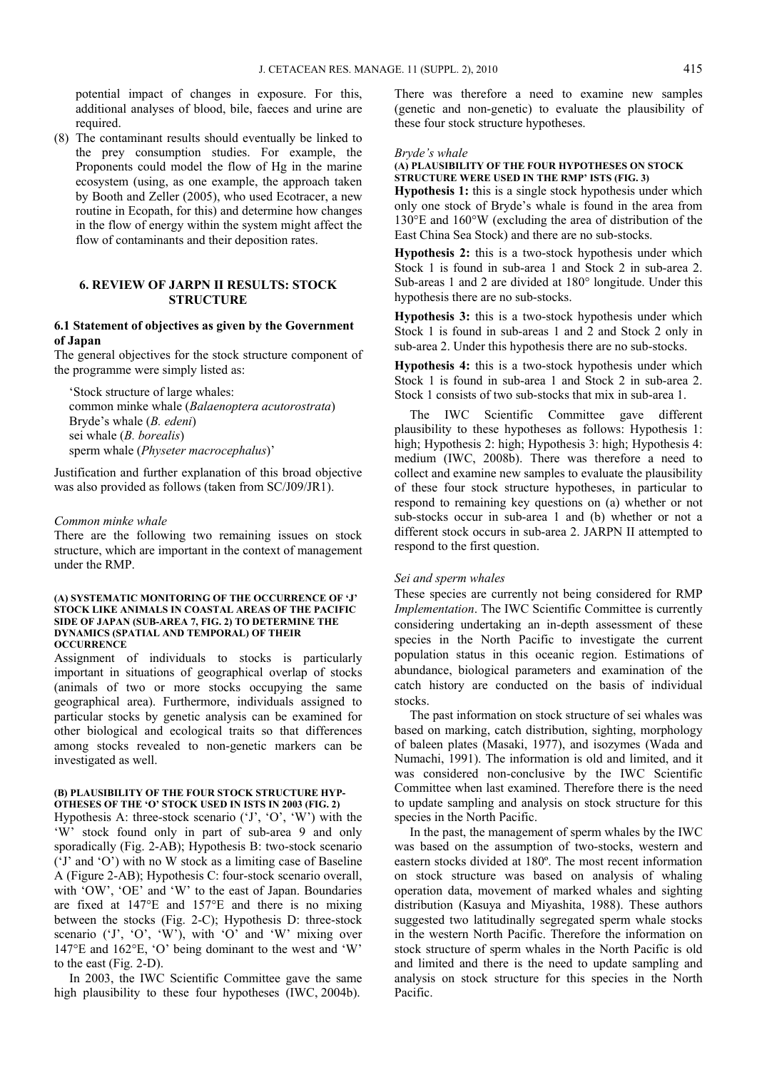potential impact of changes in exposure. For this, additional analyses of blood, bile, faeces and urine are required.

(8) The contaminant results should eventually be linked to the prey consumption studies. For example, the Proponents could model the flow of Hg in the marine ecosystem (using, as one example, the approach taken by Booth and Zeller (2005), who used Ecotracer, a new routine in Ecopath, for this) and determine how changes in the flow of energy within the system might affect the flow of contaminants and their deposition rates.

## 6. REVIEW OF JARPN II RESULTS: STOCK STRUCTURE

### 6.1 Statement of objectives as given by the Government of Japan

The general objectives for the stock structure component of the programme were simply listed as:

> 'Stock structure of large whales:
> common minke whale (*Balaenoptera acutorostrata*)
> Bryde's whale (*B. edeni*)
> sei whale (*B. borealis*)
> sperm whale (*Physeter macrocephalus*)'

Justification and further explanation of this broad objective was also provided as follows (taken from SC/J09/JR1).

*Common minke whale*

There are the following two remaining issues on stock structure, which are important in the context of management under the RMP.

**(A) SYSTEMATIC MONITORING OF THE OCCURRENCE OF 'J' STOCK LIKE ANIMALS IN COASTAL AREAS OF THE PACIFIC SIDE OF JAPAN (SUB-AREA 7, FIG. 2) TO DETERMINE THE DYNAMICS (SPATIAL AND TEMPORAL) OF THEIR OCCURRENCE**

Assignment of individuals to stocks is particularly important in situations of geographical overlap of stocks (animals of two or more stocks occupying the same geographical area). Furthermore, individuals assigned to particular stocks by genetic analysis can be examined for other biological and ecological traits so that differences among stocks revealed to non-genetic markers can be investigated as well.

**(B) PLAUSIBILITY OF THE FOUR STOCK STRUCTURE HYPOTHESES OF THE 'O' STOCK USED IN ISTS IN 2003 (FIG. 2)**

Hypothesis A: three-stock scenario ('J', 'O', 'W') with the 'W' stock found only in part of sub-area 9 and only sporadically (Fig. 2-AB); Hypothesis B: two-stock scenario ('J' and 'O') with no W stock as a limiting case of Baseline A (Figure 2-AB); Hypothesis C: four-stock scenario overall, with 'OW', 'OE' and 'W' to the east of Japan. Boundaries are fixed at 147°E and 157°E and there is no mixing between the stocks (Fig. 2-C); Hypothesis D: three-stock scenario ('J', 'O', 'W'), with 'O' and 'W' mixing over 147°E and 162°E, 'O' being dominant to the west and 'W' to the east (Fig. 2-D).

In 2003, the IWC Scientific Committee gave the same high plausibility to these four hypotheses (IWC, 2004b). There was therefore a need to examine new samples (genetic and non-genetic) to evaluate the plausibility of these four stock structure hypotheses.

*Bryde's whale*

**(A) PLAUSIBILITY OF THE FOUR HYPOTHESES ON STOCK STRUCTURE WERE USED IN THE RMP' ISTS (FIG. 3)**

**Hypothesis 1:** this is a single stock hypothesis under which only one stock of Bryde's whale is found in the area from 130°E and 160°W (excluding the area of distribution of the East China Sea Stock) and there are no sub-stocks.

**Hypothesis 2:** this is a two-stock hypothesis under which Stock 1 is found in sub-area 1 and Stock 2 in sub-area 2. Sub-areas 1 and 2 are divided at 180° longitude. Under this hypothesis there are no sub-stocks.

**Hypothesis 3:** this is a two-stock hypothesis under which Stock 1 is found in sub-areas 1 and 2 and Stock 2 only in sub-area 2. Under this hypothesis there are no sub-stocks.

**Hypothesis 4:** this is a two-stock hypothesis under which Stock 1 is found in sub-area 1 and Stock 2 in sub-area 2. Stock 1 consists of two sub-stocks that mix in sub-area 1.

The IWC Scientific Committee gave different plausibility to these hypotheses as follows: Hypothesis 1: high; Hypothesis 2: high; Hypothesis 3: high; Hypothesis 4: medium (IWC, 2008b). There was therefore a need to collect and examine new samples to evaluate the plausibility of these four stock structure hypotheses, in particular to respond to remaining key questions on (a) whether or not sub-stocks occur in sub-area 1 and (b) whether or not a different stock occurs in sub-area 2. JARPN II attempted to respond to the first question.

*Sei and sperm whales*

These species are currently not being considered for RMP *Implementation*. The IWC Scientific Committee is currently considering undertaking an in-depth assessment of these species in the North Pacific to investigate the current population status in this oceanic region. Estimations of abundance, biological parameters and examination of the catch history are conducted on the basis of individual stocks.

The past information on stock structure of sei whales was based on marking, catch distribution, sighting, morphology of baleen plates (Masaki, 1977), and isozymes (Wada and Numachi, 1991). The information is old and limited, and it was considered non-conclusive by the IWC Scientific Committee when last examined. Therefore there is the need to update sampling and analysis on stock structure for this species in the North Pacific.

In the past, the management of sperm whales by the IWC was based on the assumption of two-stocks, western and eastern stocks divided at 180º. The most recent information on stock structure was based on analysis of whaling operation data, movement of marked whales and sighting distribution (Kasuya and Miyashita, 1988). These authors suggested two latitudinally segregated sperm whale stocks in the western North Pacific. Therefore the information on stock structure of sperm whales in the North Pacific is old and limited and there is the need to update sampling and analysis on stock structure for this species in the North Pacific.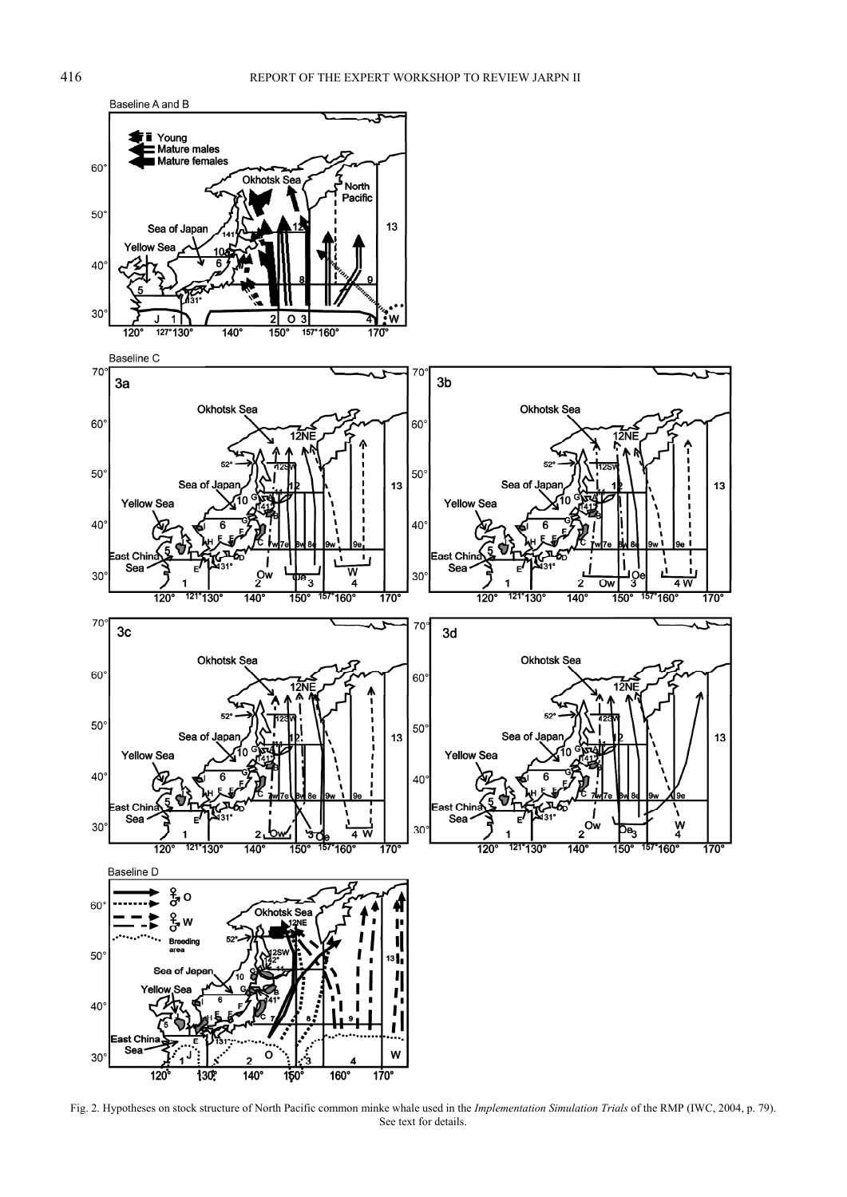Fig. 2. Hypotheses on stock structure of North Pacific common minke whale used in the *Implementation Simulation Trials* of the RMP (IWC, 2004, p. 79). See text for details.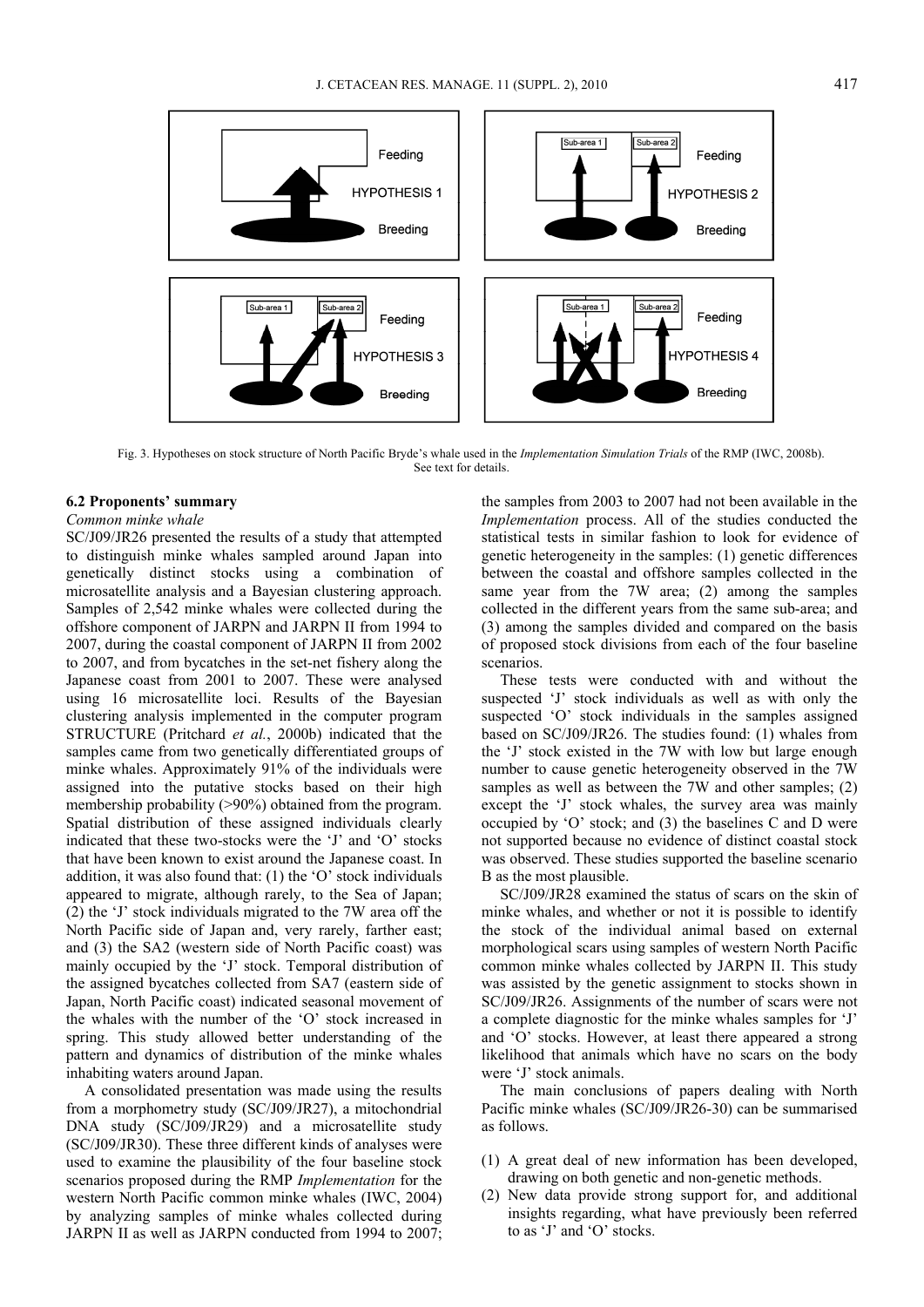Fig. 3. Hypotheses on stock structure of North Pacific Bryde's whale used in the *Implementation Simulation Trials* of the RMP (IWC, 2008b). See text for details.

### 6.2 Proponents' summary

*Common minke whale*

SC/J09/JR26 presented the results of a study that attempted to distinguish minke whales sampled around Japan into genetically distinct stocks using a combination of microsatellite analysis and a Bayesian clustering approach. Samples of 2,542 minke whales were collected during the offshore component of JARPN and JARPN II from 1994 to 2007, during the coastal component of JARPN II from 2002 to 2007, and from bycatches in the set-net fishery along the Japanese coast from 2001 to 2007. These were analysed using 16 microsatellite loci. Results of the Bayesian clustering analysis implemented in the computer program STRUCTURE (Pritchard *et al.*, 2000b) indicated that the samples came from two genetically differentiated groups of minke whales. Approximately 91% of the individuals were assigned into the putative stocks based on their high membership probability (>90%) obtained from the program. Spatial distribution of these assigned individuals clearly indicated that these two-stocks were the 'J' and 'O' stocks that have been known to exist around the Japanese coast. In addition, it was also found that: (1) the 'O' stock individuals appeared to migrate, although rarely, to the Sea of Japan; (2) the 'J' stock individuals migrated to the 7W area off the North Pacific side of Japan and, very rarely, farther east; and (3) the SA2 (western side of North Pacific coast) was mainly occupied by the 'J' stock. Temporal distribution of the assigned bycatches collected from SA7 (eastern side of Japan, North Pacific coast) indicated seasonal movement of the whales with the number of the 'O' stock increased in spring. This study allowed better understanding of the pattern and dynamics of distribution of the minke whales inhabiting waters around Japan.

A consolidated presentation was made using the results from a morphometry study (SC/J09/JR27), a mitochondrial DNA study (SC/J09/JR29) and a microsatellite study (SC/J09/JR30). These three different kinds of analyses were used to examine the plausibility of the four baseline stock scenarios proposed during the RMP *Implementation* for the western North Pacific common minke whales (IWC, 2004) by analyzing samples of minke whales collected during JARPN II as well as JARPN conducted from 1994 to 2007; the samples from 2003 to 2007 had not been available in the *Implementation* process. All of the studies conducted the statistical tests in similar fashion to look for evidence of genetic heterogeneity in the samples: (1) genetic differences between the coastal and offshore samples collected in the same year from the 7W area; (2) among the samples collected in the different years from the same sub-area; and (3) among the samples divided and compared on the basis of proposed stock divisions from each of the four baseline scenarios.

These tests were conducted with and without the suspected 'J' stock individuals as well as with only the suspected 'O' stock individuals in the samples assigned based on SC/J09/JR26. The studies found: (1) whales from the 'J' stock existed in the 7W with low but large enough number to cause genetic heterogeneity observed in the 7W samples as well as between the 7W and other samples; (2) except the 'J' stock whales, the survey area was mainly occupied by 'O' stock; and (3) the baselines C and D were not supported because no evidence of distinct coastal stock was observed. These studies supported the baseline scenario B as the most plausible.

SC/J09/JR28 examined the status of scars on the skin of minke whales, and whether or not it is possible to identify the stock of the individual animal based on external morphological scars using samples of western North Pacific common minke whales collected by JARPN II. This study was assisted by the genetic assignment to stocks shown in SC/J09/JR26. Assignments of the number of scars were not a complete diagnostic for the minke whales samples for 'J' and 'O' stocks. However, at least there appeared a strong likelihood that animals which have no scars on the body were 'J' stock animals.

The main conclusions of papers dealing with North Pacific minke whales (SC/J09/JR26-30) can be summarised as follows.

(1) A great deal of new information has been developed, drawing on both genetic and non-genetic methods.
(2) New data provide strong support for, and additional insights regarding, what have previously been referred to as 'J' and 'O' stocks.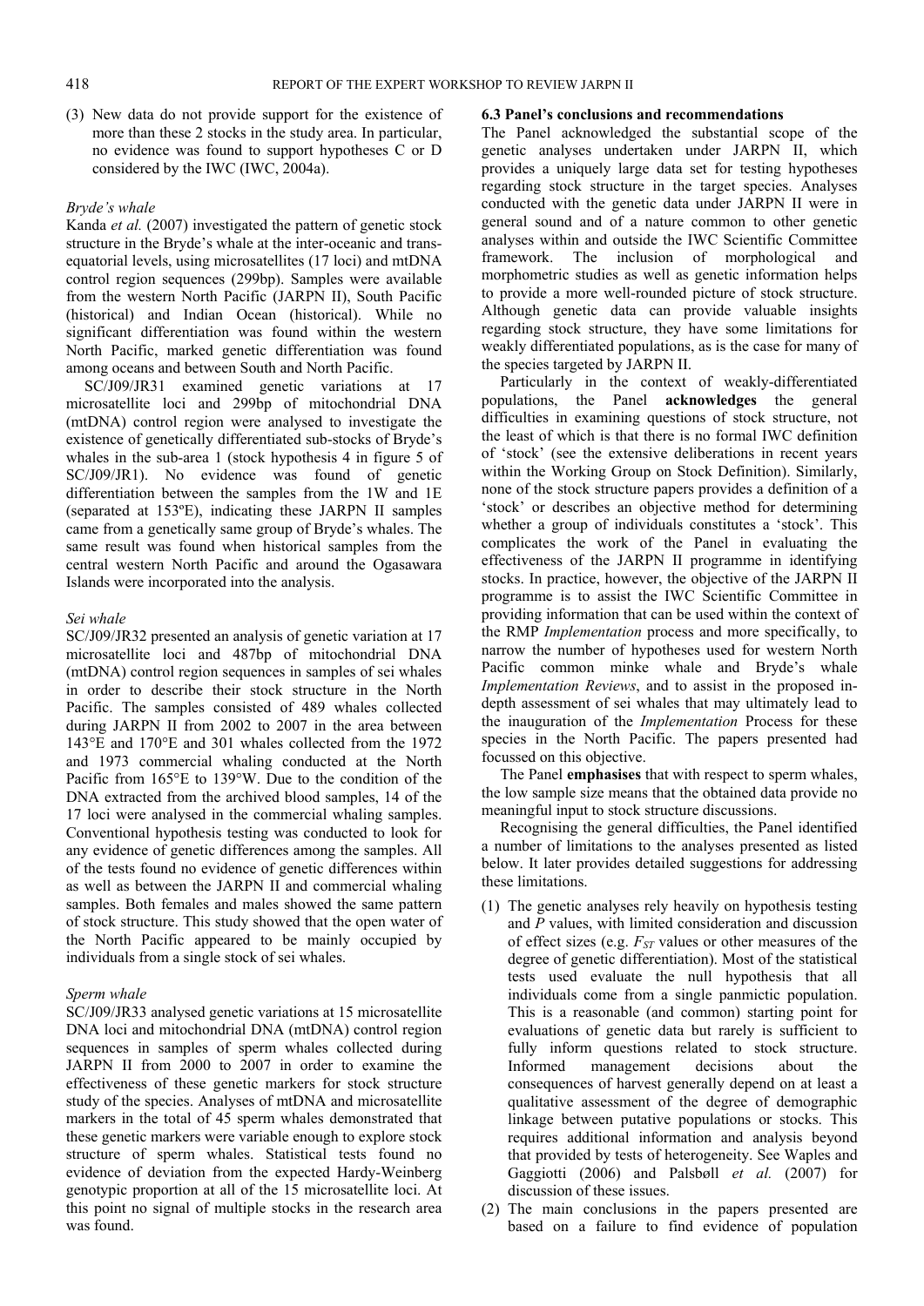(3) New data do not provide support for the existence of more than these 2 stocks in the study area. In particular, no evidence was found to support hypotheses C or D considered by the IWC (IWC, 2004a).

*Bryde's whale*

Kanda *et al.* (2007) investigated the pattern of genetic stock structure in the Bryde's whale at the inter-oceanic and trans-equatorial levels, using microsatellites (17 loci) and mtDNA control region sequences (299bp). Samples were available from the western North Pacific (JARPN II), South Pacific (historical) and Indian Ocean (historical). While no significant differentiation was found within the western North Pacific, marked genetic differentiation was found among oceans and between South and North Pacific.

SC/J09/JR31 examined genetic variations at 17 microsatellite loci and 299bp of mitochondrial DNA (mtDNA) control region were analysed to investigate the existence of genetically differentiated sub-stocks of Bryde's whales in the sub-area 1 (stock hypothesis 4 in figure 5 of SC/J09/JR1). No evidence was found of genetic differentiation between the samples from the 1W and 1E (separated at 153ºE), indicating these JARPN II samples came from a genetically same group of Bryde's whales. The same result was found when historical samples from the central western North Pacific and around the Ogasawara Islands were incorporated into the analysis.

*Sei whale*

SC/J09/JR32 presented an analysis of genetic variation at 17 microsatellite loci and 487bp of mitochondrial DNA (mtDNA) control region sequences in samples of sei whales in order to describe their stock structure in the North Pacific. The samples consisted of 489 whales collected during JARPN II from 2002 to 2007 in the area between 143°E and 170°E and 301 whales collected from the 1972 and 1973 commercial whaling conducted at the North Pacific from 165°E to 139°W. Due to the condition of the DNA extracted from the archived blood samples, 14 of the 17 loci were analysed in the commercial whaling samples. Conventional hypothesis testing was conducted to look for any evidence of genetic differences among the samples. All of the tests found no evidence of genetic differences within as well as between the JARPN II and commercial whaling samples. Both females and males showed the same pattern of stock structure. This study showed that the open water of the North Pacific appeared to be mainly occupied by individuals from a single stock of sei whales.

*Sperm whale*

SC/J09/JR33 analysed genetic variations at 15 microsatellite DNA loci and mitochondrial DNA (mtDNA) control region sequences in samples of sperm whales collected during JARPN II from 2000 to 2007 in order to examine the effectiveness of these genetic markers for stock structure study of the species. Analyses of mtDNA and microsatellite markers in the total of 45 sperm whales demonstrated that these genetic markers were variable enough to explore stock structure of sperm whales. Statistical tests found no evidence of deviation from the expected Hardy-Weinberg genotypic proportion at all of the 15 microsatellite loci. At this point no signal of multiple stocks in the research area was found.

**6.3 Panel's conclusions and recommendations**

The Panel acknowledged the substantial scope of the genetic analyses undertaken under JARPN II, which provides a uniquely large data set for testing hypotheses regarding stock structure in the target species. Analyses conducted with the genetic data under JARPN II were in general sound and of a nature common to other genetic analyses within and outside the IWC Scientific Committee framework. The inclusion of morphological and morphometric studies as well as genetic information helps to provide a more well-rounded picture of stock structure. Although genetic data can provide valuable insights regarding stock structure, they have some limitations for weakly differentiated populations, as is the case for many of the species targeted by JARPN II.

Particularly in the context of weakly-differentiated populations, the Panel **acknowledges** the general difficulties in examining questions of stock structure, not the least of which is that there is no formal IWC definition of 'stock' (see the extensive deliberations in recent years within the Working Group on Stock Definition). Similarly, none of the stock structure papers provides a definition of a 'stock' or describes an objective method for determining whether a group of individuals constitutes a 'stock'. This complicates the work of the Panel in evaluating the effectiveness of the JARPN II programme in identifying stocks. In practice, however, the objective of the JARPN II programme is to assist the IWC Scientific Committee in providing information that can be used within the context of the RMP *Implementation* process and more specifically, to narrow the number of hypotheses used for western North Pacific common minke whale and Bryde's whale *Implementation Reviews*, and to assist in the proposed in-depth assessment of sei whales that may ultimately lead to the inauguration of the *Implementation* Process for these species in the North Pacific. The papers presented had focussed on this objective.

The Panel **emphasises** that with respect to sperm whales, the low sample size means that the obtained data provide no meaningful input to stock structure discussions.

Recognising the general difficulties, the Panel identified a number of limitations to the analyses presented as listed below. It later provides detailed suggestions for addressing these limitations.

(1) The genetic analyses rely heavily on hypothesis testing and *P* values, with limited consideration and discussion of effect sizes (e.g. $F_{ST}$ values or other measures of the degree of genetic differentiation). Most of the statistical tests used evaluate the null hypothesis that all individuals come from a single panmictic population. This is a reasonable (and common) starting point for evaluations of genetic data but rarely is sufficient to fully inform questions related to stock structure. Informed management decisions about the consequences of harvest generally depend on at least a qualitative assessment of the degree of demographic linkage between putative populations or stocks. This requires additional information and analysis beyond that provided by tests of heterogeneity. See Waples and Gaggiotti (2006) and Palsbøll *et al.* (2007) for discussion of these issues.

(2) The main conclusions in the papers presented are based on a failure to find evidence of population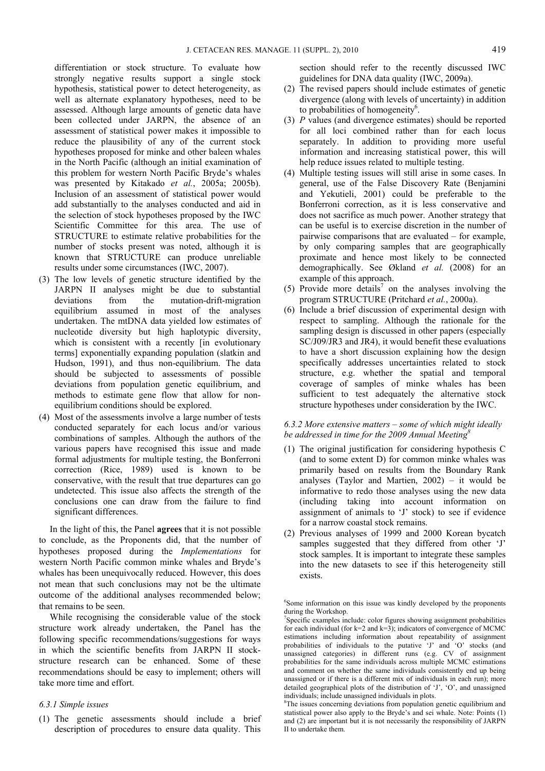differentiation or stock structure. To evaluate how strongly negative results support a single stock hypothesis, statistical power to detect heterogeneity, as well as alternate explanatory hypotheses, need to be assessed. Although large amounts of genetic data have been collected under JARPN, the absence of an assessment of statistical power makes it impossible to reduce the plausibility of any of the current stock hypotheses proposed for minke and other baleen whales in the North Pacific (although an initial examination of this problem for western North Pacific Bryde's whales was presented by Kitakado *et al.*, 2005a; 2005b). Inclusion of an assessment of statistical power would add substantially to the analyses conducted and aid in the selection of stock hypotheses proposed by the IWC Scientific Committee for this area. The use of STRUCTURE to estimate relative probabilities for the number of stocks present was noted, although it is known that STRUCTURE can produce unreliable results under some circumstances (IWC, 2007).

(3) The low levels of genetic structure identified by the JARPN II analyses might be due to substantial deviations from the mutation-drift-migration equilibrium assumed in most of the analyses undertaken. The mtDNA data yielded low estimates of nucleotide diversity but high haplotypic diversity, which is consistent with a recently [in evolutionary terms] exponentially expanding population (slatkin and Hudson, 1991), and thus non-equilibrium. The data should be subjected to assessments of possible deviations from population genetic equilibrium, and methods to estimate gene flow that allow for non-equilibrium conditions should be explored.

(4) Most of the assessments involve a large number of tests conducted separately for each locus and/or various combinations of samples. Although the authors of the various papers have recognised this issue and made formal adjustments for multiple testing, the Bonferroni correction (Rice, 1989) used is known to be conservative, with the result that true departures can go undetected. This issue also affects the strength of the conclusions one can draw from the failure to find significant differences.

In the light of this, the Panel **agrees** that it is not possible to conclude, as the Proponents did, that the number of hypotheses proposed during the *Implementations* for western North Pacific common minke whales and Bryde's whales has been unequivocally reduced. However, this does not mean that such conclusions may not be the ultimate outcome of the additional analyses recommended below; that remains to be seen.

While recognising the considerable value of the stock structure work already undertaken, the Panel has the following specific recommendations/suggestions for ways in which the scientific benefits from JARPN II stock-structure research can be enhanced. Some of these recommendations should be easy to implement; others will take more time and effort.

*6.3.1 Simple issues*

(1) The genetic assessments should include a brief description of procedures to ensure data quality. This section should refer to the recently discussed IWC guidelines for DNA data quality (IWC, 2009a).

(2) The revised papers should include estimates of genetic divergence (along with levels of uncertainty) in addition to probabilities of homogeneity[6].

(3) *P* values (and divergence estimates) should be reported for all loci combined rather than for each locus separately. In addition to providing more useful information and increasing statistical power, this will help reduce issues related to multiple testing.

(4) Multiple testing issues will still arise in some cases. In general, use of the False Discovery Rate (Benjamini and Yekutieli, 2001) could be preferable to the Bonferroni correction, as it is less conservative and does not sacrifice as much power. Another strategy that can be useful is to exercise discretion in the number of pairwise comparisons that are evaluated – for example, by only comparing samples that are geographically proximate and hence most likely to be connected demographically. See Økland *et al.* (2008) for an example of this approach.

(5) Provide more details[7] on the analyses involving the program STRUCTURE (Pritchard *et al.*, 2000a).

(6) Include a brief discussion of experimental design with respect to sampling. Although the rationale for the sampling design is discussed in other papers (especially SC/J09/JR3 and JR4), it would benefit these evaluations to have a short discussion explaining how the design specifically addresses uncertainties related to stock structure, e.g. whether the spatial and temporal coverage of samples of minke whales has been sufficient to test adequately the alternative stock structure hypotheses under consideration by the IWC.

*6.3.2 More extensive matters – some of which might ideally be addressed in time for the 2009 Annual Meeting[8]*

(1) The original justification for considering hypothesis C (and to some extent D) for common minke whales was primarily based on results from the Boundary Rank analyses (Taylor and Martien, 2002) – it would be informative to redo those analyses using the new data (including taking into account information on assignment of animals to 'J' stock) to see if evidence for a narrow coastal stock remains.

(2) Previous analyses of 1999 and 2000 Korean bycatch samples suggested that they differed from other 'J' stock samples. It is important to integrate these samples into the new datasets to see if this heterogeneity still exists.

[6] Some information on this issue was kindly developed by the proponents during the Workshop.

[7] Specific examples include: color figures showing assignment probabilities for each individual (for k=2 and k=3); indicators of convergence of MCMC estimations including information about repeatability of assignment probabilities of individuals to the putative 'J' and 'O' stocks (and unassigned categories) in different runs (e.g. CV of assignment probabilities for the same individuals across multiple MCMC estimations and comment on whether the same individuals consistently end up being unassigned or if there is a different mix of individuals in each run); more detailed geographical plots of the distribution of 'J', 'O', and unassigned individuals; include unassigned individuals in plots.

[8] The issues concerning deviations from population genetic equilibrium and statistical power also apply to the Bryde's and sei whale. Note: Points (1) and (2) are important but it is not necessarily the responsibility of JARPN II to undertake them.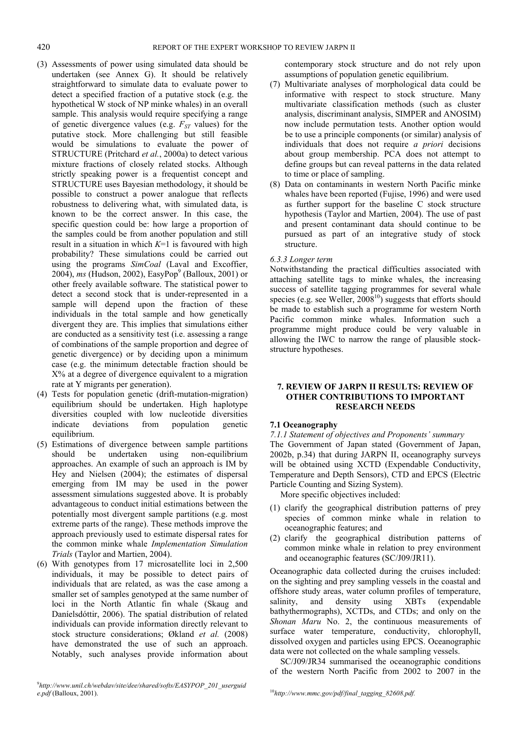(3) Assessments of power using simulated data should be undertaken (see Annex G). It should be relatively straightforward to simulate data to evaluate power to detect a specified fraction of a putative stock (e.g. the hypothetical W stock of NP minke whales) in an overall sample. This analysis would require specifying a range of genetic divergence values (e.g. $F_{ST}$ values) for the putative stock. More challenging but still feasible would be simulations to evaluate the power of STRUCTURE (Pritchard *et al.*, 2000a) to detect various mixture fractions of closely related stocks. Although strictly speaking power is a frequentist concept and STRUCTURE uses Bayesian methodology, it should be possible to construct a power analogue that reflects robustness to delivering what, with simulated data, is known to be the correct answer. In this case, the specific question could be: how large a proportion of the samples could be from another population and still result in a situation in which $K$=1 is favoured with high probability? These simulations could be carried out using the programs *SimCoal* (Laval and Excoffier, 2004), *ms* (Hudson, 2002), EasyPop[9] (Balloux, 2001) or other freely available software. The statistical power to detect a second stock that is under-represented in a sample will depend upon the fraction of these individuals in the total sample and how genetically divergent they are. This implies that simulations either are conducted as a sensitivity test (i.e. assessing a range of combinations of the sample proportion and degree of genetic divergence) or by deciding upon a minimum case (e.g. the minimum detectable fraction should be X% at a degree of divergence equivalent to a migration rate at Y migrants per generation).
(4) Tests for population genetic (drift-mutation-migration) equilibrium should be undertaken. High haplotype diversities coupled with low nucleotide diversities indicate deviations from population genetic equilibrium.
(5) Estimations of divergence between sample partitions should be undertaken using non-equilibrium approaches. An example of such an approach is IM by Hey and Nielsen (2004); the estimates of dispersal emerging from IM may be used in the power assessment simulations suggested above. It is probably advantageous to conduct initial estimations between the potentially most divergent sample partitions (e.g. most extreme parts of the range). These methods improve the approach previously used to estimate dispersal rates for the common minke whale *Implementation Simulation Trials* (Taylor and Martien, 2004).
(6) With genotypes from 17 microsatellite loci in 2,500 individuals, it may be possible to detect pairs of individuals that are related, as was the case among a smaller set of samples genotyped at the same number of loci in the North Atlantic fin whale (Skaug and Daníelsdóttir, 2006). The spatial distribution of related individuals can provide information directly relevant to stock structure considerations; Økland *et al.* (2008) have demonstrated the use of such an approach. Notably, such analyses provide information about contemporary stock structure and do not rely upon assumptions of population genetic equilibrium.
(7) Multivariate analyses of morphological data could be informative with respect to stock structure. Many multivariate classification methods (such as cluster analysis, discriminant analysis, SIMPER and ANOSIM) now include permutation tests. Another option would be to use a principle components (or similar) analysis of individuals that does not require *a priori* decisions about group membership. PCA does not attempt to define groups but can reveal patterns in the data related to time or place of sampling.
(8) Data on contaminants in western North Pacific minke whales have been reported (Fujise, 1996) and were used as further support for the baseline C stock structure hypothesis (Taylor and Martien, 2004). The use of past and present contaminant data should continue to be pursued as part of an integrative study of stock structure.

*6.3.3 Longer term*

Notwithstanding the practical difficulties associated with attaching satellite tags to minke whales, the increasing success of satellite tagging programmes for several whale species (e.g. see Weller, 2008[10]) suggests that efforts should be made to establish such a programme for western North Pacific common minke whales. Information such a programme might produce could be very valuable in allowing the IWC to narrow the range of plausible stock-structure hypotheses.

## 7. REVIEW OF JARPN II RESULTS: REVIEW OF OTHER CONTRIBUTIONS TO IMPORTANT RESEARCH NEEDS

### 7.1 Oceanography

*7.1.1 Statement of objectives and Proponents' summary*

The Government of Japan stated (Government of Japan, 2002b, p.34) that during JARPN II, oceanography surveys will be obtained using XCTD (Expendable Conductivity, Temperature and Depth Sensors), CTD and EPCS (Electric Particle Counting and Sizing System).

More specific objectives included:

(1) clarify the geographical distribution patterns of prey species of common minke whale in relation to oceanographic features; and
(2) clarify the geographical distribution patterns of common minke whale in relation to prey environment and oceanographic features (SC/J09/JR11).

Oceanographic data collected during the cruises included: on the sighting and prey sampling vessels in the coastal and offshore study areas, water column profiles of temperature, salinity, and density using XBTs (expendable bathythermographs), XCTDs, and CTDs; and only on the *Shonan Maru* No. 2, the continuous measurements of surface water temperature, conductivity, chlorophyll, dissolved oxygen and particles using EPCS. Oceanographic data were not collected on the whale sampling vessels.

SC/J09/JR34 summarised the oceanographic conditions of the western North Pacific from 2002 to 2007 in the

[9] *http://www.unil.ch/webdav/site/dee/shared/softs/EASYPOP_201_userguide.pdf* (Balloux, 2001).

[10] *http://www.mmc.gov/pdf/final_tagging_82608.pdf.*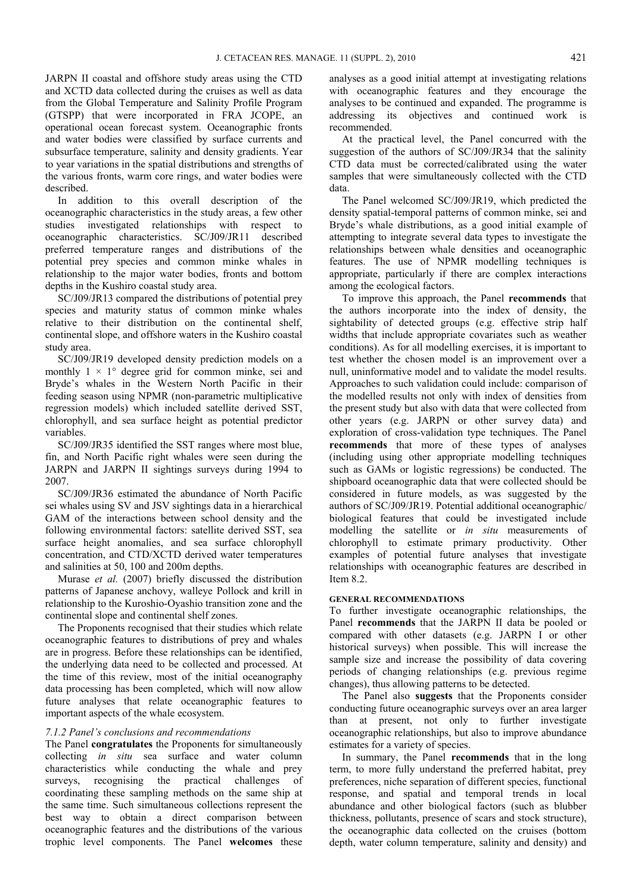JARPN II coastal and offshore study areas using the CTD and XCTD data collected during the cruises as well as data from the Global Temperature and Salinity Profile Program (GTSPP) that were incorporated in FRA JCOPE, an operational ocean forecast system. Oceanographic fronts and water bodies were classified by surface currents and subsurface temperature, salinity and density gradients. Year to year variations in the spatial distributions and strengths of the various fronts, warm core rings, and water bodies were described.

In addition to this overall description of the oceanographic characteristics in the study areas, a few other studies investigated relationships with respect to oceanographic characteristics. SC/J09/JR11 described preferred temperature ranges and distributions of the potential prey species and common minke whales in relationship to the major water bodies, fronts and bottom depths in the Kushiro coastal study area.

SC/J09/JR13 compared the distributions of potential prey species and maturity status of common minke whales relative to their distribution on the continental shelf, continental slope, and offshore waters in the Kushiro coastal study area.

SC/J09/JR19 developed density prediction models on a monthly $1 \times 1°$ degree grid for common minke, sei and Bryde's whales in the Western North Pacific in their feeding season using NPMR (non-parametric multiplicative regression models) which included satellite derived SST, chlorophyll, and sea surface height as potential predictor variables.

SC/J09/JR35 identified the SST ranges where most blue, fin, and North Pacific right whales were seen during the JARPN and JARPN II sightings surveys during 1994 to 2007.

SC/J09/JR36 estimated the abundance of North Pacific sei whales using SV and JSV sightings data in a hierarchical GAM of the interactions between school density and the following environmental factors: satellite derived SST, sea surface height anomalies, and sea surface chlorophyll concentration, and CTD/XCTD derived water temperatures and salinities at 50, 100 and 200m depths.

Murase *et al.* (2007) briefly discussed the distribution patterns of Japanese anchovy, walleye Pollock and krill in relationship to the Kuroshio-Oyashio transition zone and the continental slope and continental shelf zones.

The Proponents recognised that their studies which relate oceanographic features to distributions of prey and whales are in progress. Before these relationships can be identified, the underlying data need to be collected and processed. At the time of this review, most of the initial oceanography data processing has been completed, which will now allow future analyses that relate oceanographic features to important aspects of the whale ecosystem.

### *7.1.2 Panel's conclusions and recommendations*

The Panel **congratulates** the Proponents for simultaneously collecting *in situ* sea surface and water column characteristics while conducting the whale and prey surveys, recognising the practical challenges of coordinating these sampling methods on the same ship at the same time. Such simultaneous collections represent the best way to obtain a direct comparison between oceanographic features and the distributions of the various trophic level components. The Panel **welcomes** these analyses as a good initial attempt at investigating relations with oceanographic features and they encourage the analyses to be continued and expanded. The programme is addressing its objectives and continued work is recommended.

At the practical level, the Panel concurred with the suggestion of the authors of SC/J09/JR34 that the salinity CTD data must be corrected/calibrated using the water samples that were simultaneously collected with the CTD data.

The Panel welcomed SC/J09/JR19, which predicted the density spatial-temporal patterns of common minke, sei and Bryde's whale distributions, as a good initial example of attempting to integrate several data types to investigate the relationships between whale densities and oceanographic features. The use of NPMR modelling techniques is appropriate, particularly if there are complex interactions among the ecological factors.

To improve this approach, the Panel **recommends** that the authors incorporate into the index of density, the sightability of detected groups (e.g. effective strip half widths that include appropriate covariates such as weather conditions). As for all modelling exercises, it is important to test whether the chosen model is an improvement over a null, uninformative model and to validate the model results. Approaches to such validation could include: comparison of the modelled results not only with index of densities from the present study but also with data that were collected from other years (e.g. JARPN or other survey data) and exploration of cross-validation type techniques. The Panel **recommends** that more of these types of analyses (including using other appropriate modelling techniques such as GAMs or logistic regressions) be conducted. The shipboard oceanographic data that were collected should be considered in future models, as was suggested by the authors of SC/J09/JR19. Potential additional oceanographic/biological features that could be investigated include modelling the satellite or *in situ* measurements of chlorophyll to estimate primary productivity. Other examples of potential future analyses that investigate relationships with oceanographic features are described in Item 8.2.

#### GENERAL RECOMMENDATIONS

To further investigate oceanographic relationships, the Panel **recommends** that the JARPN II data be pooled or compared with other datasets (e.g. JARPN I or other historical surveys) when possible. This will increase the sample size and increase the possibility of data covering periods of changing relationships (e.g. previous regime changes), thus allowing patterns to be detected.

The Panel also **suggests** that the Proponents consider conducting future oceanographic surveys over an area larger than at present, not only to further investigate oceanographic relationships, but also to improve abundance estimates for a variety of species.

In summary, the Panel **recommends** that in the long term, to more fully understand the preferred habitat, prey preferences, niche separation of different species, functional response, and spatial and temporal trends in local abundance and other biological factors (such as blubber thickness, pollutants, presence of scars and stock structure), the oceanographic data collected on the cruises (bottom depth, water column temperature, salinity and density) and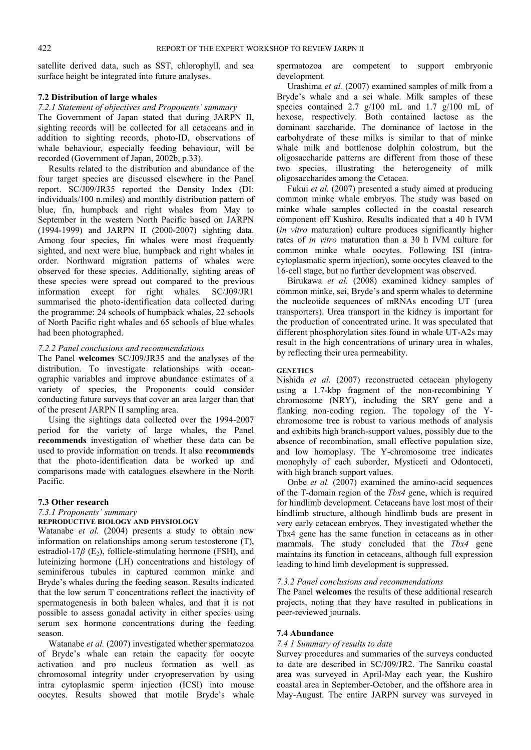satellite derived data, such as SST, chlorophyll, and sea surface height be integrated into future analyses.

### 7.2 Distribution of large whales

#### *7.2.1 Statement of objectives and Proponents' summary*

The Government of Japan stated that during JARPN II, sighting records will be collected for all cetaceans and in addition to sighting records, photo-ID, observations of whale behaviour, especially feeding behaviour, will be recorded (Government of Japan, 2002b, p.33).

Results related to the distribution and abundance of the four target species are discussed elsewhere in the Panel report. SC/J09/JR35 reported the Density Index (DI: individuals/100 n.miles) and monthly distribution pattern of blue, fin, humpback and right whales from May to September in the western North Pacific based on JARPN (1994-1999) and JARPN II (2000-2007) sighting data. Among four species, fin whales were most frequently sighted, and next were blue, humpback and right whales in order. Northward migration patterns of whales were observed for these species. Additionally, sighting areas of these species were spread out compared to the previous information except for right whales. SC/J09/JR1 summarised the photo-identification data collected during the programme: 24 schools of humpback whales, 22 schools of North Pacific right whales and 65 schools of blue whales had been photographed.

#### *7.2.2 Panel conclusions and recommendations*

The Panel **welcomes** SC/J09/JR35 and the analyses of the distribution. To investigate relationships with oceanographic variables and improve abundance estimates of a variety of species, the Proponents could consider conducting future surveys that cover an area larger than that of the present JARPN II sampling area.

Using the sightings data collected over the 1994-2007 period for the variety of large whales, the Panel **recommends** investigation of whether these data can be used to provide information on trends. It also **recommends** that the photo-identification data be worked up and comparisons made with catalogues elsewhere in the North Pacific.

### 7.3 Other research

#### *7.3.1 Proponents' summary*

**REPRODUCTIVE BIOLOGY AND PHYSIOLOGY**

Watanabe *et al.* (2004) presents a study to obtain new information on relationships among serum testosterone (T), estradiol-17$\beta$ ($E_2$), follicle-stimulating hormone (FSH), and luteinizing hormone (LH) concentrations and histology of seminiferous tubules in captured common minke and Bryde's whales during the feeding season. Results indicated that the low serum T concentrations reflect the inactivity of spermatogenesis in both baleen whales, and that it is not possible to assess gonadal activity in either species using serum sex hormone concentrations during the feeding season.

Watanabe *et al.* (2007) investigated whether spermatozoa of Bryde's whale can retain the capacity for oocyte activation and pro nucleus formation as well as chromosomal integrity under cryopreservation by using intra cytoplasmic sperm injection (ICSI) into mouse oocytes. Results showed that motile Bryde's whale spermatozoa are competent to support embryonic development.

Urashima *et al.* (2007) examined samples of milk from a Bryde's whale and a sei whale. Milk samples of these species contained 2.7 g/100 mL and 1.7 g/100 mL of hexose, respectively. Both contained lactose as the dominant saccharide. The dominance of lactose in the carbohydrate of these milks is similar to that of minke whale milk and bottlenose dolphin colostrum, but the oligosaccharide patterns are different from those of these two species, illustrating the heterogeneity of milk oligosaccharides among the Cetacea.

Fukui *et al.* (2007) presented a study aimed at producing common minke whale embryos. The study was based on minke whale samples collected in the coastal research component off Kushiro. Results indicated that a 40 h IVM (*in vitro* maturation) culture produces significantly higher rates of *in vitro* maturation than a 30 h IVM culture for common minke whale oocytes. Following ISI (intra-cytoplasmatic sperm injection), some oocytes cleaved to the 16-cell stage, but no further development was observed.

Birukawa *et al.* (2008) examined kidney samples of common minke, sei, Bryde's and sperm whales to determine the nucleotide sequences of mRNAs encoding UT (urea transporters). Urea transport in the kidney is important for the production of concentrated urine. It was speculated that different phosphorylation sites found in whale UT-A2s may result in the high concentrations of urinary urea in whales, by reflecting their urea permeability.

**GENETICS**

Nishida *et al.* (2007) reconstructed cetacean phylogeny using a 1.7-kbp fragment of the non-recombining Y chromosome (NRY), including the SRY gene and a flanking non-coding region. The topology of the Y-chromosome tree is robust to various methods of analysis and exhibits high branch-support values, possibly due to the absence of recombination, small effective population size, and low homoplasy. The Y-chromosome tree indicates monophyly of each suborder, Mysticeti and Odontoceti, with high branch support values.

Onbe *et al.* (2007) examined the amino-acid sequences of the T-domain region of the *Tbx4* gene, which is required for hindlimb development. Cetaceans have lost most of their hindlimb structure, although hindlimb buds are present in very early cetacean embryos. They investigated whether the Tbx4 gene has the same function in cetaceans as in other mammals. The study concluded that the *Tbx4* gene maintains its function in cetaceans, although full expression leading to hind limb development is suppressed.

#### *7.3.2 Panel conclusions and recommendations*

The Panel **welcomes** the results of these additional research projects, noting that they have resulted in publications in peer-reviewed journals.

### 7.4 Abundance

#### *7.4 1 Summary of results to date*

Survey procedures and summaries of the surveys conducted to date are described in SC/J09/JR2. The Sanriku coastal area was surveyed in April-May each year, the Kushiro coastal area in September-October, and the offshore area in May-August. The entire JARPN survey was surveyed in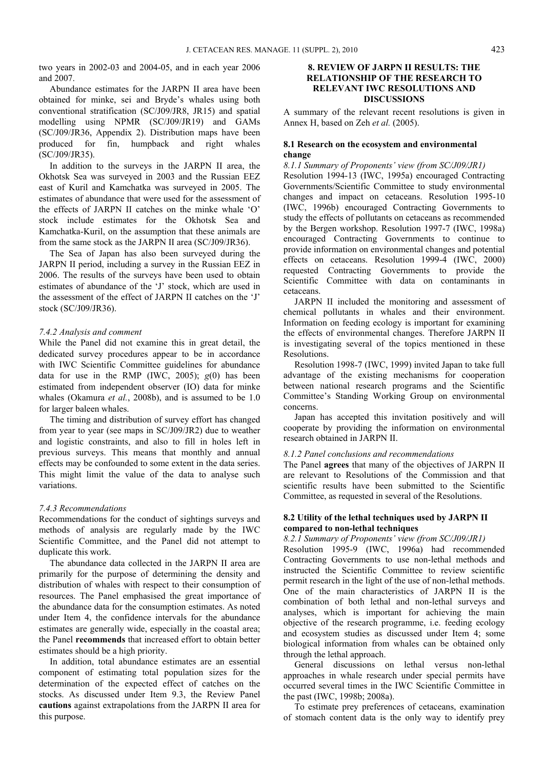two years in 2002-03 and 2004-05, and in each year 2006 and 2007.

Abundance estimates for the JARPN II area have been obtained for minke, sei and Bryde's whales using both conventional stratification (SC/J09/JR8, JR15) and spatial modelling using NPMR (SC/J09/JR19) and GAMs (SC/J09/JR36, Appendix 2). Distribution maps have been produced for fin, humpback and right whales (SC/J09/JR35).

In addition to the surveys in the JARPN II area, the Okhotsk Sea was surveyed in 2003 and the Russian EEZ east of Kuril and Kamchatka was surveyed in 2005. The estimates of abundance that were used for the assessment of the effects of JARPN II catches on the minke whale 'O' stock include estimates for the Okhotsk Sea and Kamchatka-Kuril, on the assumption that these animals are from the same stock as the JARPN II area (SC/J09/JR36).

The Sea of Japan has also been surveyed during the JARPN II period, including a survey in the Russian EEZ in 2006. The results of the surveys have been used to obtain estimates of abundance of the 'J' stock, which are used in the assessment of the effect of JARPN II catches on the 'J' stock (SC/J09/JR36).

*7.4.2 Analysis and comment*

While the Panel did not examine this in great detail, the dedicated survey procedures appear to be in accordance with IWC Scientific Committee guidelines for abundance data for use in the RMP (IWC, 2005); *g*(0) has been estimated from independent observer (IO) data for minke whales (Okamura *et al.*, 2008b), and is assumed to be 1.0 for larger baleen whales.

The timing and distribution of survey effort has changed from year to year (see maps in SC/J09/JR2) due to weather and logistic constraints, and also to fill in holes left in previous surveys. This means that monthly and annual effects may be confounded to some extent in the data series. This might limit the value of the data to analyse such variations.

*7.4.3 Recommendations*

Recommendations for the conduct of sightings surveys and methods of analysis are regularly made by the IWC Scientific Committee, and the Panel did not attempt to duplicate this work.

The abundance data collected in the JARPN II area are primarily for the purpose of determining the density and distribution of whales with respect to their consumption of resources. The Panel emphasised the great importance of the abundance data for the consumption estimates. As noted under Item 4, the confidence intervals for the abundance estimates are generally wide, especially in the coastal area; the Panel **recommends** that increased effort to obtain better estimates should be a high priority.

In addition, total abundance estimates are an essential component of estimating total population sizes for the determination of the expected effect of catches on the stocks. As discussed under Item 9.3, the Review Panel **cautions** against extrapolations from the JARPN II area for this purpose.

## 8. REVIEW OF JARPN II RESULTS: THE RELATIONSHIP OF THE RESEARCH TO RELEVANT IWC RESOLUTIONS AND DISCUSSIONS

A summary of the relevant recent resolutions is given in Annex H, based on Zeh *et al.* (2005).

### 8.1 Research on the ecosystem and environmental change

*8.1.1 Summary of Proponents' view (from SC/J09/JR1)*

Resolution 1994-13 (IWC, 1995a) encouraged Contracting Governments/Scientific Committee to study environmental changes and impact on cetaceans. Resolution 1995-10 (IWC, 1996b) encouraged Contracting Governments to study the effects of pollutants on cetaceans as recommended by the Bergen workshop. Resolution 1997-7 (IWC, 1998a) encouraged Contracting Governments to continue to provide information on environmental changes and potential effects on cetaceans. Resolution 1999-4 (IWC, 2000) requested Contracting Governments to provide the Scientific Committee with data on contaminants in cetaceans.

JARPN II included the monitoring and assessment of chemical pollutants in whales and their environment. Information on feeding ecology is important for examining the effects of environmental changes. Therefore JARPN II is investigating several of the topics mentioned in these Resolutions.

Resolution 1998-7 (IWC, 1999) invited Japan to take full advantage of the existing mechanisms for cooperation between national research programs and the Scientific Committee's Standing Working Group on environmental concerns.

Japan has accepted this invitation positively and will cooperate by providing the information on environmental research obtained in JARPN II.

*8.1.2 Panel conclusions and recommendations*

The Panel **agrees** that many of the objectives of JARPN II are relevant to Resolutions of the Commission and that scientific results have been submitted to the Scientific Committee, as requested in several of the Resolutions.

### 8.2 Utility of the lethal techniques used by JARPN II compared to non-lethal techniques

*8.2.1 Summary of Proponents' view (from SC/J09/JR1)*

Resolution 1995-9 (IWC, 1996a) had recommended Contracting Governments to use non-lethal methods and instructed the Scientific Committee to review scientific permit research in the light of the use of non-lethal methods. One of the main characteristics of JARPN II is the combination of both lethal and non-lethal surveys and analyses, which is important for achieving the main objective of the research programme, i.e. feeding ecology and ecosystem studies as discussed under Item 4; some biological information from whales can be obtained only through the lethal approach.

General discussions on lethal versus non-lethal approaches in whale research under special permits have occurred several times in the IWC Scientific Committee in the past (IWC, 1998b; 2008a).

To estimate prey preferences of cetaceans, examination of stomach content data is the only way to identify prey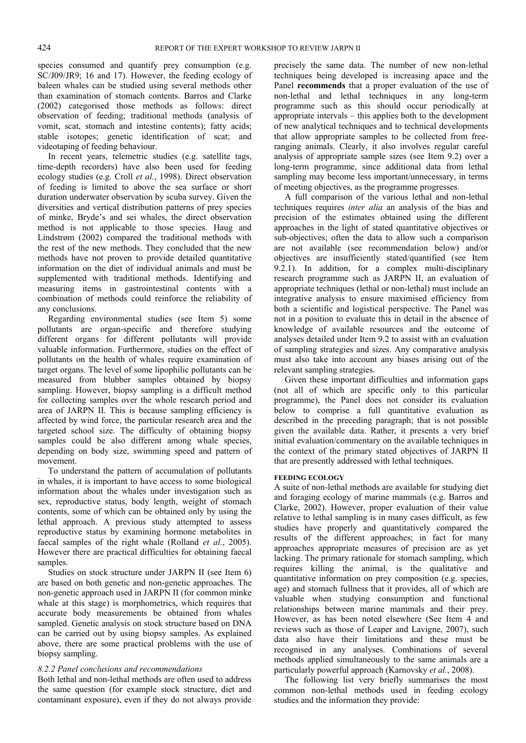species consumed and quantify prey consumption (e.g. SC/J09/JR9; 16 and 17). However, the feeding ecology of baleen whales can be studied using several methods other than examination of stomach contents. Barros and Clarke (2002) categorised those methods as follows: direct observation of feeding; traditional methods (analysis of vomit, scat, stomach and intestine contents); fatty acids; stable isotopes; genetic identification of scat; and videotaping of feeding behaviour.

In recent years, telemetric studies (e.g. satellite tags, time-depth recorders) have also been used for feeding ecology studies (e.g. Croll *et al.*, 1998). Direct observation of feeding is limited to above the sea surface or short duration underwater observation by scuba survey. Given the diversities and vertical distribution patterns of prey species of minke, Bryde's and sei whales, the direct observation method is not applicable to those species. Haug and Lindstrøm (2002) compared the traditional methods with the rest of the new methods. They concluded that the new methods have not proven to provide detailed quantitative information on the diet of individual animals and must be supplemented with traditional methods. Identifying and measuring items in gastrointestinal contents with a combination of methods could reinforce the reliability of any conclusions.

Regarding environmental studies (see Item 5) some pollutants are organ-specific and therefore studying different organs for different pollutants will provide valuable information. Furthermore, studies on the effect of pollutants on the health of whales require examination of target organs. The level of some lipophilic pollutants can be measured from blubber samples obtained by biopsy sampling. However, biopsy sampling is a difficult method for collecting samples over the whole research period and area of JARPN II. This is because sampling efficiency is affected by wind force, the particular research area and the targeted school size. The difficulty of obtaining biopsy samples could be also different among whale species, depending on body size, swimming speed and pattern of movement.

To understand the pattern of accumulation of pollutants in whales, it is important to have access to some biological information about the whales under investigation such as sex, reproductive status, body length, weight of stomach contents, some of which can be obtained only by using the lethal approach. A previous study attempted to assess reproductive status by examining hormone metabolites in faecal samples of the right whale (Rolland *et al.*, 2005). However there are practical difficulties for obtaining faecal samples.

Studies on stock structure under JARPN II (see Item 6) are based on both genetic and non-genetic approaches. The non-genetic approach used in JARPN II (for common minke whale at this stage) is morphometrics, which requires that accurate body measurements be obtained from whales sampled. Genetic analysis on stock structure based on DNA can be carried out by using biopsy samples. As explained above, there are some practical problems with the use of biopsy sampling.

#### *8.2.2 Panel conclusions and recommendations*

Both lethal and non-lethal methods are often used to address the same question (for example stock structure, diet and contaminant exposure), even if they do not always provide precisely the same data. The number of new non-lethal techniques being developed is increasing apace and the Panel **recommends** that a proper evaluation of the use of non-lethal and lethal techniques in any long-term programme such as this should occur periodically at appropriate intervals – this applies both to the development of new analytical techniques and to technical developments that allow appropriate samples to be collected from free-ranging animals. Clearly, it also involves regular careful analysis of appropriate sample sizes (see Item 9.2) over a long-term programme, since additional data from lethal sampling may become less important/unnecessary, in terms of meeting objectives, as the programme progresses.

A full comparison of the various lethal and non-lethal techniques requires *inter alia* an analysis of the bias and precision of the estimates obtained using the different approaches in the light of stated quantitative objectives or sub-objectives; often the data to allow such a comparison are not available (see recommendation below) and/or objectives are insufficiently stated/quantified (see Item 9.2.1). In addition, for a complex multi-disciplinary research programme such as JARPN II, an evaluation of appropriate techniques (lethal or non-lethal) must include an integrative analysis to ensure maximised efficiency from both a scientific and logistical perspective. The Panel was not in a position to evaluate this in detail in the absence of knowledge of available resources and the outcome of analyses detailed under Item 9.2 to assist with an evaluation of sampling strategies and sizes. Any comparative analysis must also take into account any biases arising out of the relevant sampling strategies.

Given these important difficulties and information gaps (not all of which are specific only to this particular programme), the Panel does not consider its evaluation below to comprise a full quantitative evaluation as described in the preceding paragraph; that is not possible given the available data. Rather, it presents a very brief initial evaluation/commentary on the available techniques in the context of the primary stated objectives of JARPN II that are presently addressed with lethal techniques.

#### FEEDING ECOLOGY

A suite of non-lethal methods are available for studying diet and foraging ecology of marine mammals (e.g. Barros and Clarke, 2002). However, proper evaluation of their value relative to lethal sampling is in many cases difficult, as few studies have properly and quantitatively compared the results of the different approaches; in fact for many approaches appropriate measures of precision are as yet lacking. The primary rationale for stomach sampling, which requires killing the animal, is the qualitative and quantitative information on prey composition (e.g. species, age) and stomach fullness that it provides, all of which are valuable when studying consumption and functional relationships between marine mammals and their prey. However, as has been noted elsewhere (See Item 4 and reviews such as those of Leaper and Lavigne, 2007), such data also have their limitations and these must be recognised in any analyses. Combinations of several methods applied simultaneously to the same animals are a particularly powerful approach (Karnovsky *et al.*, 2008).

The following list very briefly summarises the most common non-lethal methods used in feeding ecology studies and the information they provide: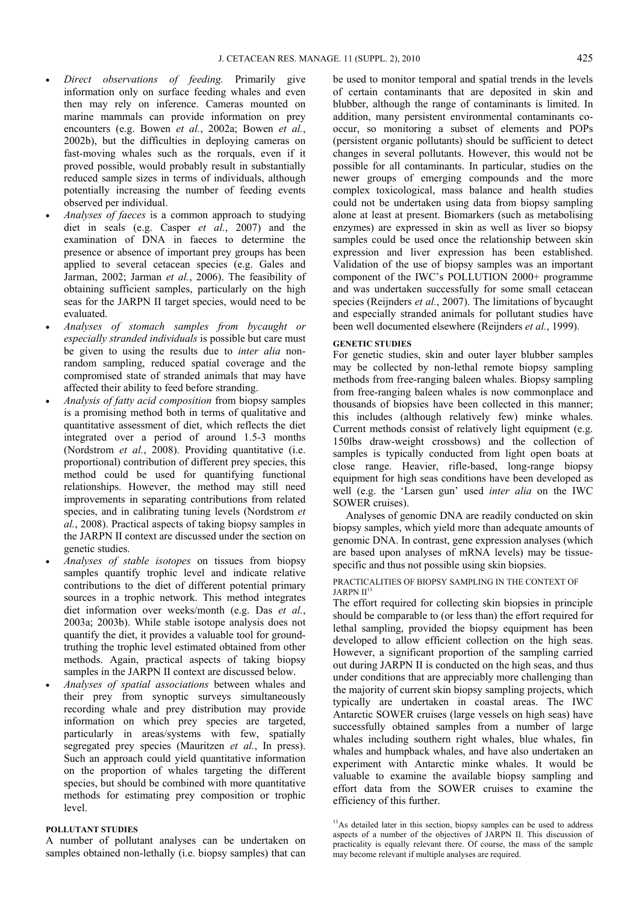- *Direct observations of feeding.* Primarily give information only on surface feeding whales and even then may rely on inference. Cameras mounted on marine mammals can provide information on prey encounters (e.g. Bowen *et al.*, 2002a; Bowen *et al.*, 2002b), but the difficulties in deploying cameras on fast-moving whales such as the rorquals, even if it proved possible, would probably result in substantially reduced sample sizes in terms of individuals, although potentially increasing the number of feeding events observed per individual.
- *Analyses of faeces* is a common approach to studying diet in seals (e.g. Casper *et al.*, 2007) and the examination of DNA in faeces to determine the presence or absence of important prey groups has been applied to several cetacean species (e.g. Gales and Jarman, 2002; Jarman *et al.*, 2006). The feasibility of obtaining sufficient samples, particularly on the high seas for the JARPN II target species, would need to be evaluated.
- *Analyses of stomach samples from bycaught or especially stranded individuals* is possible but care must be given to using the results due to *inter alia* non-random sampling, reduced spatial coverage and the compromised state of stranded animals that may have affected their ability to feed before stranding.
- *Analysis of fatty acid composition* from biopsy samples is a promising method both in terms of qualitative and quantitative assessment of diet, which reflects the diet integrated over a period of around 1.5-3 months (Nordstrom *et al.*, 2008). Providing quantitative (i.e. proportional) contribution of different prey species, this method could be used for quantifying functional relationships. However, the method may still need improvements in separating contributions from related species, and in calibrating tuning levels (Nordstrom *et al.*, 2008). Practical aspects of taking biopsy samples in the JARPN II context are discussed under the section on genetic studies.
- *Analyses of stable isotopes* on tissues from biopsy samples quantify trophic level and indicate relative contributions to the diet of different potential primary sources in a trophic network. This method integrates diet information over weeks/month (e.g. Das *et al.*, 2003a; 2003b). While stable isotope analysis does not quantify the diet, it provides a valuable tool for ground-truthing the trophic level estimated obtained from other methods. Again, practical aspects of taking biopsy samples in the JARPN II context are discussed below.
- *Analyses of spatial associations* between whales and their prey from synoptic surveys simultaneously recording whale and prey distribution may provide information on which prey species are targeted, particularly in areas/systems with few, spatially segregated prey species (Mauritzen *et al.*, In press). Such an approach could yield quantitative information on the proportion of whales targeting the different species, but should be combined with more quantitative methods for estimating prey composition or trophic level.

#### POLLUTANT STUDIES

A number of pollutant analyses can be undertaken on samples obtained non-lethally (i.e. biopsy samples) that can be used to monitor temporal and spatial trends in the levels of certain contaminants that are deposited in skin and blubber, although the range of contaminants is limited. In addition, many persistent environmental contaminants co-occur, so monitoring a subset of elements and POPs (persistent organic pollutants) should be sufficient to detect changes in several pollutants. However, this would not be possible for all contaminants. In particular, studies on the newer groups of emerging compounds and the more complex toxicological, mass balance and health studies could not be undertaken using data from biopsy sampling alone at least at present. Biomarkers (such as metabolising enzymes) are expressed in skin as well as liver so biopsy samples could be used once the relationship between skin expression and liver expression has been established. Validation of the use of biopsy samples was an important component of the IWC's POLLUTION 2000+ programme and was undertaken successfully for some small cetacean species (Reijnders *et al.*, 2007). The limitations of bycaught and especially stranded animals for pollutant studies have been well documented elsewhere (Reijnders *et al.*, 1999).

#### GENETIC STUDIES

For genetic studies, skin and outer layer blubber samples may be collected by non-lethal remote biopsy sampling methods from free-ranging baleen whales. Biopsy sampling from free-ranging baleen whales is now commonplace and thousands of biopsies have been collected in this manner; this includes (although relatively few) minke whales. Current methods consist of relatively light equipment (e.g. 150lbs draw-weight crossbows) and the collection of samples is typically conducted from light open boats at close range. Heavier, rifle-based, long-range biopsy equipment for high seas conditions have been developed as well (e.g. the 'Larsen gun' used *inter alia* on the IWC SOWER cruises).

Analyses of genomic DNA are readily conducted on skin biopsy samples, which yield more than adequate amounts of genomic DNA. In contrast, gene expression analyses (which are based upon analyses of mRNA levels) may be tissue-specific and thus not possible using skin biopsies.

##### PRACTICALITIES OF BIOPSY SAMPLING IN THE CONTEXT OF JARPN II[11]

The effort required for collecting skin biopsies in principle should be comparable to (or less than) the effort required for lethal sampling, provided the biopsy equipment has been developed to allow efficient collection on the high seas. However, a significant proportion of the sampling carried out during JARPN II is conducted on the high seas, and thus under conditions that are appreciably more challenging than the majority of current skin biopsy sampling projects, which typically are undertaken in coastal areas. The IWC Antarctic SOWER cruises (large vessels on high seas) have successfully obtained samples from a number of large whales including southern right whales, blue whales, fin whales and humpback whales, and have also undertaken an experiment with Antarctic minke whales. It would be valuable to examine the available biopsy sampling and effort data from the SOWER cruises to examine the efficiency of this further.

[11] As detailed later in this section, biopsy samples can be used to address aspects of a number of the objectives of JARPN II. This discussion of practicality is equally relevant there. Of course, the mass of the sample may become relevant if multiple analyses are required.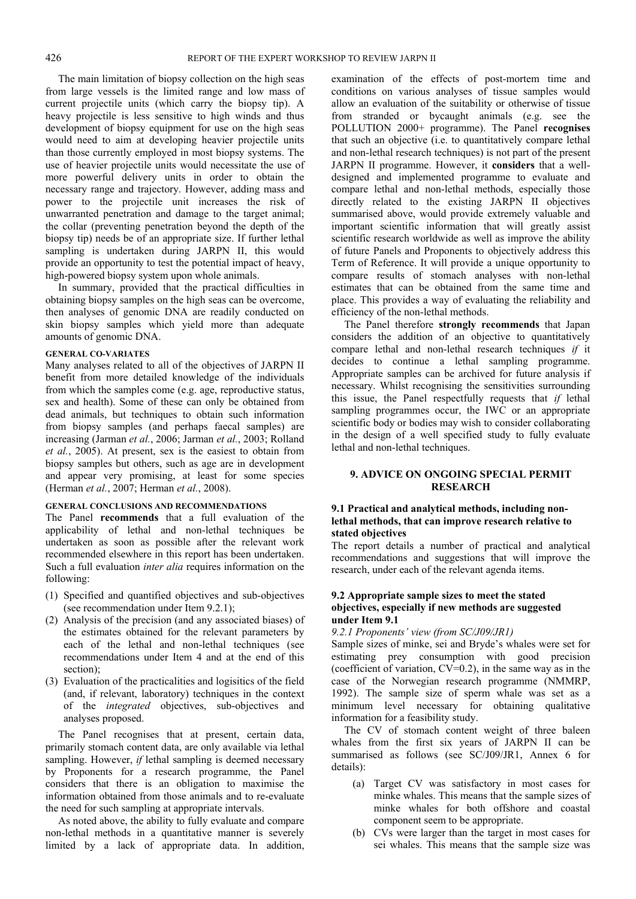The main limitation of biopsy collection on the high seas from large vessels is the limited range and low mass of current projectile units (which carry the biopsy tip). A heavy projectile is less sensitive to high winds and thus development of biopsy equipment for use on the high seas would need to aim at developing heavier projectile units than those currently employed in most biopsy systems. The use of heavier projectile units would necessitate the use of more powerful delivery units in order to obtain the necessary range and trajectory. However, adding mass and power to the projectile unit increases the risk of unwarranted penetration and damage to the target animal; the collar (preventing penetration beyond the depth of the biopsy tip) needs be of an appropriate size. If further lethal sampling is undertaken during JARPN II, this would provide an opportunity to test the potential impact of heavy, high-powered biopsy system upon whole animals.

In summary, provided that the practical difficulties in obtaining biopsy samples on the high seas can be overcome, then analyses of genomic DNA are readily conducted on skin biopsy samples which yield more than adequate amounts of genomic DNA.

#### GENERAL CO-VARIATES

Many analyses related to all of the objectives of JARPN II benefit from more detailed knowledge of the individuals from which the samples come (e.g. age, reproductive status, sex and health). Some of these can only be obtained from dead animals, but techniques to obtain such information from biopsy samples (and perhaps faecal samples) are increasing (Jarman *et al.*, 2006; Jarman *et al.*, 2003; Rolland *et al.*, 2005). At present, sex is the easiest to obtain from biopsy samples but others, such as age are in development and appear very promising, at least for some species (Herman *et al.*, 2007; Herman *et al.*, 2008).

#### GENERAL CONCLUSIONS AND RECOMMENDATIONS

The Panel **recommends** that a full evaluation of the applicability of lethal and non-lethal techniques be undertaken as soon as possible after the relevant work recommended elsewhere in this report has been undertaken. Such a full evaluation *inter alia* requires information on the following:

(1) Specified and quantified objectives and sub-objectives (see recommendation under Item 9.2.1);
(2) Analysis of the precision (and any associated biases) of the estimates obtained for the relevant parameters by each of the lethal and non-lethal techniques (see recommendations under Item 4 and at the end of this section);
(3) Evaluation of the practicalities and logisitics of the field (and, if relevant, laboratory) techniques in the context of the *integrated* objectives, sub-objectives and analyses proposed.

The Panel recognises that at present, certain data, primarily stomach content data, are only available via lethal sampling. However, *if* lethal sampling is deemed necessary by Proponents for a research programme, the Panel considers that there is an obligation to maximise the information obtained from those animals and to re-evaluate the need for such sampling at appropriate intervals.

As noted above, the ability to fully evaluate and compare non-lethal methods in a quantitative manner is severely limited by a lack of appropriate data. In addition, examination of the effects of post-mortem time and conditions on various analyses of tissue samples would allow an evaluation of the suitability or otherwise of tissue from stranded or bycaught animals (e.g. see the POLLUTION 2000+ programme). The Panel **recognises** that such an objective (i.e. to quantitatively compare lethal and non-lethal research techniques) is not part of the present JARPN II programme. However, it **considers** that a well-designed and implemented programme to evaluate and compare lethal and non-lethal methods, especially those directly related to the existing JARPN II objectives summarised above, would provide extremely valuable and important scientific information that will greatly assist scientific research worldwide as well as improve the ability of future Panels and Proponents to objectively address this Term of Reference. It will provide a unique opportunity to compare results of stomach analyses with non-lethal estimates that can be obtained from the same time and place. This provides a way of evaluating the reliability and efficiency of the non-lethal methods.

The Panel therefore **strongly recommends** that Japan considers the addition of an objective to quantitatively compare lethal and non-lethal research techniques *if* it decides to continue a lethal sampling programme. Appropriate samples can be archived for future analysis if necessary. Whilst recognising the sensitivities surrounding this issue, the Panel respectfully requests that *if* lethal sampling programmes occur, the IWC or an appropriate scientific body or bodies may wish to consider collaborating in the design of a well specified study to fully evaluate lethal and non-lethal techniques.

## 9. ADVICE ON ONGOING SPECIAL PERMIT RESEARCH

### 9.1 Practical and analytical methods, including non-lethal methods, that can improve research relative to stated objectives

The report details a number of practical and analytical recommendations and suggestions that will improve the research, under each of the relevant agenda items.

### 9.2 Appropriate sample sizes to meet the stated objectives, especially if new methods are suggested under Item 9.1

#### *9.2.1 Proponents' view (from SC/J09/JR1)*

Sample sizes of minke, sei and Bryde's whales were set for estimating prey consumption with good precision (coefficient of variation, CV=0.2), in the same way as in the case of the Norwegian research programme (NMMRP, 1992). The sample size of sperm whale was set as a minimum level necessary for obtaining qualitative information for a feasibility study.

The CV of stomach content weight of three baleen whales from the first six years of JARPN II can be summarised as follows (see SC/J09/JR1, Annex 6 for details):

(a) Target CV was satisfactory in most cases for minke whales. This means that the sample sizes of minke whales for both offshore and coastal component seem to be appropriate.
(b) CVs were larger than the target in most cases for sei whales. This means that the sample size was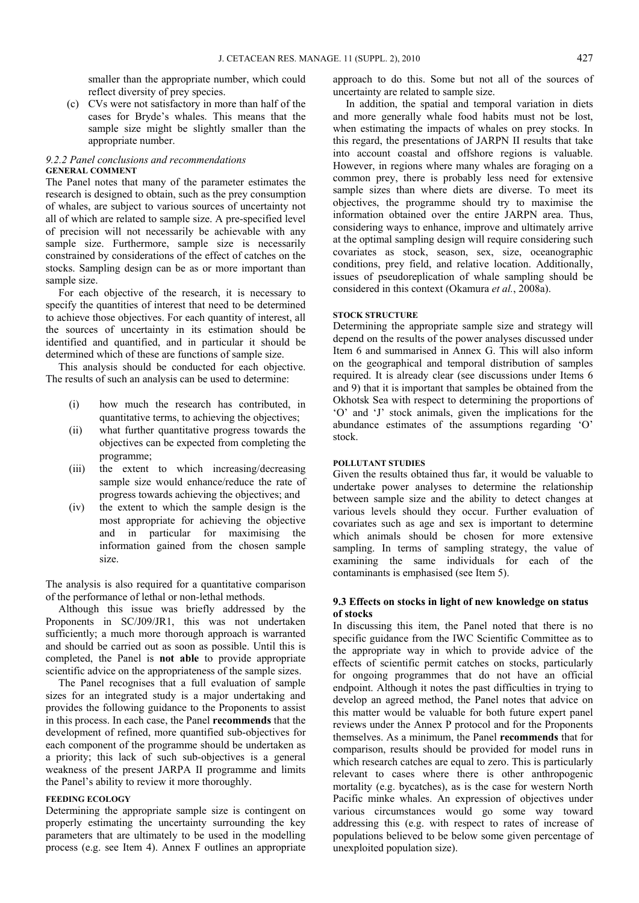smaller than the appropriate number, which could reflect diversity of prey species.

(c) CVs were not satisfactory in more than half of the cases for Bryde's whales. This means that the sample size might be slightly smaller than the appropriate number.

#### *9.2.2 Panel conclusions and recommendations*

**GENERAL COMMENT**

The Panel notes that many of the parameter estimates the research is designed to obtain, such as the prey consumption of whales, are subject to various sources of uncertainty not all of which are related to sample size. A pre-specified level of precision will not necessarily be achievable with any sample size. Furthermore, sample size is necessarily constrained by considerations of the effect of catches on the stocks. Sampling design can be as or more important than sample size.

For each objective of the research, it is necessary to specify the quantities of interest that need to be determined to achieve those objectives. For each quantity of interest, all the sources of uncertainty in its estimation should be identified and quantified, and in particular it should be determined which of these are functions of sample size.

This analysis should be conducted for each objective. The results of such an analysis can be used to determine:

(i) how much the research has contributed, in quantitative terms, to achieving the objectives;

(ii) what further quantitative progress towards the objectives can be expected from completing the programme;

(iii) the extent to which increasing/decreasing sample size would enhance/reduce the rate of progress towards achieving the objectives; and

(iv) the extent to which the sample design is the most appropriate for achieving the objective and in particular for maximising the information gained from the chosen sample size.

The analysis is also required for a quantitative comparison of the performance of lethal or non-lethal methods.

Although this issue was briefly addressed by the Proponents in SC/J09/JR1, this was not undertaken sufficiently; a much more thorough approach is warranted and should be carried out as soon as possible. Until this is completed, the Panel is **not able** to provide appropriate scientific advice on the appropriateness of the sample sizes.

The Panel recognises that a full evaluation of sample sizes for an integrated study is a major undertaking and provides the following guidance to the Proponents to assist in this process. In each case, the Panel **recommends** that the development of refined, more quantified sub-objectives for each component of the programme should be undertaken as a priority; this lack of such sub-objectives is a general weakness of the present JARPA II programme and limits the Panel's ability to review it more thoroughly.

**FEEDING ECOLOGY**

Determining the appropriate sample size is contingent on properly estimating the uncertainty surrounding the key parameters that are ultimately to be used in the modelling process (e.g. see Item 4). Annex F outlines an appropriate approach to do this. Some but not all of the sources of uncertainty are related to sample size.

In addition, the spatial and temporal variation in diets and more generally whale food habits must not be lost, when estimating the impacts of whales on prey stocks. In this regard, the presentations of JARPN II results that take into account coastal and offshore regions is valuable. However, in regions where many whales are foraging on a common prey, there is probably less need for extensive sample sizes than where diets are diverse. To meet its objectives, the programme should try to maximise the information obtained over the entire JARPN area. Thus, considering ways to enhance, improve and ultimately arrive at the optimal sampling design will require considering such covariates as stock, season, sex, size, oceanographic conditions, prey field, and relative location. Additionally, issues of pseudoreplication of whale sampling should be considered in this context (Okamura *et al.*, 2008a).

**STOCK STRUCTURE**

Determining the appropriate sample size and strategy will depend on the results of the power analyses discussed under Item 6 and summarised in Annex G. This will also inform on the geographical and temporal distribution of samples required. It is already clear (see discussions under Items 6 and 9) that it is important that samples be obtained from the Okhotsk Sea with respect to determining the proportions of 'O' and 'J' stock animals, given the implications for the abundance estimates of the assumptions regarding 'O' stock.

**POLLUTANT STUDIES**

Given the results obtained thus far, it would be valuable to undertake power analyses to determine the relationship between sample size and the ability to detect changes at various levels should they occur. Further evaluation of covariates such as age and sex is important to determine which animals should be chosen for more extensive sampling. In terms of sampling strategy, the value of examining the same individuals for each of the contaminants is emphasised (see Item 5).

### 9.3 Effects on stocks in light of new knowledge on status of stocks

In discussing this item, the Panel noted that there is no specific guidance from the IWC Scientific Committee as to the appropriate way in which to provide advice of the effects of scientific permit catches on stocks, particularly for ongoing programmes that do not have an official endpoint. Although it notes the past difficulties in trying to develop an agreed method, the Panel notes that advice on this matter would be valuable for both future expert panel reviews under the Annex P protocol and for the Proponents themselves. As a minimum, the Panel **recommends** that for comparison, results should be provided for model runs in which research catches are equal to zero. This is particularly relevant to cases where there is other anthropogenic mortality (e.g. bycatches), as is the case for western North Pacific minke whales. An expression of objectives under various circumstances would go some way toward addressing this (e.g. with respect to rates of increase of populations believed to be below some given percentage of unexploited population size).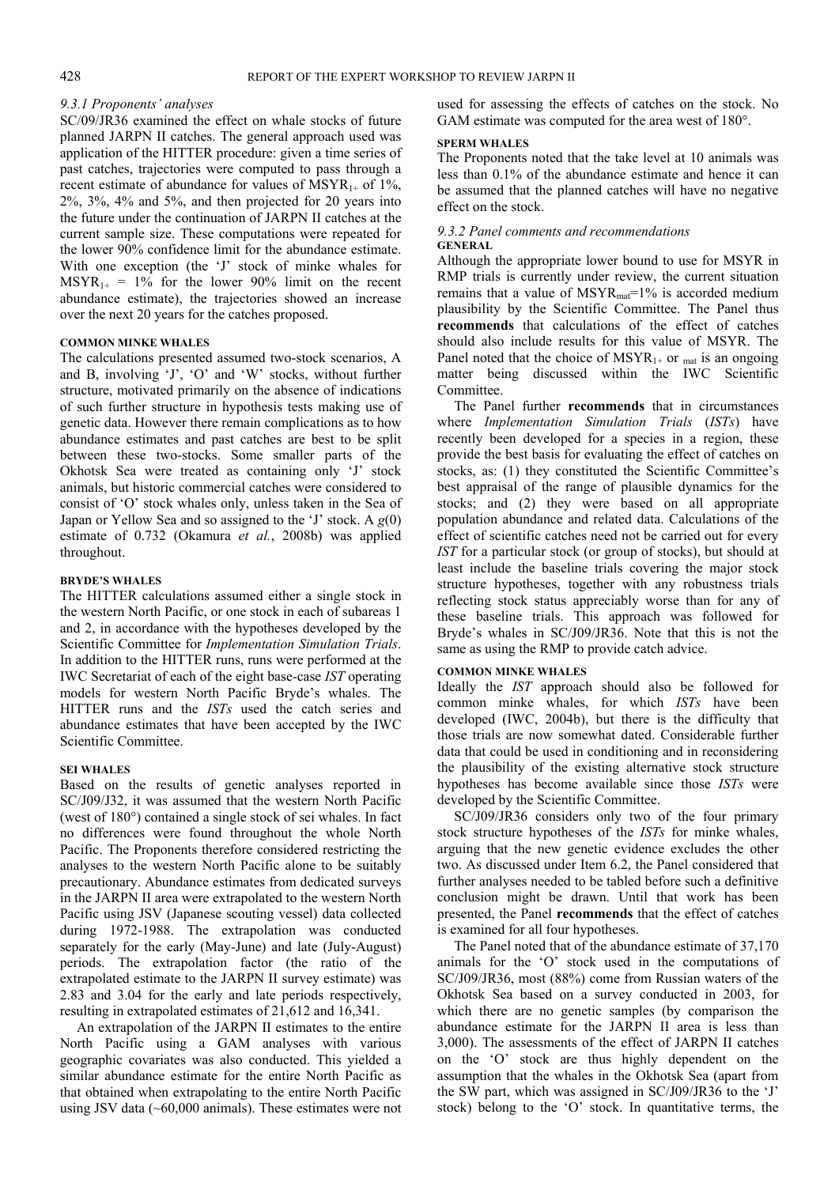### 9.3.1 Proponents' analyses

SC/09/JR36 examined the effect on whale stocks of future planned JARPN II catches. The general approach used was application of the HITTER procedure: given a time series of past catches, trajectories were computed to pass through a recent estimate of abundance for values of $MSYR_{1+}$ of 1%, 2%, 3%, 4% and 5%, and then projected for 20 years into the future under the continuation of JARPN II catches at the current sample size. These computations were repeated for the lower 90% confidence limit for the abundance estimate. With one exception (the 'J' stock of minke whales for $MSYR_{1+}$ = 1% for the lower 90% limit on the recent abundance estimate), the trajectories showed an increase over the next 20 years for the catches proposed.

#### COMMON MINKE WHALES

The calculations presented assumed two-stock scenarios, A and B, involving 'J', 'O' and 'W' stocks, without further structure, motivated primarily on the absence of indications of such further structure in hypothesis tests making use of genetic data. However there remain complications as to how abundance estimates and past catches are best to be split between these two-stocks. Some smaller parts of the Okhotsk Sea were treated as containing only 'J' stock animals, but historic commercial catches were considered to consist of 'O' stock whales only, unless taken in the Sea of Japan or Yellow Sea and so assigned to the 'J' stock. A $g(0)$ estimate of 0.732 (Okamura *et al.*, 2008b) was applied throughout.

#### BRYDE'S WHALES

The HITTER calculations assumed either a single stock in the western North Pacific, or one stock in each of subareas 1 and 2, in accordance with the hypotheses developed by the Scientific Committee for *Implementation Simulation Trials*. In addition to the HITTER runs, runs were performed at the IWC Secretariat of each of the eight base-case *IST* operating models for western North Pacific Bryde's whales. The HITTER runs and the *ISTs* used the catch series and abundance estimates that have been accepted by the IWC Scientific Committee.

#### SEI WHALES

Based on the results of genetic analyses reported in SC/J09/J32, it was assumed that the western North Pacific (west of 180°) contained a single stock of sei whales. In fact no differences were found throughout the whole North Pacific. The Proponents therefore considered restricting the analyses to the western North Pacific alone to be suitably precautionary. Abundance estimates from dedicated surveys in the JARPN II area were extrapolated to the western North Pacific using JSV (Japanese scouting vessel) data collected during 1972-1988. The extrapolation was conducted separately for the early (May-June) and late (July-August) periods. The extrapolation factor (the ratio of the extrapolated estimate to the JARPN II survey estimate) was 2.83 and 3.04 for the early and late periods respectively, resulting in extrapolated estimates of 21,612 and 16,341.

An extrapolation of the JARPN II estimates to the entire North Pacific using a GAM analyses with various geographic covariates was also conducted. This yielded a similar abundance estimate for the entire North Pacific as that obtained when extrapolating to the entire North Pacific using JSV data (~60,000 animals). These estimates were not used for assessing the effects of catches on the stock. No GAM estimate was computed for the area west of 180°.

#### SPERM WHALES

The Proponents noted that the take level at 10 animals was less than 0.1% of the abundance estimate and hence it can be assumed that the planned catches will have no negative effect on the stock.

### 9.3.2 Panel comments and recommendations

#### GENERAL

Although the appropriate lower bound to use for MSYR in RMP trials is currently under review, the current situation remains that a value of $MSYR_{mat}$=1% is accorded medium plausibility by the Scientific Committee. The Panel thus **recommends** that calculations of the effect of catches should also include results for this value of MSYR. The Panel noted that the choice of $MSYR_{1+}$ or $_{mat}$ is an ongoing matter being discussed within the IWC Scientific Committee.

The Panel further **recommends** that in circumstances where *Implementation Simulation Trials* (*ISTs*) have recently been developed for a species in a region, these provide the best basis for evaluating the effect of catches on stocks, as: (1) they constituted the Scientific Committee's best appraisal of the range of plausible dynamics for the stocks; and (2) they were based on all appropriate population abundance and related data. Calculations of the effect of scientific catches need not be carried out for every *IST* for a particular stock (or group of stocks), but should at least include the baseline trials covering the major stock structure hypotheses, together with any robustness trials reflecting stock status appreciably worse than for any of these baseline trials. This approach was followed for Bryde's whales in SC/J09/JR36. Note that this is not the same as using the RMP to provide catch advice.

#### COMMON MINKE WHALES

Ideally the *IST* approach should also be followed for common minke whales, for which *ISTs* have been developed (IWC, 2004b), but there is the difficulty that those trials are now somewhat dated. Considerable further data that could be used in conditioning and in reconsidering the plausibility of the existing alternative stock structure hypotheses has become available since those *ISTs* were developed by the Scientific Committee.

SC/J09/JR36 considers only two of the four primary stock structure hypotheses of the *ISTs* for minke whales, arguing that the new genetic evidence excludes the other two. As discussed under Item 6.2, the Panel considered that further analyses needed to be tabled before such a definitive conclusion might be drawn. Until that work has been presented, the Panel **recommends** that the effect of catches is examined for all four hypotheses.

The Panel noted that of the abundance estimate of 37,170 animals for the 'O' stock used in the computations of SC/J09/JR36, most (88%) come from Russian waters of the Okhotsk Sea based on a survey conducted in 2003, for which there are no genetic samples (by comparison the abundance estimate for the JARPN II area is less than 3,000). The assessments of the effect of JARPN II catches on the 'O' stock are thus highly dependent on the assumption that the whales in the Okhotsk Sea (apart from the SW part, which was assigned in SC/J09/JR36 to the 'J' stock) belong to the 'O' stock. In quantitative terms, the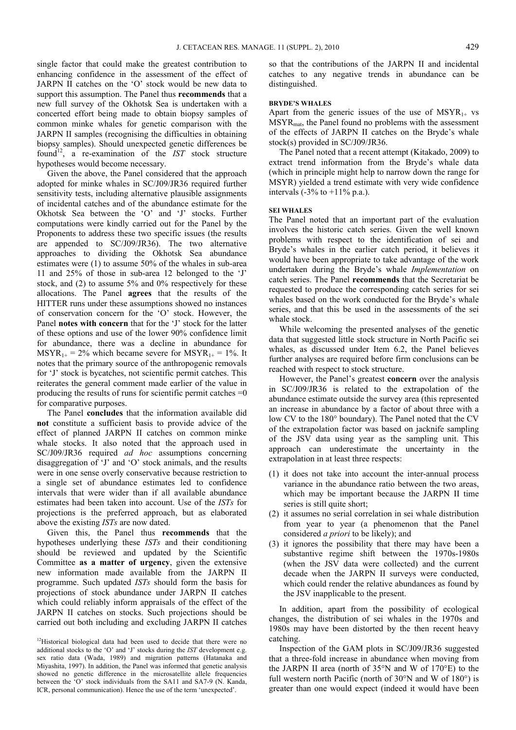single factor that could make the greatest contribution to enhancing confidence in the assessment of the effect of JARPN II catches on the 'O' stock would be new data to support this assumption. The Panel thus **recommends** that a new full survey of the Okhotsk Sea is undertaken with a concerted effort being made to obtain biopsy samples of common minke whales for genetic comparison with the JARPN II samples (recognising the difficulties in obtaining biopsy samples). Should unexpected genetic differences be found[12], a re-examination of the *IST* stock structure hypotheses would become necessary.

Given the above, the Panel considered that the approach adopted for minke whales in SC/J09/JR36 required further sensitivity tests, including alternative plausible assignments of incidental catches and of the abundance estimate for the Okhotsk Sea between the 'O' and 'J' stocks. Further computations were kindly carried out for the Panel by the Proponents to address these two specific issues (the results are appended to SC/J09/JR36). The two alternative approaches to dividing the Okhotsk Sea abundance estimates were (1) to assume 50% of the whales in sub-area 11 and 25% of those in sub-area 12 belonged to the 'J' stock, and (2) to assume 5% and 0% respectively for these allocations. The Panel **agrees** that the results of the HITTER runs under these assumptions showed no instances of conservation concern for the 'O' stock. However, the Panel **notes with concern** that for the 'J' stock for the latter of these options and use of the lower 90% confidence limit for abundance, there was a decline in abundance for $MSYR_{1+}$ = 2% which became severe for $MSYR_{1+}$ = 1%. It notes that the primary source of the anthropogenic removals for 'J' stock is bycatches, not scientific permit catches. This reiterates the general comment made earlier of the value in producing the results of runs for scientific permit catches =0 for comparative purposes.

The Panel **concludes** that the information available did **not** constitute a sufficient basis to provide advice of the effect of planned JARPN II catches on common minke whale stocks. It also noted that the approach used in SC/J09/JR36 required *ad hoc* assumptions concerning disaggregation of 'J' and 'O' stock animals, and the results were in one sense overly conservative because restriction to a single set of abundance estimates led to confidence intervals that were wider than if all available abundance estimates had been taken into account. Use of the *ISTs* for projections is the preferred approach, but as elaborated above the existing *ISTs* are now dated.

Given this, the Panel thus **recommends** that the hypotheses underlying these *ISTs* and their conditioning should be reviewed and updated by the Scientific Committee **as a matter of urgency**, given the extensive new information made available from the JARPN II programme. Such updated *ISTs* should form the basis for projections of stock abundance under JARPN II catches which could reliably inform appraisals of the effect of the JARPN II catches on stocks. Such projections should be carried out both including and excluding JARPN II catches so that the contributions of the JARPN II and incidental catches to any negative trends in abundance can be distinguished.

[12]Historical biological data had been used to decide that there were no additional stocks to the 'O' and 'J' stocks during the *IST* development e.g. sex ratio data (Wada, 1989) and migration patterns (Hatanaka and Miyashita, 1997). In addition, the Panel was informed that genetic analysis showed no genetic difference in the microsatellite allele frequencies between the 'O' stock individuals from the SA11 and SA7-9 (N. Kanda, ICR, personal communication). Hence the use of the term 'unexpected'.

#### BRYDE'S WHALES

Apart from the generic issues of the use of $MSYR_{1+}$ vs $MSYR_{mat}$, the Panel found no problems with the assessment of the effects of JARPN II catches on the Bryde's whale stock(s) provided in SC/J09/JR36.

The Panel noted that a recent attempt (Kitakado, 2009) to extract trend information from the Bryde's whale data (which in principle might help to narrow down the range for MSYR) yielded a trend estimate with very wide confidence intervals (-3% to +11% p.a.).

#### SEI WHALES

The Panel noted that an important part of the evaluation involves the historic catch series. Given the well known problems with respect to the identification of sei and Bryde's whales in the earlier catch period, it believes it would have been appropriate to take advantage of the work undertaken during the Bryde's whale *Implementation* on catch series. The Panel **recommends** that the Secretariat be requested to produce the corresponding catch series for sei whales based on the work conducted for the Bryde's whale series, and that this be used in the assessments of the sei whale stock.

While welcoming the presented analyses of the genetic data that suggested little stock structure in North Pacific sei whales, as discussed under Item 6.2, the Panel believes further analyses are required before firm conclusions can be reached with respect to stock structure.

However, the Panel's greatest **concern** over the analysis in SC/J09/JR36 is related to the extrapolation of the abundance estimate outside the survey area (this represented an increase in abundance by a factor of about three with a low CV to the 180° boundary). The Panel noted that the CV of the extrapolation factor was based on jacknife sampling of the JSV data using year as the sampling unit. This approach can underestimate the uncertainty in the extrapolation in at least three respects:

1. it does not take into account the inter-annual process variance in the abundance ratio between the two areas, which may be important because the JARPN II time series is still quite short;
2. it assumes no serial correlation in sei whale distribution from year to year (a phenomenon that the Panel considered *a priori* to be likely); and
3. it ignores the possibility that there may have been a substantive regime shift between the 1970s-1980s (when the JSV data were collected) and the current decade when the JARPN II surveys were conducted, which could render the relative abundances as found by the JSV inapplicable to the present.

In addition, apart from the possibility of ecological changes, the distribution of sei whales in the 1970s and 1980s may have been distorted by the then recent heavy catching.

Inspection of the GAM plots in SC/J09/JR36 suggested that a three-fold increase in abundance when moving from the JARPN II area (north of 35°N and W of 170°E) to the full western north Pacific (north of 30°N and W of 180°) is greater than one would expect (indeed it would have been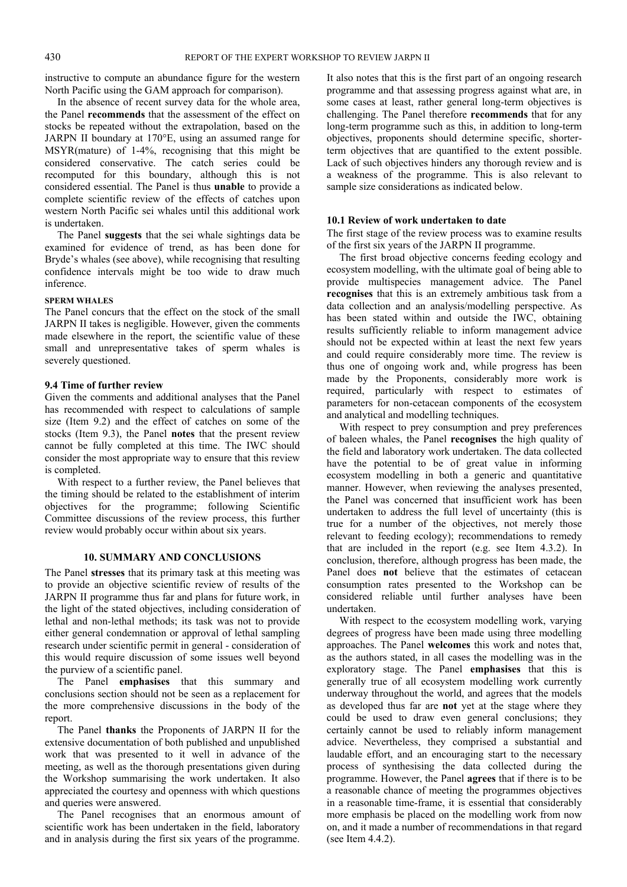instructive to compute an abundance figure for the western North Pacific using the GAM approach for comparison).

In the absence of recent survey data for the whole area, the Panel **recommends** that the assessment of the effect on stocks be repeated without the extrapolation, based on the JARPN II boundary at 170°E, using an assumed range for MSYR(mature) of 1-4%, recognising that this might be considered conservative. The catch series could be recomputed for this boundary, although this is not considered essential. The Panel is thus **unable** to provide a complete scientific review of the effects of catches upon western North Pacific sei whales until this additional work is undertaken.

The Panel **suggests** that the sei whale sightings data be examined for evidence of trend, as has been done for Bryde's whales (see above), while recognising that resulting confidence intervals might be too wide to draw much inference.

#### SPERM WHALES

The Panel concurs that the effect on the stock of the small JARPN II takes is negligible. However, given the comments made elsewhere in the report, the scientific value of these small and unrepresentative takes of sperm whales is severely questioned.

### 9.4 Time of further review

Given the comments and additional analyses that the Panel has recommended with respect to calculations of sample size (Item 9.2) and the effect of catches on some of the stocks (Item 9.3), the Panel **notes** that the present review cannot be fully completed at this time. The IWC should consider the most appropriate way to ensure that this review is completed.

With respect to a further review, the Panel believes that the timing should be related to the establishment of interim objectives for the programme; following Scientific Committee discussions of the review process, this further review would probably occur within about six years.

## 10. SUMMARY AND CONCLUSIONS

The Panel **stresses** that its primary task at this meeting was to provide an objective scientific review of results of the JARPN II programme thus far and plans for future work, in the light of the stated objectives, including consideration of lethal and non-lethal methods; its task was not to provide either general condemnation or approval of lethal sampling research under scientific permit in general - consideration of this would require discussion of some issues well beyond the purview of a scientific panel.

The Panel **emphasises** that this summary and conclusions section should not be seen as a replacement for the more comprehensive discussions in the body of the report.

The Panel **thanks** the Proponents of JARPN II for the extensive documentation of both published and unpublished work that was presented to it well in advance of the meeting, as well as the thorough presentations given during the Workshop summarising the work undertaken. It also appreciated the courtesy and openness with which questions and queries were answered.

The Panel recognises that an enormous amount of scientific work has been undertaken in the field, laboratory and in analysis during the first six years of the programme. It also notes that this is the first part of an ongoing research programme and that assessing progress against what are, in some cases at least, rather general long-term objectives is challenging. The Panel therefore **recommends** that for any long-term programme such as this, in addition to long-term objectives, proponents should determine specific, shorter-term objectives that are quantified to the extent possible. Lack of such objectives hinders any thorough review and is a weakness of the programme. This is also relevant to sample size considerations as indicated below.

### 10.1 Review of work undertaken to date

The first stage of the review process was to examine results of the first six years of the JARPN II programme.

The first broad objective concerns feeding ecology and ecosystem modelling, with the ultimate goal of being able to provide multispecies management advice. The Panel **recognises** that this is an extremely ambitious task from a data collection and an analysis/modelling perspective. As has been stated within and outside the IWC, obtaining results sufficiently reliable to inform management advice should not be expected within at least the next few years and could require considerably more time. The review is thus one of ongoing work and, while progress has been made by the Proponents, considerably more work is required, particularly with respect to estimates of parameters for non-cetacean components of the ecosystem and analytical and modelling techniques.

With respect to prey consumption and prey preferences of baleen whales, the Panel **recognises** the high quality of the field and laboratory work undertaken. The data collected have the potential to be of great value in informing ecosystem modelling in both a generic and quantitative manner. However, when reviewing the analyses presented, the Panel was concerned that insufficient work has been undertaken to address the full level of uncertainty (this is true for a number of the objectives, not merely those relevant to feeding ecology); recommendations to remedy that are included in the report (e.g. see Item 4.3.2). In conclusion, therefore, although progress has been made, the Panel does **not** believe that the estimates of cetacean consumption rates presented to the Workshop can be considered reliable until further analyses have been undertaken.

With respect to the ecosystem modelling work, varying degrees of progress have been made using three modelling approaches. The Panel **welcomes** this work and notes that, as the authors stated, in all cases the modelling was in the exploratory stage. The Panel **emphasises** that this is generally true of all ecosystem modelling work currently underway throughout the world, and agrees that the models as developed thus far are **not** yet at the stage where they could be used to draw even general conclusions; they certainly cannot be used to reliably inform management advice. Nevertheless, they comprised a substantial and laudable effort, and an encouraging start to the necessary process of synthesising the data collected during the programme. However, the Panel **agrees** that if there is to be a reasonable chance of meeting the programmes objectives in a reasonable time-frame, it is essential that considerably more emphasis be placed on the modelling work from now on, and it made a number of recommendations in that regard (see Item 4.4.2).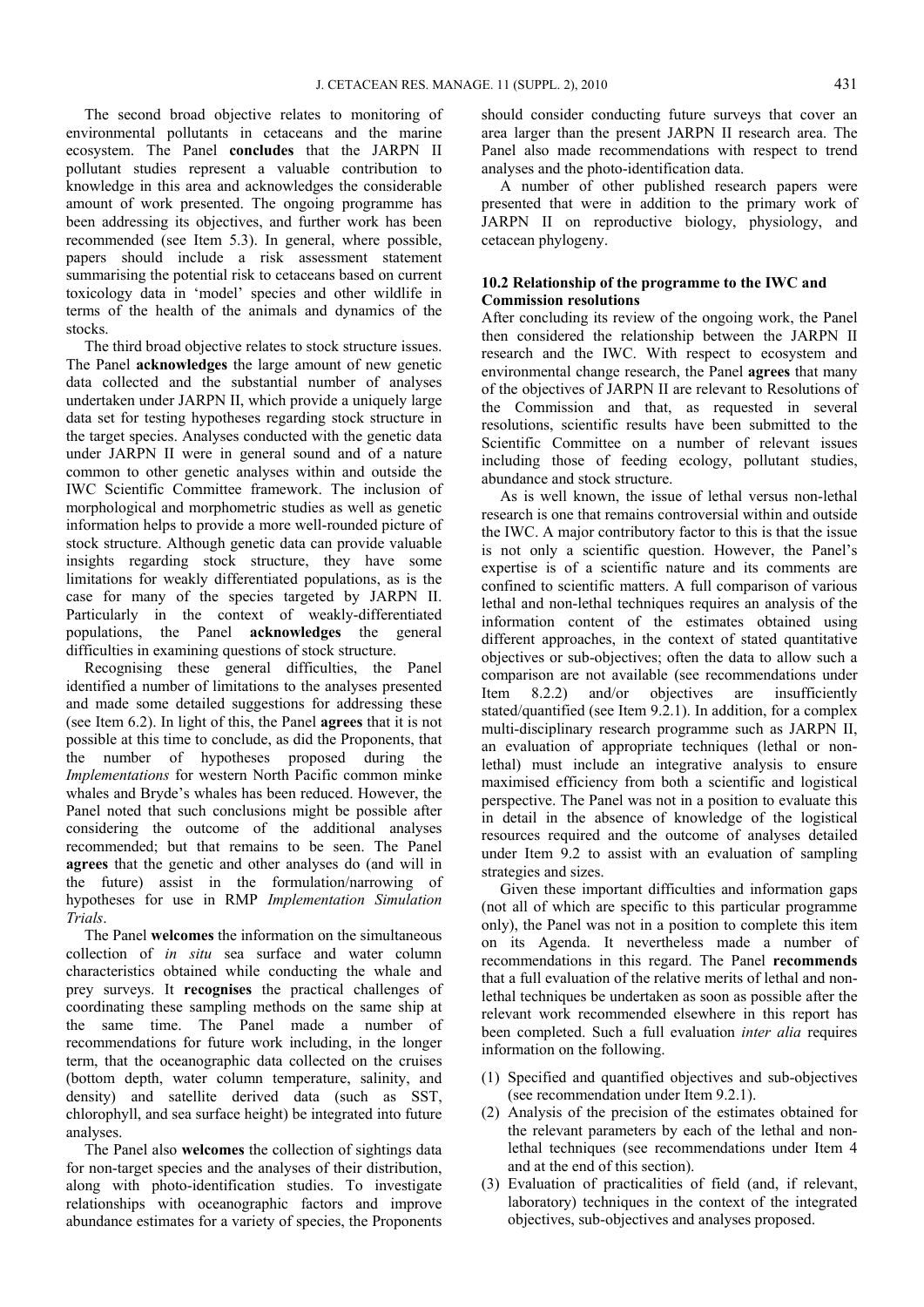The second broad objective relates to monitoring of environmental pollutants in cetaceans and the marine ecosystem. The Panel **concludes** that the JARPN II pollutant studies represent a valuable contribution to knowledge in this area and acknowledges the considerable amount of work presented. The ongoing programme has been addressing its objectives, and further work has been recommended (see Item 5.3). In general, where possible, papers should include a risk assessment statement summarising the potential risk to cetaceans based on current toxicology data in 'model' species and other wildlife in terms of the health of the animals and dynamics of the stocks.

The third broad objective relates to stock structure issues. The Panel **acknowledges** the large amount of new genetic data collected and the substantial number of analyses undertaken under JARPN II, which provide a uniquely large data set for testing hypotheses regarding stock structure in the target species. Analyses conducted with the genetic data under JARPN II were in general sound and of a nature common to other genetic analyses within and outside the IWC Scientific Committee framework. The inclusion of morphological and morphometric studies as well as genetic information helps to provide a more well-rounded picture of stock structure. Although genetic data can provide valuable insights regarding stock structure, they have some limitations for weakly differentiated populations, as is the case for many of the species targeted by JARPN II. Particularly in the context of weakly-differentiated populations, the Panel **acknowledges** the general difficulties in examining questions of stock structure.

Recognising these general difficulties, the Panel identified a number of limitations to the analyses presented and made some detailed suggestions for addressing these (see Item 6.2). In light of this, the Panel **agrees** that it is not possible at this time to conclude, as did the Proponents, that the number of hypotheses proposed during the *Implementations* for western North Pacific common minke whales and Bryde's whales has been reduced. However, the Panel noted that such conclusions might be possible after considering the outcome of the additional analyses recommended; but that remains to be seen. The Panel **agrees** that the genetic and other analyses do (and will in the future) assist in the formulation/narrowing of hypotheses for use in RMP *Implementation Simulation Trials*.

The Panel **welcomes** the information on the simultaneous collection of *in situ* sea surface and water column characteristics obtained while conducting the whale and prey surveys. It **recognises** the practical challenges of coordinating these sampling methods on the same ship at the same time. The Panel made a number of recommendations for future work including, in the longer term, that the oceanographic data collected on the cruises (bottom depth, water column temperature, salinity, and density) and satellite derived data (such as SST, chlorophyll, and sea surface height) be integrated into future analyses.

The Panel also **welcomes** the collection of sightings data for non-target species and the analyses of their distribution, along with photo-identification studies. To investigate relationships with oceanographic factors and improve abundance estimates for a variety of species, the Proponents should consider conducting future surveys that cover an area larger than the present JARPN II research area. The Panel also made recommendations with respect to trend analyses and the photo-identification data.

A number of other published research papers were presented that were in addition to the primary work of JARPN II on reproductive biology, physiology, and cetacean phylogeny.

### 10.2 Relationship of the programme to the IWC and Commission resolutions

After concluding its review of the ongoing work, the Panel then considered the relationship between the JARPN II research and the IWC. With respect to ecosystem and environmental change research, the Panel **agrees** that many of the objectives of JARPN II are relevant to Resolutions of the Commission and that, as requested in several resolutions, scientific results have been submitted to the Scientific Committee on a number of relevant issues including those of feeding ecology, pollutant studies, abundance and stock structure.

As is well known, the issue of lethal versus non-lethal research is one that remains controversial within and outside the IWC. A major contributory factor to this is that the issue is not only a scientific question. However, the Panel's expertise is of a scientific nature and its comments are confined to scientific matters. A full comparison of various lethal and non-lethal techniques requires an analysis of the information content of the estimates obtained using different approaches, in the context of stated quantitative objectives or sub-objectives; often the data to allow such a comparison are not available (see recommendations under Item 8.2.2) and/or objectives are insufficiently stated/quantified (see Item 9.2.1). In addition, for a complex multi-disciplinary research programme such as JARPN II, an evaluation of appropriate techniques (lethal or non-lethal) must include an integrative analysis to ensure maximised efficiency from both a scientific and logistical perspective. The Panel was not in a position to evaluate this in detail in the absence of knowledge of the logistical resources required and the outcome of analyses detailed under Item 9.2 to assist with an evaluation of sampling strategies and sizes.

Given these important difficulties and information gaps (not all of which are specific to this particular programme only), the Panel was not in a position to complete this item on its Agenda. It nevertheless made a number of recommendations in this regard. The Panel **recommends** that a full evaluation of the relative merits of lethal and non-lethal techniques be undertaken as soon as possible after the relevant work recommended elsewhere in this report has been completed. Such a full evaluation *inter alia* requires information on the following.

(1) Specified and quantified objectives and sub-objectives (see recommendation under Item 9.2.1).
(2) Analysis of the precision of the estimates obtained for the relevant parameters by each of the lethal and non-lethal techniques (see recommendations under Item 4 and at the end of this section).
(3) Evaluation of practicalities of field (and, if relevant, laboratory) techniques in the context of the integrated objectives, sub-objectives and analyses proposed.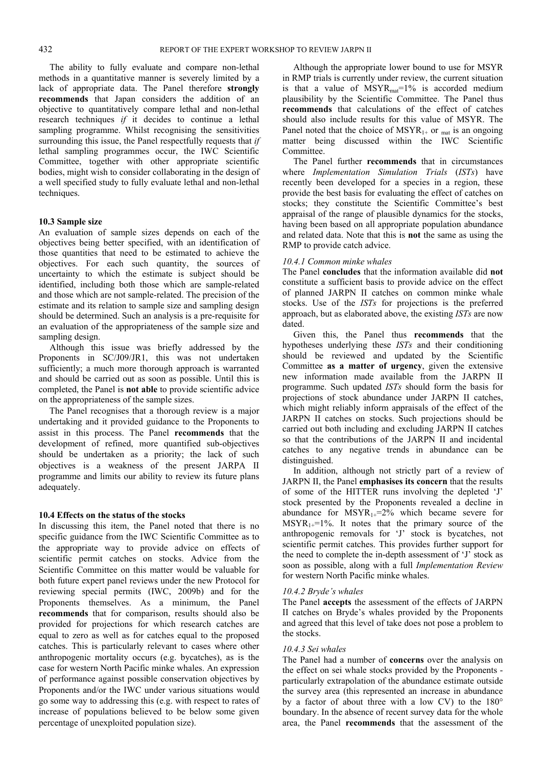The ability to fully evaluate and compare non-lethal methods in a quantitative manner is severely limited by a lack of appropriate data. The Panel therefore **strongly recommends** that Japan considers the addition of an objective to quantitatively compare lethal and non-lethal research techniques *if* it decides to continue a lethal sampling programme. Whilst recognising the sensitivities surrounding this issue, the Panel respectfully requests that *if* lethal sampling programmes occur, the IWC Scientific Committee, together with other appropriate scientific bodies, might wish to consider collaborating in the design of a well specified study to fully evaluate lethal and non-lethal techniques.

### 10.3 Sample size

An evaluation of sample sizes depends on each of the objectives being better specified, with an identification of those quantities that need to be estimated to achieve the objectives. For each such quantity, the sources of uncertainty to which the estimate is subject should be identified, including both those which are sample-related and those which are not sample-related. The precision of the estimate and its relation to sample size and sampling design should be determined. Such an analysis is a pre-requisite for an evaluation of the appropriateness of the sample size and sampling design.

Although this issue was briefly addressed by the Proponents in SC/J09/JR1, this was not undertaken sufficiently; a much more thorough approach is warranted and should be carried out as soon as possible. Until this is completed, the Panel is **not able** to provide scientific advice on the appropriateness of the sample sizes.

The Panel recognises that a thorough review is a major undertaking and it provided guidance to the Proponents to assist in this process. The Panel **recommends** that the development of refined, more quantified sub-objectives should be undertaken as a priority; the lack of such objectives is a weakness of the present JARPA II programme and limits our ability to review its future plans adequately.

### 10.4 Effects on the status of the stocks

In discussing this item, the Panel noted that there is no specific guidance from the IWC Scientific Committee as to the appropriate way to provide advice on effects of scientific permit catches on stocks. Advice from the Scientific Committee on this matter would be valuable for both future expert panel reviews under the new Protocol for reviewing special permits (IWC, 2009b) and for the Proponents themselves. As a minimum, the Panel **recommends** that for comparison, results should also be provided for projections for which research catches are equal to zero as well as for catches equal to the proposed catches. This is particularly relevant to cases where other anthropogenic mortality occurs (e.g. bycatches), as is the case for western North Pacific minke whales. An expression of performance against possible conservation objectives by Proponents and/or the IWC under various situations would go some way to addressing this (e.g. with respect to rates of increase of populations believed to be below some given percentage of unexploited population size).

Although the appropriate lower bound to use for MSYR in RMP trials is currently under review, the current situation is that a value of $MSYR_{mat}$=1% is accorded medium plausibility by the Scientific Committee. The Panel thus **recommends** that calculations of the effect of catches should also include results for this value of MSYR. The Panel noted that the choice of $MSYR_{1+}$ or $_{mat}$ is an ongoing matter being discussed within the IWC Scientific Committee.

The Panel further **recommends** that in circumstances where *Implementation Simulation Trials* (*ISTs*) have recently been developed for a species in a region, these provide the best basis for evaluating the effect of catches on stocks; they constitute the Scientific Committee's best appraisal of the range of plausible dynamics for the stocks, having been based on all appropriate population abundance and related data. Note that this is **not** the same as using the RMP to provide catch advice.

#### *10.4.1 Common minke whales*

The Panel **concludes** that the information available did **not** constitute a sufficient basis to provide advice on the effect of planned JARPN II catches on common minke whale stocks. Use of the *ISTs* for projections is the preferred approach, but as elaborated above, the existing *ISTs* are now dated.

Given this, the Panel thus **recommends** that the hypotheses underlying these *ISTs* and their conditioning should be reviewed and updated by the Scientific Committee **as a matter of urgency**, given the extensive new information made available from the JARPN II programme. Such updated *ISTs* should form the basis for projections of stock abundance under JARPN II catches, which might reliably inform appraisals of the effect of the JARPN II catches on stocks. Such projections should be carried out both including and excluding JARPN II catches so that the contributions of the JARPN II and incidental catches to any negative trends in abundance can be distinguished.

In addition, although not strictly part of a review of JARPN II, the Panel **emphasises its concern** that the results of some of the HITTER runs involving the depleted 'J' stock presented by the Proponents revealed a decline in abundance for $MSYR_{1+}$=2% which became severe for $MSYR_{1+}$=1%. It notes that the primary source of the anthropogenic removals for 'J' stock is bycatches, not scientific permit catches. This provides further support for the need to complete the in-depth assessment of 'J' stock as soon as possible, along with a full *Implementation Review* for western North Pacific minke whales.

#### *10.4.2 Bryde's whales*

The Panel **accepts** the assessment of the effects of JARPN II catches on Bryde's whales provided by the Proponents and agreed that this level of take does not pose a problem to the stocks.

#### *10.4.3 Sei whales*

The Panel had a number of **concerns** over the analysis on the effect on sei whale stocks provided by the Proponents - particularly extrapolation of the abundance estimate outside the survey area (this represented an increase in abundance by a factor of about three with a low CV) to the 180° boundary. In the absence of recent survey data for the whole area, the Panel **recommends** that the assessment of the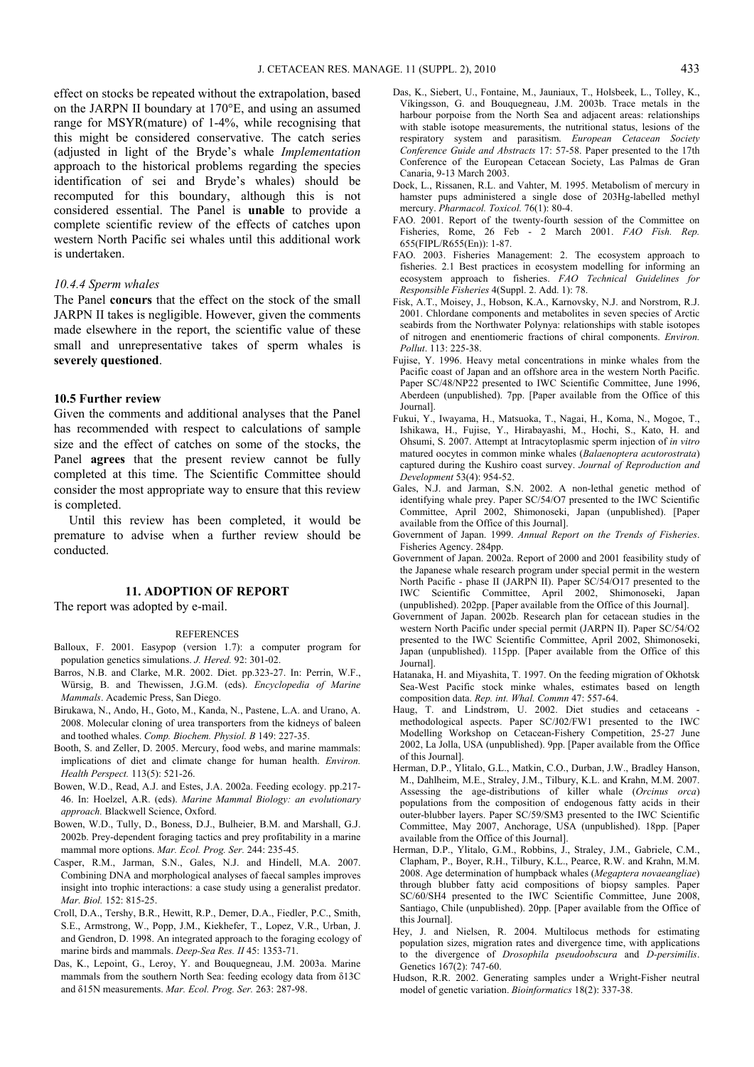effect on stocks be repeated without the extrapolation, based on the JARPN II boundary at 170°E, and using an assumed range for MSYR(mature) of 1-4%, while recognising that this might be considered conservative. The catch series (adjusted in light of the Bryde's whale *Implementation* approach to the historical problems regarding the species identification of sei and Bryde's whales) should be recomputed for this boundary, although this is not considered essential. The Panel is **unable** to provide a complete scientific review of the effects of catches upon western North Pacific sei whales until this additional work is undertaken.

#### 10.4.4 Sperm whales

The Panel **concurs** that the effect on the stock of the small JARPN II takes is negligible. However, given the comments made elsewhere in the report, the scientific value of these small and unrepresentative takes of sperm whales is **severely questioned**.

### 10.5 Further review

Given the comments and additional analyses that the Panel has recommended with respect to calculations of sample size and the effect of catches on some of the stocks, the Panel **agrees** that the present review cannot be fully completed at this time. The Scientific Committee should consider the most appropriate way to ensure that this review is completed.

Until this review has been completed, it would be premature to advise when a further review should be conducted.

## 11. ADOPTION OF REPORT

The report was adopted by e-mail.

## REFERENCES

Balloux, F. 2001. Easypop (version 1.7): a computer program for population genetics simulations. *J. Hered.* 92: 301-02.

Barros, N.B. and Clarke, M.R. 2002. Diet. pp.323-27. In: Perrin, W.F., Würsig, B. and Thewissen, J.G.M. (eds). *Encyclopedia of Marine Mammals*. Academic Press, San Diego.

Birukawa, N., Ando, H., Goto, M., Kanda, N., Pastene, L.A. and Urano, A. 2008. Molecular cloning of urea transporters from the kidneys of baleen and toothed whales. *Comp. Biochem. Physiol. B* 149: 227-35.

Booth, S. and Zeller, D. 2005. Mercury, food webs, and marine mammals: implications of diet and climate change for human health. *Environ. Health Perspect.* 113(5): 521-26.

Bowen, W.D., Read, A.J. and Estes, J.A. 2002a. Feeding ecology. pp.217-46. In: Hoelzel, A.R. (eds). *Marine Mammal Biology: an evolutionary approach.* Blackwell Science, Oxford.

Bowen, W.D., Tully, D., Boness, D.J., Bulheier, B.M. and Marshall, G.J. 2002b. Prey-dependent foraging tactics and prey profitability in a marine mammal more options. *Mar. Ecol. Prog. Ser.* 244: 235-45.

Casper, R.M., Jarman, S.N., Gales, N.J. and Hindell, M.A. 2007. Combining DNA and morphological analyses of faecal samples improves insight into trophic interactions: a case study using a generalist predator. *Mar. Biol.* 152: 815-25.

Croll, D.A., Tershy, B.R., Hewitt, R.P., Demer, D.A., Fiedler, P.C., Smith, S.E., Armstrong, W., Popp, J.M., Kiekhefer, T., Lopez, V.R., Urban, J. and Gendron, D. 1998. An integrated approach to the foraging ecology of marine birds and mammals. *Deep-Sea Res. II* 45: 1353-71.

Das, K., Lepoint, G., Leroy, Y. and Bouquegneau, J.M. 2003a. Marine mammals from the southern North Sea: feeding ecology data from δ13C and δ15N measurements. *Mar. Ecol. Prog. Ser.* 263: 287-98.

Das, K., Siebert, U., Fontaine, M., Jauniaux, T., Holsbeek, L., Tolley, K., Víkingsson, G. and Bouquegneau, J.M. 2003b. Trace metals in the harbour porpoise from the North Sea and adjacent areas: relationships with stable isotope measurements, the nutritional status, lesions of the respiratory system and parasitism. *European Cetacean Society Conference Guide and Abstracts* 17: 57-58. Paper presented to the 17th Conference of the European Cetacean Society, Las Palmas de Gran Canaria, 9-13 March 2003.

Dock, L., Rissanen, R.L. and Vahter, M. 1995. Metabolism of mercury in hamster pups administered a single dose of 203Hg-labelled methyl mercury. *Pharmacol. Toxicol.* 76(1): 80-4.

FAO. 2001. Report of the twenty-fourth session of the Committee on Fisheries, Rome, 26 Feb - 2 March 2001. *FAO Fish. Rep.* 655(FIPL/R655(En)): 1-87.

FAO. 2003. Fisheries Management: 2. The ecosystem approach to fisheries. 2.1 Best practices in ecosystem modelling for informing an ecosystem approach to fisheries. *FAO Technical Guidelines for Responsible Fisheries* 4(Suppl. 2. Add. 1): 78.

Fisk, A.T., Moisey, J., Hobson, K.A., Karnovsky, N.J. and Norstrom, R.J. 2001. Chlordane components and metabolites in seven species of Arctic seabirds from the Northwater Polynya: relationships with stable isotopes of nitrogen and enentiomeric fractions of chiral components. *Environ. Pollut*. 113: 225-38.

Fujise, Y. 1996. Heavy metal concentrations in minke whales from the Pacific coast of Japan and an offshore area in the western North Pacific. Paper SC/48/NP22 presented to IWC Scientific Committee, June 1996, Aberdeen (unpublished). 7pp. [Paper available from the Office of this Journal].

Fukui, Y., Iwayama, H., Matsuoka, T., Nagai, H., Koma, N., Mogoe, T., Ishikawa, H., Fujise, Y., Hirabayashi, M., Hochi, S., Kato, H. and Ohsumi, S. 2007. Attempt at Intracytoplasmic sperm injection of *in vitro* matured oocytes in common minke whales (*Balaenoptera acutorostrata*) captured during the Kushiro coast survey. *Journal of Reproduction and Development* 53(4): 954-52.

Gales, N.J. and Jarman, S.N. 2002. A non-lethal genetic method of identifying whale prey. Paper SC/54/O7 presented to the IWC Scientific Committee, April 2002, Shimonoseki, Japan (unpublished). [Paper available from the Office of this Journal].

Government of Japan. 1999. *Annual Report on the Trends of Fisheries*. Fisheries Agency. 284pp.

Government of Japan. 2002a. Report of 2000 and 2001 feasibility study of the Japanese whale research program under special permit in the western North Pacific - phase II (JARPN II). Paper SC/54/O17 presented to the IWC Scientific Committee, April 2002, Shimonoseki, Japan (unpublished). 202pp. [Paper available from the Office of this Journal].

Government of Japan. 2002b. Research plan for cetacean studies in the western North Pacific under special permit (JARPN II). Paper SC/54/O2 presented to the IWC Scientific Committee, April 2002, Shimonoseki, Japan (unpublished). 115pp. [Paper available from the Office of this Journal].

Hatanaka, H. and Miyashita, T. 1997. On the feeding migration of Okhotsk Sea-West Pacific stock minke whales, estimates based on length composition data. *Rep. int. Whal. Commn* 47: 557-64.

Haug, T. and Lindstrøm, U. 2002. Diet studies and cetaceans - methodological aspects. Paper SC/J02/FW1 presented to the IWC Modelling Workshop on Cetacean-Fishery Competition, 25-27 June 2002, La Jolla, USA (unpublished). 9pp. [Paper available from the Office of this Journal].

Herman, D.P., Ylitalo, G.L., Matkin, C.O., Durban, J.W., Bradley Hanson, M., Dahlheim, M.E., Straley, J.M., Tilbury, K.L. and Krahn, M.M. 2007. Assessing the age-distributions of killer whale (*Orcinus orca*) populations from the composition of endogenous fatty acids in their outer-blubber layers. Paper SC/59/SM3 presented to the IWC Scientific Committee, May 2007, Anchorage, USA (unpublished). 18pp. [Paper available from the Office of this Journal].

Herman, D.P., Ylitalo, G.M., Robbins, J., Straley, J.M., Gabriele, C.M., Clapham, P., Boyer, R.H., Tilbury, K.L., Pearce, R.W. and Krahn, M.M. 2008. Age determination of humpback whales (*Megaptera novaeangliae*) through blubber fatty acid compositions of biopsy samples. Paper SC/60/SH4 presented to the IWC Scientific Committee, June 2008, Santiago, Chile (unpublished). 20pp. [Paper available from the Office of this Journal].

Hey, J. and Nielsen, R. 2004. Multilocus methods for estimating population sizes, migration rates and divergence time, with applications to the divergence of *Drosophila pseudoobscura* and *D-persimilis*. Genetics 167(2): 747-60.

Hudson, R.R. 2002. Generating samples under a Wright-Fisher neutral model of genetic variation. *Bioinformatics* 18(2): 337-38.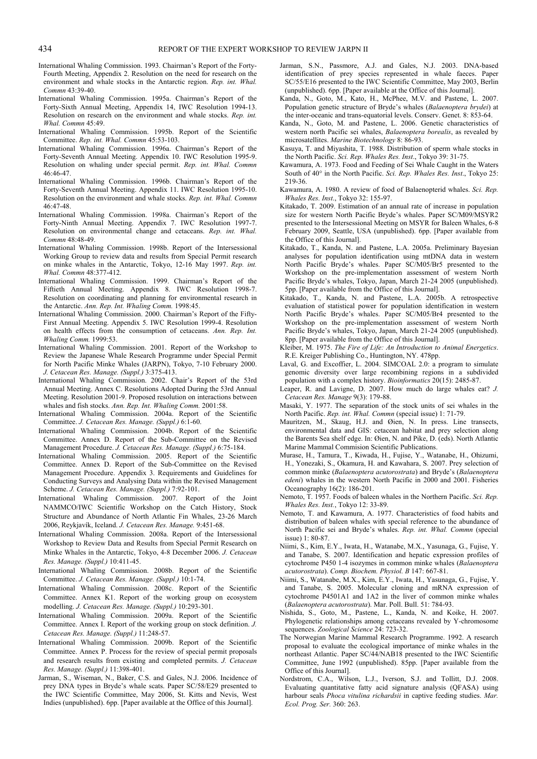International Whaling Commission. 1993. Chairman's Report of the Forty-Fourth Meeting, Appendix 2. Resolution on the need for research on the environment and whale stocks in the Antarctic region. *Rep. int. Whal. Commn* 43:39-40.

International Whaling Commission. 1995a. Chairman's Report of the Forty-Sixth Annual Meeting, Appendix 14, IWC Resolution 1994-13. Resolution on research on the environment and whale stocks. *Rep. int. Whal. Commn* 45:49.

International Whaling Commission. 1995b. Report of the Scientific Committee. *Rep. int. Whal. Commn* 45:53-103.

International Whaling Commission. 1996a. Chairman's Report of the Forty-Seventh Annual Meeting. Appendix 10. IWC Resolution 1995-9. Resolution on whaling under special permit. *Rep. int. Whal. Commn* 46:46-47.

International Whaling Commission. 1996b. Chairman's Report of the Forty-Seventh Annual Meeting. Appendix 11. IWC Resolution 1995-10. Resolution on the environment and whale stocks. *Rep. int. Whal. Commn* 46:47-48.

International Whaling Commission. 1998a. Chairman's Report of the Forty-Ninth Annual Meeting. Appendix 7. IWC Resolution 1997-7. Resolution on environmental change and cetaceans. *Rep. int. Whal. Commn* 48:48-49.

International Whaling Commission. 1998b. Report of the Intersessional Working Group to review data and results from Special Permit research on minke whales in the Antarctic, Tokyo, 12-16 May 1997. *Rep. int. Whal. Commn* 48:377-412.

International Whaling Commission. 1999. Chairman's Report of the Fiftieth Annual Meeting. Appendix 8. IWC Resolution 1998-7. Resolution on coordinating and planning for environmental research in the Antarctic. *Ann. Rep. Int. Whaling Comm.* 1998:45.

International Whaling Commission. 2000. Chairman's Report of the Fifty-First Annual Meeting. Appendix 5. IWC Resolution 1999-4. Resolution on health effects from the consumption of cetaceans. *Ann. Rep. Int. Whaling Comm.* 1999:53.

International Whaling Commission. 2001. Report of the Workshop to Review the Japanese Whale Research Programme under Special Permit for North Pacific Minke Whales (JARPN), Tokyo, 7-10 February 2000. *J. Cetacean Res. Manage. (Suppl.)* 3:375-413.

International Whaling Commission. 2002. Chair's Report of the 53rd Annual Meeting. Annex C. Resolutions Adopted During the 53rd Annual Meeting. Resolution 2001-9. Proposed resolution on interactions between whales and fish stocks. *Ann. Rep. Int. Whaling Comm.* 2001:58.

International Whaling Commission. 2004a. Report of the Scientific Committee. *J. Cetacean Res. Manage. (Suppl.)* 6:1-60.

International Whaling Commission. 2004b. Report of the Scientific Committee. Annex D. Report of the Sub-Committee on the Revised Management Procedure. *J. Cetacean Res. Manage. (Suppl.)* 6:75-184.

International Whaling Commission. 2005. Report of the Scientific Committee. Annex D. Report of the Sub-Committee on the Revised Management Procedure. Appendix 3. Requirements and Guidelines for Conducting Surveys and Analysing Data within the Revised Management Scheme. *J. Cetacean Res. Manage. (Suppl.)* 7:92-101.

International Whaling Commission. 2007. Report of the Joint NAMMCO/IWC Scientific Workshop on the Catch History, Stock Structure and Abundance of North Atlantic Fin Whales, 23-26 March 2006, Reykjavík, Iceland. *J. Cetacean Res. Manage.* 9:451-68.

International Whaling Commission. 2008a. Report of the Intersessional Workshop to Review Data and Results from Special Permit Research on Minke Whales in the Antarctic, Tokyo, 4-8 December 2006. *J. Cetacean Res. Manage. (Suppl.)* 10:411-45.

International Whaling Commission. 2008b. Report of the Scientific Committee. *J. Cetacean Res. Manage. (Suppl.)* 10:1-74.

International Whaling Commission. 2008c. Report of the Scientific Committee. Annex K1. Report of the working group on ecosystem modelling. *J. Cetacean Res. Manage. (Suppl.)* 10:293-301.

International Whaling Commission. 2009a. Report of the Scientific Committee. Annex I. Report of the working group on stock definition. *J. Cetacean Res. Manage. (Suppl.)* 11:248-57.

International Whaling Commission. 2009b. Report of the Scientific Committee. Annex P. Process for the review of special permit proposals and research results from existing and completed permits. *J. Cetacean Res. Manage. (Suppl.)* 11:398-401.

Jarman, S., Wiseman, N., Baker, C.S. and Gales, N.J. 2006. Incidence of prey DNA types in Bryde's whale scats. Paper SC/58/E29 presented to the IWC Scientific Committee, May 2006, St. Kitts and Nevis, West Indies (unpublished). 6pp. [Paper available at the Office of this Journal].

Jarman, S.N., Passmore, A.J. and Gales, N.J. 2003. DNA-based identification of prey species represented in whale faeces. Paper SC/55/E16 presented to the IWC Scientific Committee, May 2003, Berlin (unpublished). 6pp. [Paper available at the Office of this Journal].

Kanda, N., Goto, M., Kato, H., McPhee, M.V. and Pastene, L. 2007. Population genetic structure of Bryde's whales (*Balaenoptera brydei*) at the inter-oceanic and trans-equatorial levels. Conserv. Genet. 8: 853-64.

Kanda, N., Goto, M. and Pastene, L. 2006. Genetic characteristics of western north Pacific sei whales, *Balaenoptera borealis*, as revealed by microsatellites. *Marine Biotechnology* 8: 86-93.

Kasuya, T. and Miyashita, T. 1988. Distribution of sperm whale stocks in the North Pacific. *Sci. Rep. Whales Res. Inst*., Tokyo 39: 31-75.

Kawamura, A. 1973. Food and Feeding of Sei Whale Caught in the Waters South of 40° in the North Pacific. *Sci. Rep. Whales Res. Inst*., Tokyo 25: 219-36.

Kawamura, A. 1980. A review of food of Balaenopterid whales. *Sci. Rep. Whales Res. Inst*., Tokyo 32: 155-97.

Kitakado, T. 2009. Estimation of an annual rate of increase in population size for western North Pacific Bryde's whales. Paper SC/M09/MSYR2 presented to the Intersessional Meeting on MSYR for Baleen Whales, 6-8 February 2009, Seattle, USA (unpublished). 6pp. [Paper available from the Office of this Journal].

Kitakado, T., Kanda, N. and Pastene, L.A. 2005a. Preliminary Bayesian analyses for population identification using mtDNA data in western North Pacific Bryde's whales. Paper SC/M05/Br5 presented to the Workshop on the pre-implementation assessment of western North Pacific Bryde's whales, Tokyo, Japan, March 21-24 2005 (unpublished). 5pp. [Paper available from the Office of this Journal].

Kitakado, T., Kanda, N. and Pastene, L.A. 2005b. A retrospective evaluation of statistical power for population identification in western North Pacific Bryde's whales. Paper SC/M05/Br4 presented to the Workshop on the pre-implementation assessment of western North Pacific Bryde's whales, Tokyo, Japan, March 21-24 2005 (unpublished). 8pp. [Paper available from the Office of this Journal].

Kleiber, M. 1975. *The Fire of Life: An Introduction to Animal Energetics*. R.E. Kreiger Publishing Co., Huntington, NY. 478pp.

Laval, G. and Excoffier, L. 2004. SIMCOAL 2.0: a program to simulate genomic diversity over large recombining regions in a subdivided population with a complex history. *Bioinformatics* 20(15): 2485-87.

Leaper, R. and Lavigne, D. 2007. How much do large whales eat? *J. Cetacean Res. Manage* 9(3): 179-88.

Masaki, Y. 1977. The separation of the stock units of sei whales in the North Pacific. *Rep. int. Whal. Commn* (special issue) 1: 71-79.

Mauritzen, M., Skaug, H.J. and Øien, N. In press. Line transects, environmental data and GIS: cetacean habitat and prey selection along the Barents Sea shelf edge. In: Øien, N. and Pike, D. (eds). North Atlantic Marine Mammal Commision Scientific Publications.

Murase, H., Tamura, T., Kiwada, H., Fujise, Y., Watanabe, H., Ohizumi, H., Yonezaki, S., Okamura, H. and Kawahara, S. 2007. Prey selection of common minke (*Balaenoptera acutorostrata*) and Bryde's (*Balaenoptera edeni*) whales in the western North Pacific in 2000 and 2001. Fisheries Oceanography 16(2): 186-201.

Nemoto, T. 1957. Foods of baleen whales in the Northern Pacific. *Sci. Rep. Whales Res. Inst.*, Tokyo 12: 33-89.

Nemoto, T. and Kawamura, A. 1977. Characteristics of food habits and distribution of baleen whales with special reference to the abundance of North Pacific sei and Bryde's whales. *Rep. int. Whal. Commn* (special issue) 1: 80-87.

Niimi, S., Kim, E.Y., Iwata, H., Watanabe, M.X., Yasunaga, G., Fujise, Y. and Tanabe, S. 2007. Identification and hepatic expression profiles of cytochrome P450 1-4 isozymes in common minke whales (*Balaenoptera acutorostrata*). *Comp. Biochem. Physiol. B* 147: 667-81.

Niimi, S., Watanabe, M.X., Kim, E.Y., Iwata, H., Yasunaga, G., Fujise, Y. and Tanabe, S. 2005. Molecular cloning and mRNA expression of cytochrome P4501A1 and 1A2 in the liver of common minke whales (*Balaenoptera acutorostrata*). Mar. Poll. Bull. 51: 784-93.

Nishida, S., Goto, M., Pastene, L., Kanda, N. and Koike, H. 2007. Phylogenetic relationships among cetaceans revealed by Y-chromosome sequences. *Zoological Science* 24: 723-32.

The Norwegian Marine Mammal Research Programme. 1992. A research proposal to evaluate the ecological importance of minke whales in the northeast Atlantic. Paper SC/44/NAB18 presented to the IWC Scientific Committee, June 1992 (unpublished). 85pp. [Paper available from the Office of this Journal].

Nordstrom, C.A., Wilson, L.J., Iverson, S.J. and Tollitt, D.J. 2008. Evaluating quantitative fatty acid signature analysis (QFASA) using harbour seals *Phoca vitulina richardsii* in captive feeding studies. *Mar. Ecol. Prog. Ser.* 360: 263.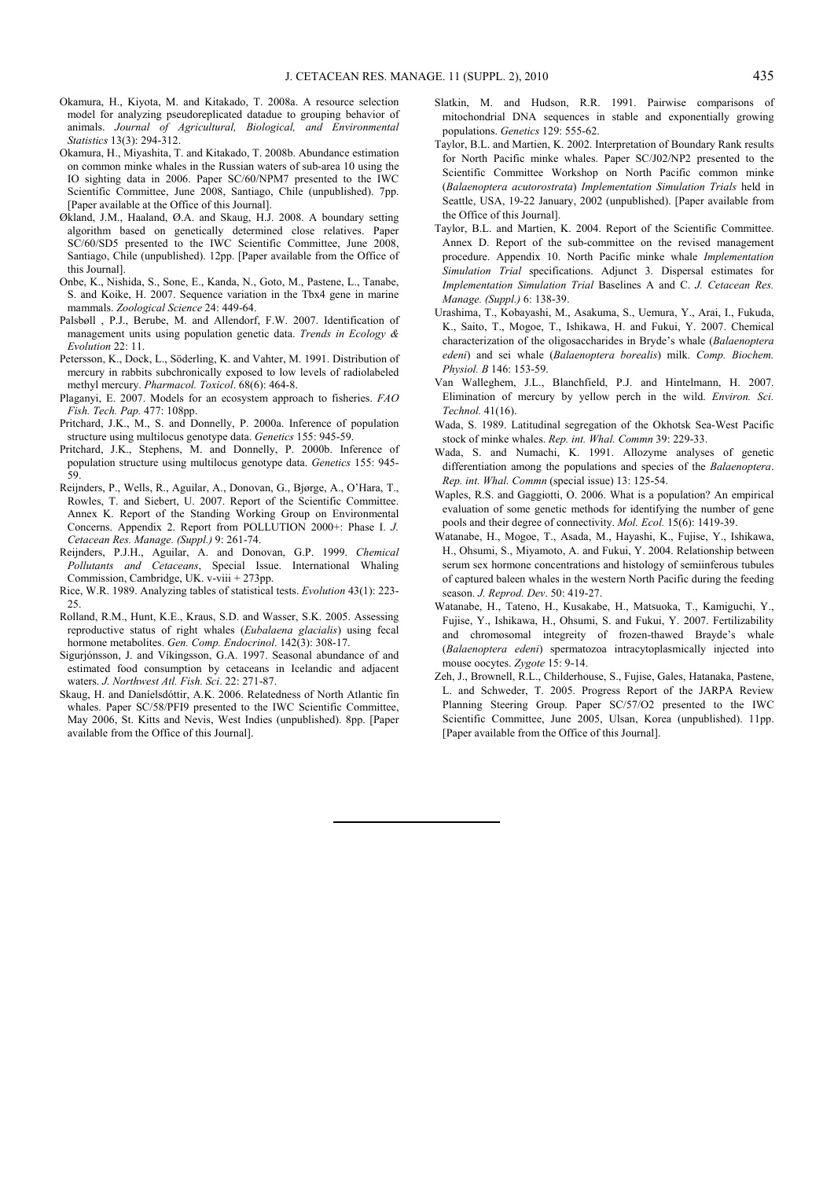Okamura, H., Kiyota, M. and Kitakado, T. 2008a. A resource selection model for analyzing pseudoreplicated datadue to grouping behavior of animals. *Journal of Agricultural, Biological, and Environmental Statistics* 13(3): 294-312.

Okamura, H., Miyashita, T. and Kitakado, T. 2008b. Abundance estimation on common minke whales in the Russian waters of sub-area 10 using the IO sighting data in 2006. Paper SC/60/NPM7 presented to the IWC Scientific Committee, June 2008, Santiago, Chile (unpublished). 7pp. [Paper available at the Office of this Journal].

Økland, J.M., Haaland, Ø.A. and Skaug, H.J. 2008. A boundary setting algorithm based on genetically determined close relatives. Paper SC/60/SD5 presented to the IWC Scientific Committee, June 2008, Santiago, Chile (unpublished). 12pp. [Paper available from the Office of this Journal].

Onbe, K., Nishida, S., Sone, E., Kanda, N., Goto, M., Pastene, L., Tanabe, S. and Koike, H. 2007. Sequence variation in the Tbx4 gene in marine mammals. *Zoological Science* 24: 449-64.

Palsbøll , P.J., Berube, M. and Allendorf, F.W. 2007. Identification of management units using population genetic data. *Trends in Ecology & Evolution* 22: 11.

Petersson, K., Dock, L., Söderling, K. and Vahter, M. 1991. Distribution of mercury in rabbits subchronically exposed to low levels of radiolabeled methyl mercury. *Pharmacol. Toxicol*. 68(6): 464-8.

Plaganyi, E. 2007. Models for an ecosystem approach to fisheries. *FAO Fish. Tech. Pap.* 477: 108pp.

Pritchard, J.K., M., S. and Donnelly, P. 2000a. Inference of population structure using multilocus genotype data. *Genetics* 155: 945-59.

Pritchard, J.K., Stephens, M. and Donnelly, P. 2000b. Inference of population structure using multilocus genotype data. *Genetics* 155: 945-59.

Reijnders, P., Wells, R., Aguilar, A., Donovan, G., Bjørge, A., O'Hara, T., Rowles, T. and Siebert, U. 2007. Report of the Scientific Committee. Annex K. Report of the Standing Working Group on Environmental Concerns. Appendix 2. Report from POLLUTION 2000+: Phase I. *J. Cetacean Res. Manage. (Suppl.)* 9: 261-74.

Reijnders, P.J.H., Aguilar, A. and Donovan, G.P. 1999. *Chemical Pollutants and Cetaceans*, Special Issue. International Whaling Commission, Cambridge, UK. v-viii + 273pp.

Rice, W.R. 1989. Analyzing tables of statistical tests. *Evolution* 43(1): 223-25.

Rolland, R.M., Hunt, K.E., Kraus, S.D. and Wasser, S.K. 2005. Assessing reproductive status of right whales (*Eubalaena glacialis*) using fecal hormone metabolites. *Gen. Comp. Endocrinol*. 142(3): 308-17.

Sigurjónsson, J. and Víkingsson, G.A. 1997. Seasonal abundance of and estimated food consumption by cetaceans in Icelandic and adjacent waters. *J. Northwest Atl. Fish. Sci*. 22: 271-87.

Skaug, H. and Daníelsdóttir, A.K. 2006. Relatedness of North Atlantic fin whales. Paper SC/58/PFI9 presented to the IWC Scientific Committee, May 2006, St. Kitts and Nevis, West Indies (unpublished). 8pp. [Paper available from the Office of this Journal].

Slatkin, M. and Hudson, R.R. 1991. Pairwise comparisons of mitochondrial DNA sequences in stable and exponentially growing populations. *Genetics* 129: 555-62.

Taylor, B.L. and Martien, K. 2002. Interpretation of Boundary Rank results for North Pacific minke whales. Paper SC/J02/NP2 presented to the Scientific Committee Workshop on North Pacific common minke (*Balaenoptera acutorostrata*) *Implementation Simulation Trials* held in Seattle, USA, 19-22 January, 2002 (unpublished). [Paper available from the Office of this Journal].

Taylor, B.L. and Martien, K. 2004. Report of the Scientific Committee. Annex D. Report of the sub-committee on the revised management procedure. Appendix 10. North Pacific minke whale *Implementation Simulation Trial* specifications. Adjunct 3. Dispersal estimates for *Implementation Simulation Trial* Baselines A and C. *J. Cetacean Res. Manage. (Suppl.)* 6: 138-39.

Urashima, T., Kobayashi, M., Asakuma, S., Uemura, Y., Arai, I., Fukuda, K., Saito, T., Mogoe, T., Ishikawa, H. and Fukui, Y. 2007. Chemical characterization of the oligosaccharides in Bryde's whale (*Balaenoptera edeni*) and sei whale (*Balaenoptera borealis*) milk. *Comp. Biochem. Physiol. B* 146: 153-59.

Van Walleghem, J.L., Blanchfield, P.J. and Hintelmann, H. 2007. Elimination of mercury by yellow perch in the wild. *Environ. Sci. Technol.* 41(16).

Wada, S. 1989. Latitudinal segregation of the Okhotsk Sea-West Pacific stock of minke whales. *Rep. int. Whal. Commn* 39: 229-33.

Wada, S. and Numachi, K. 1991. Allozyme analyses of genetic differentiation among the populations and species of the *Balaenoptera*. *Rep. int. Whal. Commn* (special issue) 13: 125-54.

Waples, R.S. and Gaggiotti, O. 2006. What is a population? An empirical evaluation of some genetic methods for identifying the number of gene pools and their degree of connectivity. *Mol. Ecol.* 15(6): 1419-39.

Watanabe, H., Mogoe, T., Asada, M., Hayashi, K., Fujise, Y., Ishikawa, H., Ohsumi, S., Miyamoto, A. and Fukui, Y. 2004. Relationship between serum sex hormone concentrations and histology of semiinferous tubules of captured baleen whales in the western North Pacific during the feeding season. *J. Reprod. Dev*. 50: 419-27.

Watanabe, H., Tateno, H., Kusakabe, H., Matsuoka, T., Kamiguchi, Y., Fujise, Y., Ishikawa, H., Ohsumi, S. and Fukui, Y. 2007. Fertilizability and chromosomal integreity of frozen-thawed Brayde's whale (*Balaenoptera edeni*) spermatozoa intracytoplasmically injected into mouse oocytes. *Zygote* 15: 9-14.

Zeh, J., Brownell, R.L., Childerhouse, S., Fujise, Gales, Hatanaka, Pastene, L. and Schweder, T. 2005. Progress Report of the JARPA Review Planning Steering Group. Paper SC/57/O2 presented to the IWC Scientific Committee, June 2005, Ulsan, Korea (unpublished). 11pp. [Paper available from the Office of this Journal].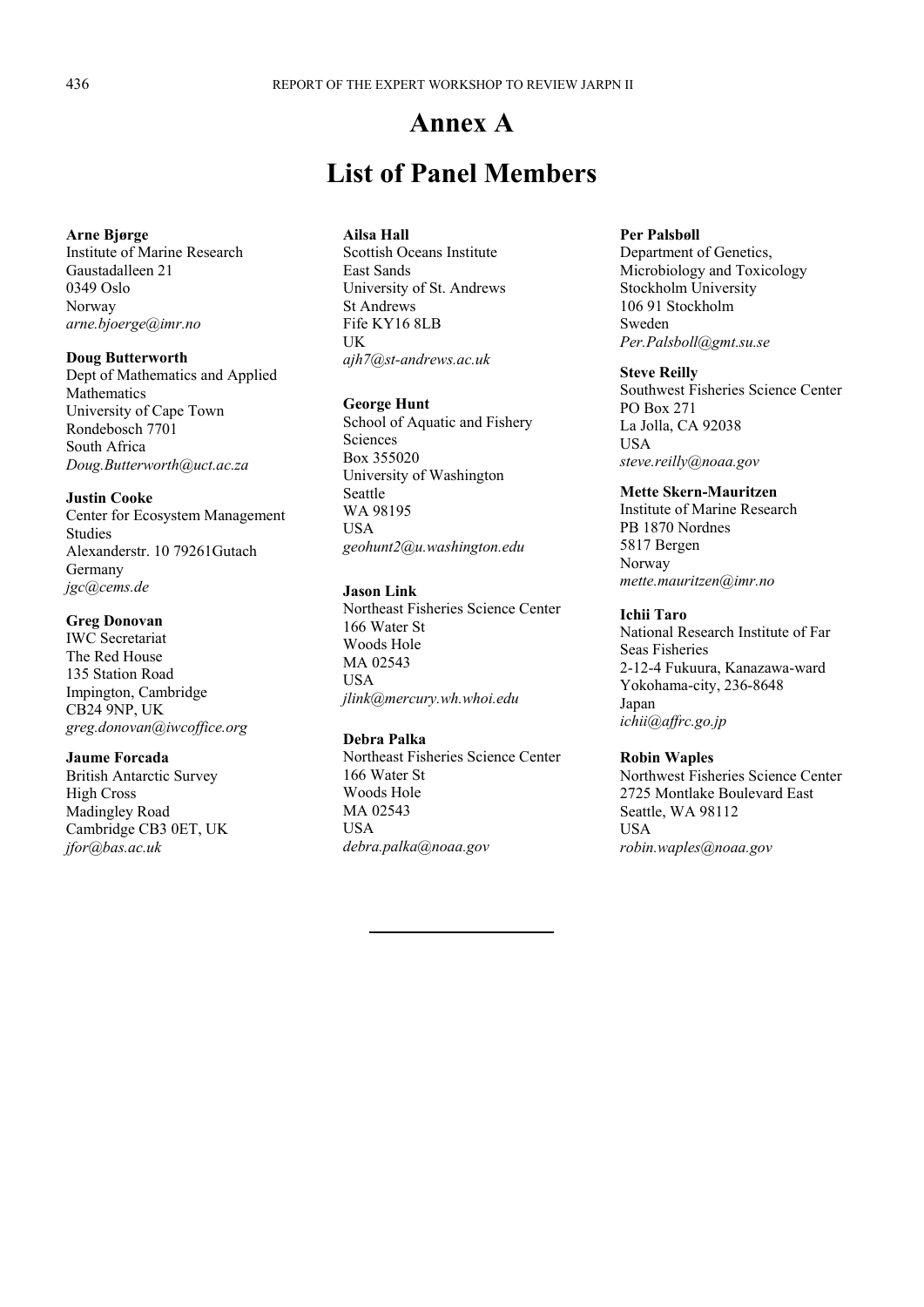# Annex A

# List of Panel Members

**Arne Bjørge**
Institute of Marine Research
Gaustadalleen 21
0349 Oslo
Norway
*arne.bjoerge@imr.no*

**Doug Butterworth**
Dept of Mathematics and Applied Mathematics
University of Cape Town
Rondebosch 7701
South Africa
*Doug.Butterworth@uct.ac.za*

**Justin Cooke**
Center for Ecosystem Management Studies
Alexanderstr. 10 79261Gutach
Germany
*jgc@cems.de*

**Greg Donovan**
IWC Secretariat
The Red House
135 Station Road
Impington, Cambridge
CB24 9NP, UK
*greg.donovan@iwcoffice.org*

**Jaume Forcada**
British Antarctic Survey
High Cross
Madingley Road
Cambridge CB3 0ET, UK
*jfor@bas.ac.uk*

**Ailsa Hall**
Scottish Oceans Institute
East Sands
University of St. Andrews
St Andrews
Fife KY16 8LB
UK
*ajh7@st-andrews.ac.uk*

**George Hunt**
School of Aquatic and Fishery Sciences
Box 355020
University of Washington
Seattle
WA 98195
USA
*geohunt2@u.washington.edu*

**Jason Link**
Northeast Fisheries Science Center
166 Water St
Woods Hole
MA 02543
USA
*jlink@mercury.wh.whoi.edu*

**Debra Palka**
Northeast Fisheries Science Center
166 Water St
Woods Hole
MA 02543
USA
*debra.palka@noaa.gov*

**Per Palsbøll**
Department of Genetics, Microbiology and Toxicology
Stockholm University
106 91 Stockholm
Sweden
*Per.Palsboll@gmt.su.se*

**Steve Reilly**
Southwest Fisheries Science Center
PO Box 271
La Jolla, CA 92038
USA
*steve.reilly@noaa.gov*

**Mette Skern-Mauritzen**
Institute of Marine Research
PB 1870 Nordnes
5817 Bergen
Norway
*mette.mauritzen@imr.no*

**Ichii Taro**
National Research Institute of Far Seas Fisheries
2-12-4 Fukuura, Kanazawa-ward
Yokohama-city, 236-8648
Japan
*ichii@affrc.go.jp*

**Robin Waples**
Northwest Fisheries Science Center
2725 Montlake Boulevard East
Seattle, WA 98112
USA
*robin.waples@noaa.gov*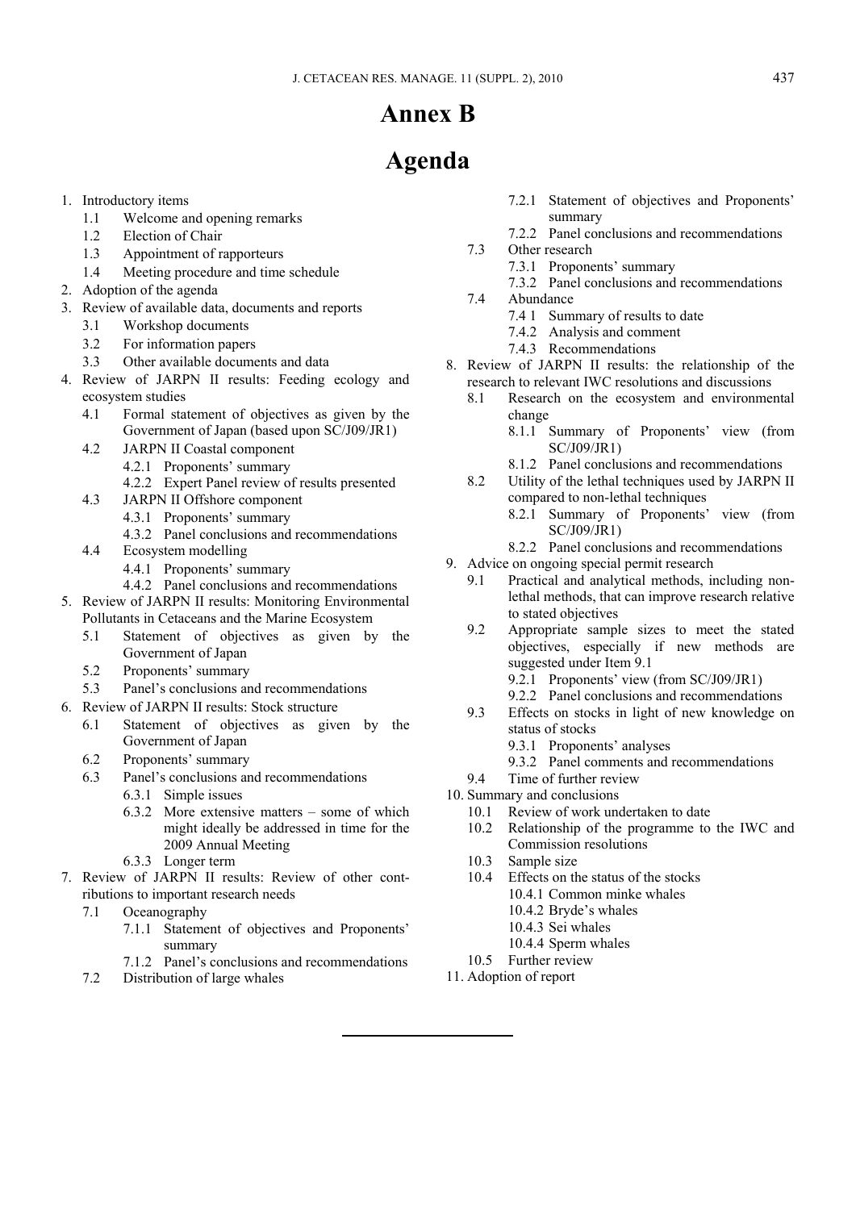# Annex B

# Agenda

1. Introductory items
   - 1.1 Welcome and opening remarks
   - 1.2 Election of Chair
   - 1.3 Appointment of rapporteurs
   - 1.4 Meeting procedure and time schedule
2. Adoption of the agenda
3. Review of available data, documents and reports
   - 3.1 Workshop documents
   - 3.2 For information papers
   - 3.3 Other available documents and data
4. Review of JARPN II results: Feeding ecology and ecosystem studies
   - 4.1 Formal statement of objectives as given by the Government of Japan (based upon SC/J09/JR1)
   - 4.2 JARPN II Coastal component
     - 4.2.1 Proponents' summary
     - 4.2.2 Expert Panel review of results presented
   - 4.3 JARPN II Offshore component
     - 4.3.1 Proponents' summary
     - 4.3.2 Panel conclusions and recommendations
   - 4.4 Ecosystem modelling
     - 4.4.1 Proponents' summary
     - 4.4.2 Panel conclusions and recommendations
5. Review of JARPN II results: Monitoring Environmental Pollutants in Cetaceans and the Marine Ecosystem
   - 5.1 Statement of objectives as given by the Government of Japan
   - 5.2 Proponents' summary
   - 5.3 Panel's conclusions and recommendations
6. Review of JARPN II results: Stock structure
   - 6.1 Statement of objectives as given by the Government of Japan
   - 6.2 Proponents' summary
   - 6.3 Panel's conclusions and recommendations
     - 6.3.1 Simple issues
     - 6.3.2 More extensive matters – some of which might ideally be addressed in time for the 2009 Annual Meeting
     - 6.3.3 Longer term
7. Review of JARPN II results: Review of other contributions to important research needs
   - 7.1 Oceanography
     - 7.1.1 Statement of objectives and Proponents' summary
     - 7.1.2 Panel's conclusions and recommendations
   - 7.2 Distribution of large whales
     - 7.2.1 Statement of objectives and Proponents' summary
     - 7.2.2 Panel conclusions and recommendations
   - 7.3 Other research
     - 7.3.1 Proponents' summary
     - 7.3.2 Panel conclusions and recommendations
   - 7.4 Abundance
     - 7.4 1 Summary of results to date
     - 7.4.2 Analysis and comment
     - 7.4.3 Recommendations
8. Review of JARPN II results: the relationship of the research to relevant IWC resolutions and discussions
   - 8.1 Research on the ecosystem and environmental change
     - 8.1.1 Summary of Proponents' view (from SC/J09/JR1)
     - 8.1.2 Panel conclusions and recommendations
   - 8.2 Utility of the lethal techniques used by JARPN II compared to non-lethal techniques
     - 8.2.1 Summary of Proponents' view (from SC/J09/JR1)
     - 8.2.2 Panel conclusions and recommendations
9. Advice on ongoing special permit research
   - 9.1 Practical and analytical methods, including non-lethal methods, that can improve research relative to stated objectives
   - 9.2 Appropriate sample sizes to meet the stated objectives, especially if new methods are suggested under Item 9.1
     - 9.2.1 Proponents' view (from SC/J09/JR1)
     - 9.2.2 Panel conclusions and recommendations
   - 9.3 Effects on stocks in light of new knowledge on status of stocks
     - 9.3.1 Proponents' analyses
     - 9.3.2 Panel comments and recommendations
   - 9.4 Time of further review
10. Summary and conclusions
    - 10.1 Review of work undertaken to date
    - 10.2 Relationship of the programme to the IWC and Commission resolutions
    - 10.3 Sample size
    - 10.4 Effects on the status of the stocks
      - 10.4.1 Common minke whales
      - 10.4.2 Bryde's whales
      - 10.4.3 Sei whales
      - 10.4.4 Sperm whales
    - 10.5 Further review
11. Adoption of report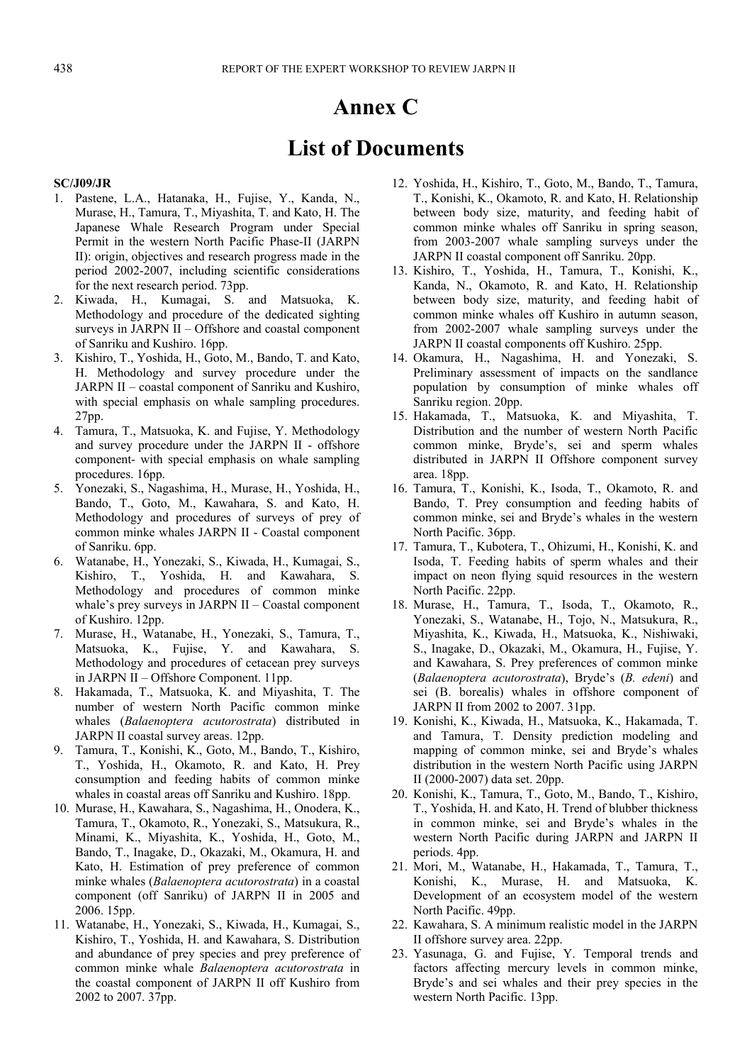# Annex C

# List of Documents

**SC/J09/JR**

1. Pastene, L.A., Hatanaka, H., Fujise, Y., Kanda, N., Murase, H., Tamura, T., Miyashita, T. and Kato, H. The Japanese Whale Research Program under Special Permit in the western North Pacific Phase-II (JARPN II): origin, objectives and research progress made in the period 2002-2007, including scientific considerations for the next research period. 73pp.
2. Kiwada, H., Kumagai, S. and Matsuoka, K. Methodology and procedure of the dedicated sighting surveys in JARPN II – Offshore and coastal component of Sanriku and Kushiro. 16pp.
3. Kishiro, T., Yoshida, H., Goto, M., Bando, T. and Kato, H. Methodology and survey procedure under the JARPN II – coastal component of Sanriku and Kushiro, with special emphasis on whale sampling procedures. 27pp.
4. Tamura, T., Matsuoka, K. and Fujise, Y. Methodology and survey procedure under the JARPN II - offshore component- with special emphasis on whale sampling procedures. 16pp.
5. Yonezaki, S., Nagashima, H., Murase, H., Yoshida, H., Bando, T., Goto, M., Kawahara, S. and Kato, H. Methodology and procedures of surveys of prey of common minke whales JARPN II - Coastal component of Sanriku. 6pp.
6. Watanabe, H., Yonezaki, S., Kiwada, H., Kumagai, S., Kishiro, T., Yoshida, H. and Kawahara, S. Methodology and procedures of common minke whale's prey surveys in JARPN II – Coastal component of Kushiro. 12pp.
7. Murase, H., Watanabe, H., Yonezaki, S., Tamura, T., Matsuoka, K., Fujise, Y. and Kawahara, S. Methodology and procedures of cetacean prey surveys in JARPN II – Offshore Component. 11pp.
8. Hakamada, T., Matsuoka, K. and Miyashita, T. The number of western North Pacific common minke whales (*Balaenoptera acutorostrata*) distributed in JARPN II coastal survey areas. 12pp.
9. Tamura, T., Konishi, K., Goto, M., Bando, T., Kishiro, T., Yoshida, H., Okamoto, R. and Kato, H. Prey consumption and feeding habits of common minke whales in coastal areas off Sanriku and Kushiro. 18pp.
10. Murase, H., Kawahara, S., Nagashima, H., Onodera, K., Tamura, T., Okamoto, R., Yonezaki, S., Matsukura, R., Minami, K., Miyashita, K., Yoshida, H., Goto, M., Bando, T., Inagake, D., Okazaki, M., Okamura, H. and Kato, H. Estimation of prey preference of common minke whales (*Balaenoptera acutorostrata*) in a coastal component (off Sanriku) of JARPN II in 2005 and 2006. 15pp.
11. Watanabe, H., Yonezaki, S., Kiwada, H., Kumagai, S., Kishiro, T., Yoshida, H. and Kawahara, S. Distribution and abundance of prey species and prey preference of common minke whale *Balaenoptera acutorostrata* in the coastal component of JARPN II off Kushiro from 2002 to 2007. 37pp.
12. Yoshida, H., Kishiro, T., Goto, M., Bando, T., Tamura, T., Konishi, K., Okamoto, R. and Kato, H. Relationship between body size, maturity, and feeding habit of common minke whales off Sanriku in spring season, from 2003-2007 whale sampling surveys under the JARPN II coastal component off Sanriku. 20pp.
13. Kishiro, T., Yoshida, H., Tamura, T., Konishi, K., Kanda, N., Okamoto, R. and Kato, H. Relationship between body size, maturity, and feeding habit of common minke whales off Kushiro in autumn season, from 2002-2007 whale sampling surveys under the JARPN II coastal components off Kushiro. 25pp.
14. Okamura, H., Nagashima, H. and Yonezaki, S. Preliminary assessment of impacts on the sandlance population by consumption of minke whales off Sanriku region. 20pp.
15. Hakamada, T., Matsuoka, K. and Miyashita, T. Distribution and the number of western North Pacific common minke, Bryde's, sei and sperm whales distributed in JARPN II Offshore component survey area. 18pp.
16. Tamura, T., Konishi, K., Isoda, T., Okamoto, R. and Bando, T. Prey consumption and feeding habits of common minke, sei and Bryde's whales in the western North Pacific. 36pp.
17. Tamura, T., Kubotera, T., Ohizumi, H., Konishi, K. and Isoda, T. Feeding habits of sperm whales and their impact on neon flying squid resources in the western North Pacific. 22pp.
18. Murase, H., Tamura, T., Isoda, T., Okamoto, R., Yonezaki, S., Watanabe, H., Tojo, N., Matsukura, R., Miyashita, K., Kiwada, H., Matsuoka, K., Nishiwaki, S., Inagake, D., Okazaki, M., Okamura, H., Fujise, Y. and Kawahara, S. Prey preferences of common minke (*Balaenoptera acutorostrata*), Bryde's (*B. edeni*) and sei (B. borealis) whales in offshore component of JARPN II from 2002 to 2007. 31pp.
19. Konishi, K., Kiwada, H., Matsuoka, K., Hakamada, T. and Tamura, T. Density prediction modeling and mapping of common minke, sei and Bryde's whales distribution in the western North Pacific using JARPN II (2000-2007) data set. 20pp.
20. Konishi, K., Tamura, T., Goto, M., Bando, T., Kishiro, T., Yoshida, H. and Kato, H. Trend of blubber thickness in common minke, sei and Bryde's whales in the western North Pacific during JARPN and JARPN II periods. 4pp.
21. Mori, M., Watanabe, H., Hakamada, T., Tamura, T., Konishi, K., Murase, H. and Matsuoka, K. Development of an ecosystem model of the western North Pacific. 49pp.
22. Kawahara, S. A minimum realistic model in the JARPN II offshore survey area. 22pp.
23. Yasunaga, G. and Fujise, Y. Temporal trends and factors affecting mercury levels in common minke, Bryde's and sei whales and their prey species in the western North Pacific. 13pp.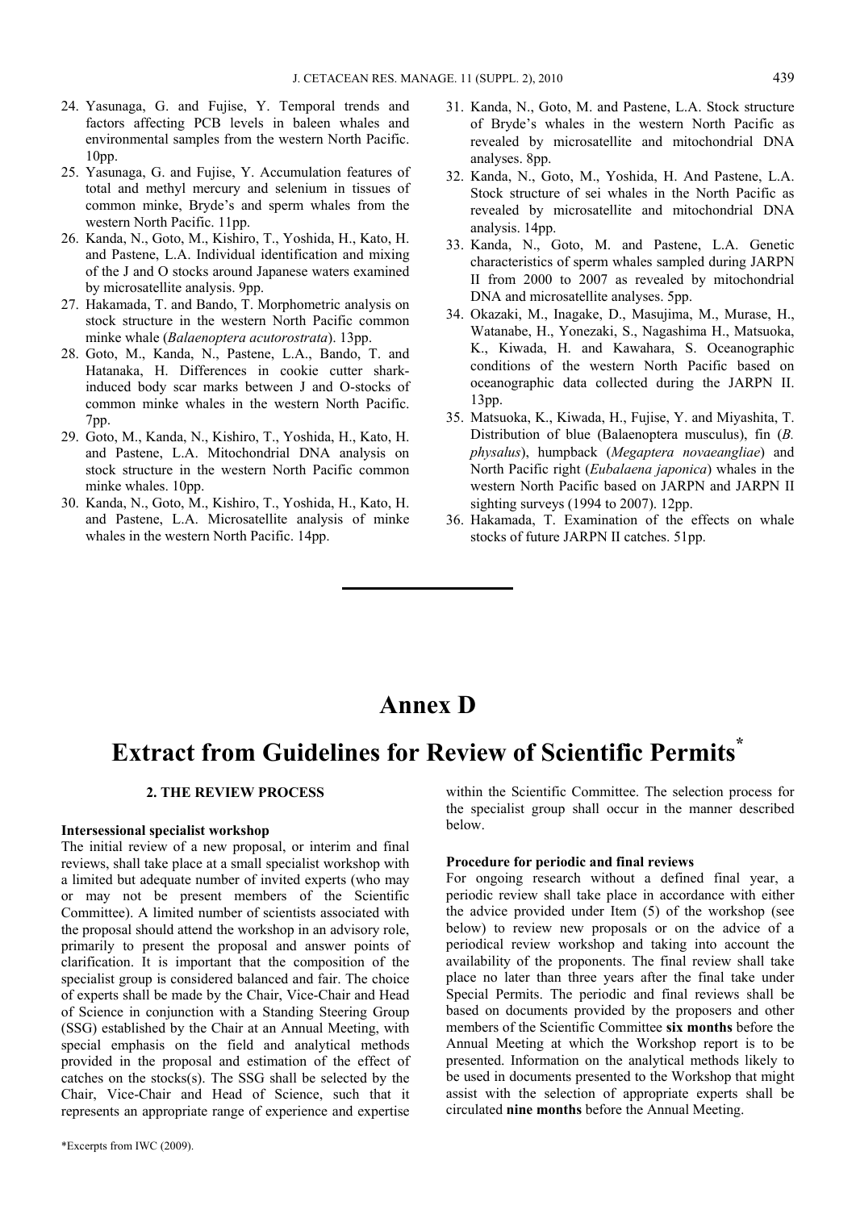24. Yasunaga, G. and Fujise, Y. Temporal trends and factors affecting PCB levels in baleen whales and environmental samples from the western North Pacific. 10pp.
25. Yasunaga, G. and Fujise, Y. Accumulation features of total and methyl mercury and selenium in tissues of common minke, Bryde's and sperm whales from the western North Pacific. 11pp.
26. Kanda, N., Goto, M., Kishiro, T., Yoshida, H., Kato, H. and Pastene, L.A. Individual identification and mixing of the J and O stocks around Japanese waters examined by microsatellite analysis. 9pp.
27. Hakamada, T. and Bando, T. Morphometric analysis on stock structure in the western North Pacific common minke whale (*Balaenoptera acutorostrata*). 13pp.
28. Goto, M., Kanda, N., Pastene, L.A., Bando, T. and Hatanaka, H. Differences in cookie cutter shark-induced body scar marks between J and O-stocks of common minke whales in the western North Pacific. 7pp.
29. Goto, M., Kanda, N., Kishiro, T., Yoshida, H., Kato, H. and Pastene, L.A. Mitochondrial DNA analysis on stock structure in the western North Pacific common minke whales. 10pp.
30. Kanda, N., Goto, M., Kishiro, T., Yoshida, H., Kato, H. and Pastene, L.A. Microsatellite analysis of minke whales in the western North Pacific. 14pp.
31. Kanda, N., Goto, M. and Pastene, L.A. Stock structure of Bryde's whales in the western North Pacific as revealed by microsatellite and mitochondrial DNA analyses. 8pp.
32. Kanda, N., Goto, M., Yoshida, H. And Pastene, L.A. Stock structure of sei whales in the North Pacific as revealed by microsatellite and mitochondrial DNA analysis. 14pp.
33. Kanda, N., Goto, M. and Pastene, L.A. Genetic characteristics of sperm whales sampled during JARPN II from 2000 to 2007 as revealed by mitochondrial DNA and microsatellite analyses. 5pp.
34. Okazaki, M., Inagake, D., Masujima, M., Murase, H., Watanabe, H., Yonezaki, S., Nagashima H., Matsuoka, K., Kiwada, H. and Kawahara, S. Oceanographic conditions of the western North Pacific based on oceanographic data collected during the JARPN II. 13pp.
35. Matsuoka, K., Kiwada, H., Fujise, Y. and Miyashita, T. Distribution of blue (Balaenoptera musculus), fin (*B. physalus*), humpback (*Megaptera novaeangliae*) and North Pacific right (*Eubalaena japonica*) whales in the western North Pacific based on JARPN and JARPN II sighting surveys (1994 to 2007). 12pp.
36. Hakamada, T. Examination of the effects on whale stocks of future JARPN II catches. 51pp.

# Annex D

# Extract from Guidelines for Review of Scientific Permits*

## 2. THE REVIEW PROCESS

**Intersessional specialist workshop**

The initial review of a new proposal, or interim and final reviews, shall take place at a small specialist workshop with a limited but adequate number of invited experts (who may or may not be present members of the Scientific Committee). A limited number of scientists associated with the proposal should attend the workshop in an advisory role, primarily to present the proposal and answer points of clarification. It is important that the composition of the specialist group is considered balanced and fair. The choice of experts shall be made by the Chair, Vice-Chair and Head of Science in conjunction with a Standing Steering Group (SSG) established by the Chair at an Annual Meeting, with special emphasis on the field and analytical methods provided in the proposal and estimation of the effect of catches on the stocks(s). The SSG shall be selected by the Chair, Vice-Chair and Head of Science, such that it represents an appropriate range of experience and expertise within the Scientific Committee. The selection process for the specialist group shall occur in the manner described below.

**Procedure for periodic and final reviews**

For ongoing research without a defined final year, a periodic review shall take place in accordance with either the advice provided under Item (5) of the workshop (see below) to review new proposals or on the advice of a periodical review workshop and taking into account the availability of the proponents. The final review shall take place no later than three years after the final take under Special Permits. The periodic and final reviews shall be based on documents provided by the proposers and other members of the Scientific Committee **six months** before the Annual Meeting at which the Workshop report is to be presented. Information on the analytical methods likely to be used in documents presented to the Workshop that might assist with the selection of appropriate experts shall be circulated **nine months** before the Annual Meeting.

*Excerpts from IWC (2009).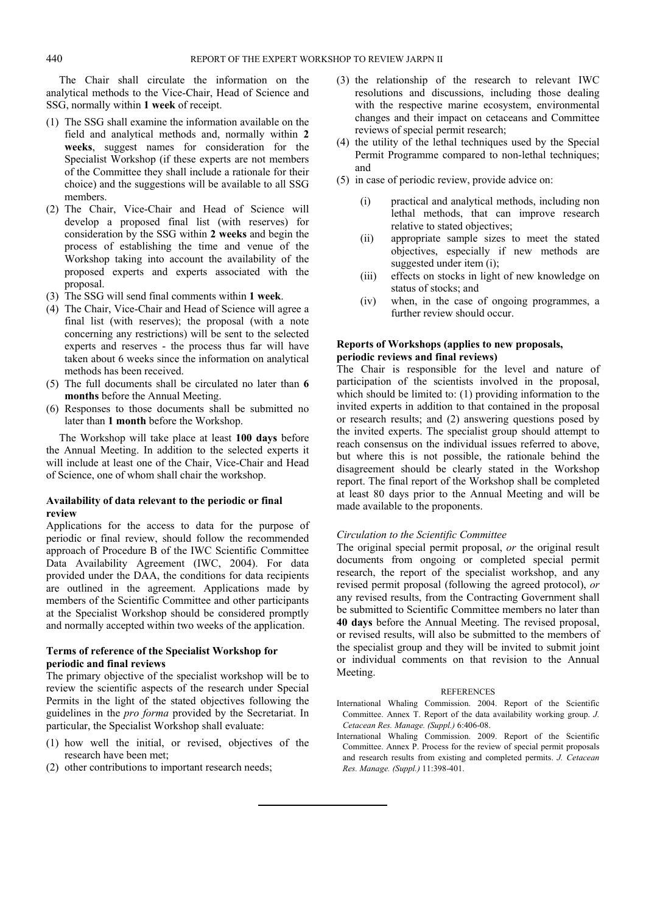The Chair shall circulate the information on the analytical methods to the Vice-Chair, Head of Science and SSG, normally within **1 week** of receipt.

(1) The SSG shall examine the information available on the field and analytical methods and, normally within **2 weeks**, suggest names for consideration for the Specialist Workshop (if these experts are not members of the Committee they shall include a rationale for their choice) and the suggestions will be available to all SSG members.
(2) The Chair, Vice-Chair and Head of Science will develop a proposed final list (with reserves) for consideration by the SSG within **2 weeks** and begin the process of establishing the time and venue of the Workshop taking into account the availability of the proposed experts and experts associated with the proposal.
(3) The SSG will send final comments within **1 week**.
(4) The Chair, Vice-Chair and Head of Science will agree a final list (with reserves); the proposal (with a note concerning any restrictions) will be sent to the selected experts and reserves - the process thus far will have taken about 6 weeks since the information on analytical methods has been received.
(5) The full documents shall be circulated no later than **6 months** before the Annual Meeting.
(6) Responses to those documents shall be submitted no later than **1 month** before the Workshop.

The Workshop will take place at least **100 days** before the Annual Meeting. In addition to the selected experts it will include at least one of the Chair, Vice-Chair and Head of Science, one of whom shall chair the workshop.

#### Availability of data relevant to the periodic or final review

Applications for the access to data for the purpose of periodic or final review, should follow the recommended approach of Procedure B of the IWC Scientific Committee Data Availability Agreement (IWC, 2004). For data provided under the DAA, the conditions for data recipients are outlined in the agreement. Applications made by members of the Scientific Committee and other participants at the Specialist Workshop should be considered promptly and normally accepted within two weeks of the application.

#### Terms of reference of the Specialist Workshop for periodic and final reviews

The primary objective of the specialist workshop will be to review the scientific aspects of the research under Special Permits in the light of the stated objectives following the guidelines in the *pro forma* provided by the Secretariat. In particular, the Specialist Workshop shall evaluate:

(1) how well the initial, or revised, objectives of the research have been met;
(2) other contributions to important research needs;
(3) the relationship of the research to relevant IWC resolutions and discussions, including those dealing with the respective marine ecosystem, environmental changes and their impact on cetaceans and Committee reviews of special permit research;
(4) the utility of the lethal techniques used by the Special Permit Programme compared to non-lethal techniques; and
(5) in case of periodic review, provide advice on:
    (i) practical and analytical methods, including non lethal methods, that can improve research relative to stated objectives;
    (ii) appropriate sample sizes to meet the stated objectives, especially if new methods are suggested under item (i);
    (iii) effects on stocks in light of new knowledge on status of stocks; and
    (iv) when, in the case of ongoing programmes, a further review should occur.

#### Reports of Workshops (applies to new proposals, periodic reviews and final reviews)

The Chair is responsible for the level and nature of participation of the scientists involved in the proposal, which should be limited to: (1) providing information to the invited experts in addition to that contained in the proposal or research results; and (2) answering questions posed by the invited experts. The specialist group should attempt to reach consensus on the individual issues referred to above, but where this is not possible, the rationale behind the disagreement should be clearly stated in the Workshop report. The final report of the Workshop shall be completed at least 80 days prior to the Annual Meeting and will be made available to the proponents.

*Circulation to the Scientific Committee*

The original special permit proposal, *or* the original result documents from ongoing or completed special permit research, the report of the specialist workshop, and any revised permit proposal (following the agreed protocol), *or* any revised results, from the Contracting Government shall be submitted to Scientific Committee members no later than **40 days** before the Annual Meeting. The revised proposal, or revised results, will also be submitted to the members of the specialist group and they will be invited to submit joint or individual comments on that revision to the Annual Meeting.

REFERENCES

International Whaling Commission. 2004. Report of the Scientific Committee. Annex T. Report of the data availability working group. *J. Cetacean Res. Manage. (Suppl.)* 6:406-08.

International Whaling Commission. 2009. Report of the Scientific Committee. Annex P. Process for the review of special permit proposals and research results from existing and completed permits. *J. Cetacean Res. Manage. (Suppl.)* 11:398-401.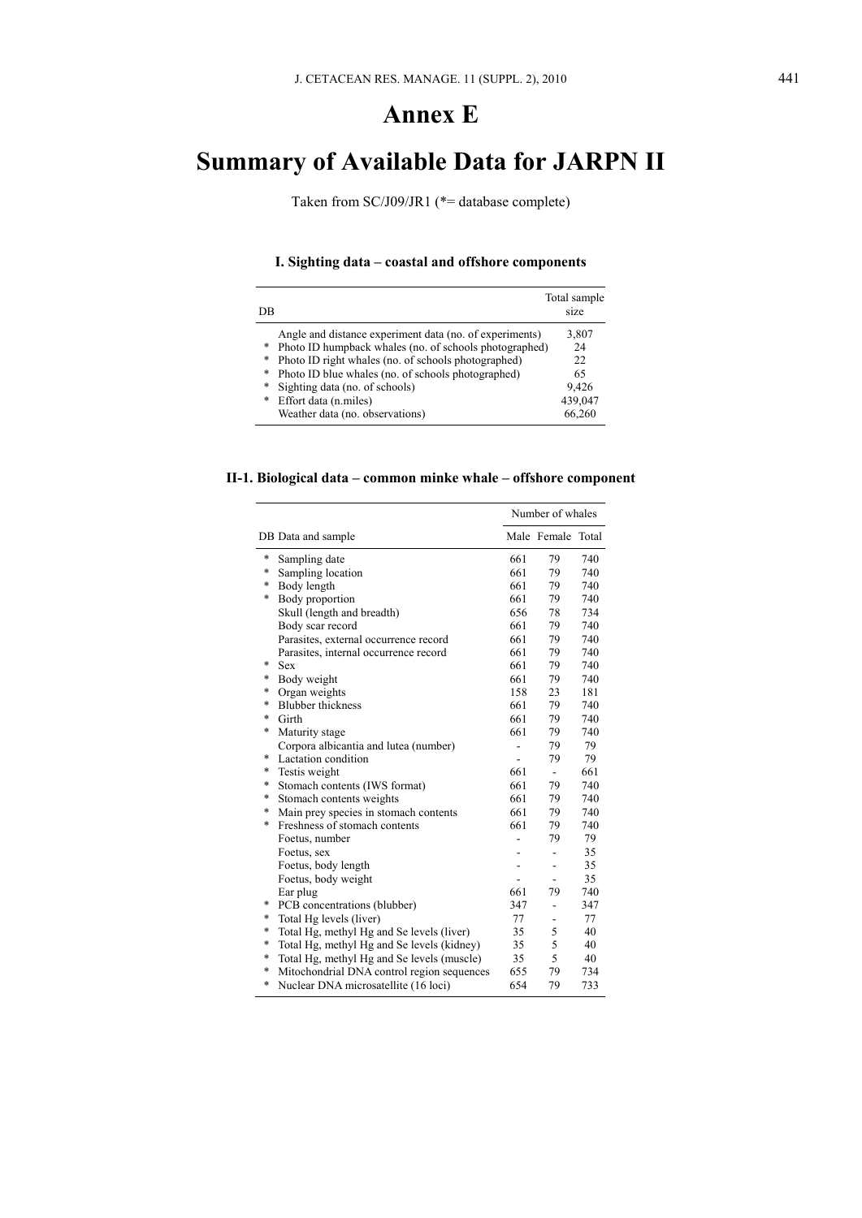# Annex E

# Summary of Available Data for JARPN II

Taken from SC/J09/JR1 (*= database complete)

### I. Sighting data – coastal and offshore components

| DB | | Total sample size |
|---|---|---|
| | Angle and distance experiment data (no. of experiments) | 3,807 |
| * | Photo ID humpback whales (no. of schools photographed) | 24 |
| * | Photo ID right whales (no. of schools photographed) | 22 |
| * | Photo ID blue whales (no. of schools photographed) | 65 |
| * | Sighting data (no. of schools) | 9,426 |
| * | Effort data (n.miles) | 439,047 |
| | Weather data (no. observations) | 66,260 |

### II-1. Biological data – common minke whale – offshore component

| | | Number of whales | | |
|---|---|---|---|---|
| DB | Data and sample | Male | Female | Total |
| * | Sampling date | 661 | 79 | 740 |
| * | Sampling location | 661 | 79 | 740 |
| * | Body length | 661 | 79 | 740 |
| * | Body proportion | 661 | 79 | 740 |
| | Skull (length and breadth) | 656 | 78 | 734 |
| | Body scar record | 661 | 79 | 740 |
| | Parasites, external occurrence record | 661 | 79 | 740 |
| | Parasites, internal occurrence record | 661 | 79 | 740 |
| * | Sex | 661 | 79 | 740 |
| * | Body weight | 661 | 79 | 740 |
| * | Organ weights | 158 | 23 | 181 |
| * | Blubber thickness | 661 | 79 | 740 |
| * | Girth | 661 | 79 | 740 |
| * | Maturity stage | 661 | 79 | 740 |
| | Corpora albicantia and lutea (number) | - | 79 | 79 |
| * | Lactation condition | - | 79 | 79 |
| * | Testis weight | 661 | - | 661 |
| * | Stomach contents (IWS format) | 661 | 79 | 740 |
| * | Stomach contents weights | 661 | 79 | 740 |
| * | Main prey species in stomach contents | 661 | 79 | 740 |
| * | Freshness of stomach contents | 661 | 79 | 740 |
| | Foetus, number | - | 79 | 79 |
| | Foetus, sex | - | - | 35 |
| | Foetus, body length | - | - | 35 |
| | Foetus, body weight | - | - | 35 |
| | Ear plug | 661 | 79 | 740 |
| * | PCB concentrations (blubber) | 347 | - | 347 |
| * | Total Hg levels (liver) | 77 | - | 77 |
| * | Total Hg, methyl Hg and Se levels (liver) | 35 | 5 | 40 |
| * | Total Hg, methyl Hg and Se levels (kidney) | 35 | 5 | 40 |
| * | Total Hg, methyl Hg and Se levels (muscle) | 35 | 5 | 40 |
| * | Mitochondrial DNA control region sequences | 655 | 79 | 734 |
| * | Nuclear DNA microsatellite (16 loci) | 654 | 79 | 733 |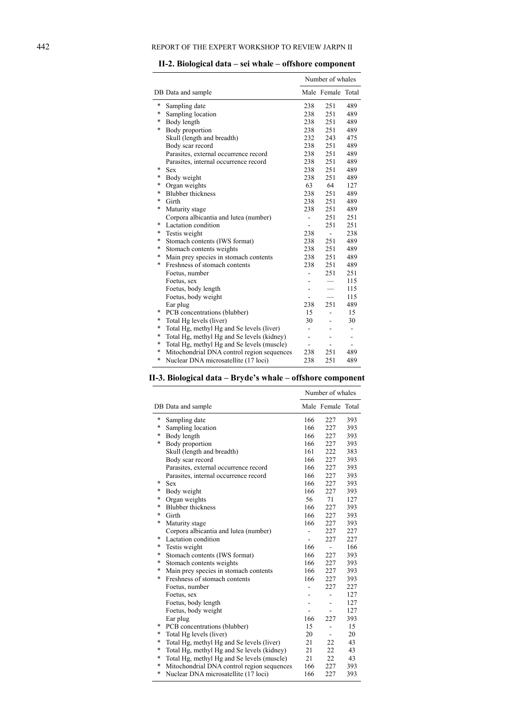**II-2. Biological data – sei whale – offshore component**

| DB | Data and sample | Number of whales | | |
|---|---|---|---|---|
| | | Male | Female | Total |
| * | Sampling date | 238 | 251 | 489 |
| * | Sampling location | 238 | 251 | 489 |
| * | Body length | 238 | 251 | 489 |
| * | Body proportion | 238 | 251 | 489 |
| | Skull (length and breadth) | 232 | 243 | 475 |
| | Body scar record | 238 | 251 | 489 |
| | Parasites, external occurrence record | 238 | 251 | 489 |
| | Parasites, internal occurrence record | 238 | 251 | 489 |
| * | Sex | 238 | 251 | 489 |
| * | Body weight | 238 | 251 | 489 |
| * | Organ weights | 63 | 64 | 127 |
| * | Blubber thickness | 238 | 251 | 489 |
| * | Girth | 238 | 251 | 489 |
| * | Maturity stage | 238 | 251 | 489 |
| | Corpora albicantia and lutea (number) | - | 251 | 251 |
| * | Lactation condition | - | 251 | 251 |
| * | Testis weight | 238 | - | 238 |
| * | Stomach contents (IWS format) | 238 | 251 | 489 |
| * | Stomach contents weights | 238 | 251 | 489 |
| * | Main prey species in stomach contents | 238 | 251 | 489 |
| * | Freshness of stomach contents | 238 | 251 | 489 |
| | Foetus, number | - | 251 | 251 |
| | Foetus, sex | - | — | 115 |
| | Foetus, body length | - | — | 115 |
| | Foetus, body weight | - | — | 115 |
| | Ear plug | 238 | 251 | 489 |
| * | PCB concentrations (blubber) | 15 | - | 15 |
| * | Total Hg levels (liver) | 30 | - | 30 |
| * | Total Hg, methyl Hg and Se levels (liver) | - | - | - |
| * | Total Hg, methyl Hg and Se levels (kidney) | - | - | - |
| * | Total Hg, methyl Hg and Se levels (muscle) | - | - | - |
| * | Mitochondrial DNA control region sequences | 238 | 251 | 489 |
| * | Nuclear DNA microsatellite (17 loci) | 238 | 251 | 489 |

**II-3. Biological data – Bryde's whale – offshore component**

| DB | Data and sample | Number of whales | | |
|---|---|---|---|---|
| | | Male | Female | Total |
| * | Sampling date | 166 | 227 | 393 |
| * | Sampling location | 166 | 227 | 393 |
| * | Body length | 166 | 227 | 393 |
| * | Body proportion | 166 | 227 | 393 |
| | Skull (length and breadth) | 161 | 222 | 383 |
| | Body scar record | 166 | 227 | 393 |
| | Parasites, external occurrence record | 166 | 227 | 393 |
| | Parasites, internal occurrence record | 166 | 227 | 393 |
| * | Sex | 166 | 227 | 393 |
| * | Body weight | 166 | 227 | 393 |
| * | Organ weights | 56 | 71 | 127 |
| * | Blubber thickness | 166 | 227 | 393 |
| * | Girth | 166 | 227 | 393 |
| * | Maturity stage | 166 | 227 | 393 |
| | Corpora albicantia and lutea (number) | - | 227 | 227 |
| * | Lactation condition | - | 227 | 227 |
| * | Testis weight | 166 | - | 166 |
| * | Stomach contents (IWS format) | 166 | 227 | 393 |
| * | Stomach contents weights | 166 | 227 | 393 |
| * | Main prey species in stomach contents | 166 | 227 | 393 |
| * | Freshness of stomach contents | 166 | 227 | 393 |
| | Foetus, number | - | 227 | 227 |
| | Foetus, sex | - | - | 127 |
| | Foetus, body length | - | - | 127 |
| | Foetus, body weight | - | - | 127 |
| | Ear plug | 166 | 227 | 393 |
| * | PCB concentrations (blubber) | 15 | - | 15 |
| * | Total Hg levels (liver) | 20 | - | 20 |
| * | Total Hg, methyl Hg and Se levels (liver) | 21 | 22 | 43 |
| * | Total Hg, methyl Hg and Se levels (kidney) | 21 | 22 | 43 |
| * | Total Hg, methyl Hg and Se levels (muscle) | 21 | 22 | 43 |
| * | Mitochondrial DNA control region sequences | 166 | 227 | 393 |
| * | Nuclear DNA microsatellite (17 loci) | 166 | 227 | 393 |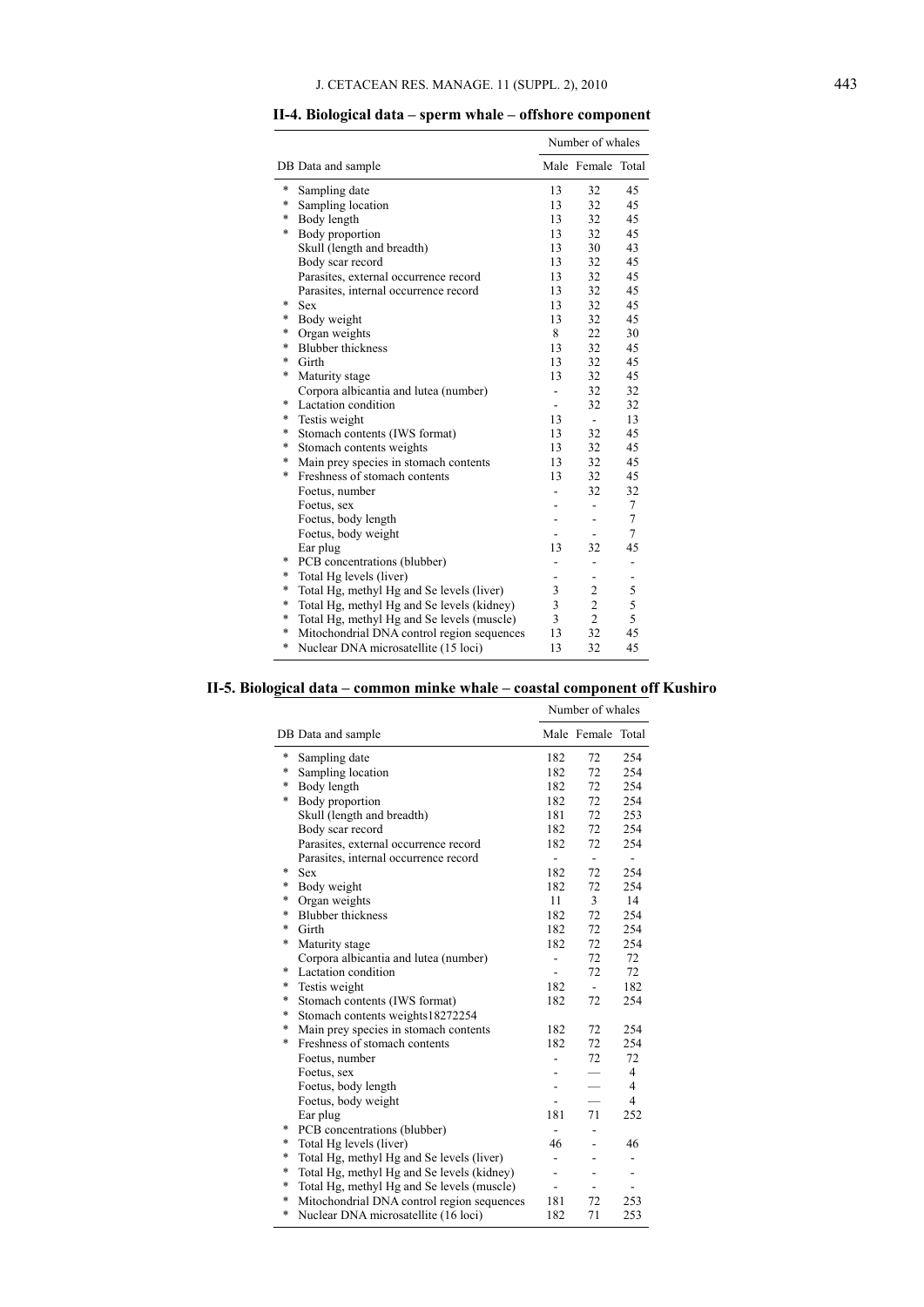## II-4. Biological data – sperm whale – offshore component

| DB | Data and sample | Number of whales | | |
|---|---|---|---|---|
| | | Male | Female | Total |
| * | Sampling date | 13 | 32 | 45 |
| * | Sampling location | 13 | 32 | 45 |
| * | Body length | 13 | 32 | 45 |
| * | Body proportion | 13 | 32 | 45 |
| | Skull (length and breadth) | 13 | 30 | 43 |
| | Body scar record | 13 | 32 | 45 |
| | Parasites, external occurrence record | 13 | 32 | 45 |
| | Parasites, internal occurrence record | 13 | 32 | 45 |
| * | Sex | 13 | 32 | 45 |
| * | Body weight | 13 | 32 | 45 |
| * | Organ weights | 8 | 22 | 30 |
| * | Blubber thickness | 13 | 32 | 45 |
| * | Girth | 13 | 32 | 45 |
| * | Maturity stage | 13 | 32 | 45 |
| | Corpora albicantia and lutea (number) | - | 32 | 32 |
| * | Lactation condition | - | 32 | 32 |
| * | Testis weight | 13 | - | 13 |
| * | Stomach contents (IWS format) | 13 | 32 | 45 |
| * | Stomach contents weights | 13 | 32 | 45 |
| * | Main prey species in stomach contents | 13 | 32 | 45 |
| * | Freshness of stomach contents | 13 | 32 | 45 |
| | Foetus, number | - | 32 | 32 |
| | Foetus, sex | - | - | 7 |
| | Foetus, body length | - | - | 7 |
| | Foetus, body weight | - | - | 7 |
| | Ear plug | 13 | 32 | 45 |
| * | PCB concentrations (blubber) | - | - | - |
| * | Total Hg levels (liver) | - | - | - |
| * | Total Hg, methyl Hg and Se levels (liver) | 3 | 2 | 5 |
| * | Total Hg, methyl Hg and Se levels (kidney) | 3 | 2 | 5 |
| * | Total Hg, methyl Hg and Se levels (muscle) | 3 | 2 | 5 |
| * | Mitochondrial DNA control region sequences | 13 | 32 | 45 |
| * | Nuclear DNA microsatellite (15 loci) | 13 | 32 | 45 |

## II-5. Biological data – common minke whale – coastal component off Kushiro

| DB | Data and sample | Number of whales | | |
|---|---|---|---|---|
| | | Male | Female | Total |
| * | Sampling date | 182 | 72 | 254 |
| * | Sampling location | 182 | 72 | 254 |
| * | Body length | 182 | 72 | 254 |
| * | Body proportion | 182 | 72 | 254 |
| | Skull (length and breadth) | 181 | 72 | 253 |
| | Body scar record | 182 | 72 | 254 |
| | Parasites, external occurrence record | 182 | 72 | 254 |
| | Parasites, internal occurrence record | - | - | - |
| * | Sex | 182 | 72 | 254 |
| * | Body weight | 182 | 72 | 254 |
| * | Organ weights | 11 | 3 | 14 |
| * | Blubber thickness | 182 | 72 | 254 |
| * | Girth | 182 | 72 | 254 |
| * | Maturity stage | 182 | 72 | 254 |
| | Corpora albicantia and lutea (number) | - | 72 | 72 |
| * | Lactation condition | - | 72 | 72 |
| * | Testis weight | 182 | - | 182 |
| * | Stomach contents (IWS format) | 182 | 72 | 254 |
| * | Stomach contents weights18272254 | | | |
| * | Main prey species in stomach contents | 182 | 72 | 254 |
| * | Freshness of stomach contents | 182 | 72 | 254 |
| | Foetus, number | - | 72 | 72 |
| | Foetus, sex | - | — | 4 |
| | Foetus, body length | - | — | 4 |
| | Foetus, body weight | - | — | 4 |
| | Ear plug | 181 | 71 | 252 |
| * | PCB concentrations (blubber) | - | - | |
| * | Total Hg levels (liver) | 46 | - | 46 |
| * | Total Hg, methyl Hg and Se levels (liver) | - | - | - |
| * | Total Hg, methyl Hg and Se levels (kidney) | - | - | - |
| * | Total Hg, methyl Hg and Se levels (muscle) | - | - | - |
| * | Mitochondrial DNA control region sequences | 181 | 72 | 253 |
| * | Nuclear DNA microsatellite (16 loci) | 182 | 71 | 253 |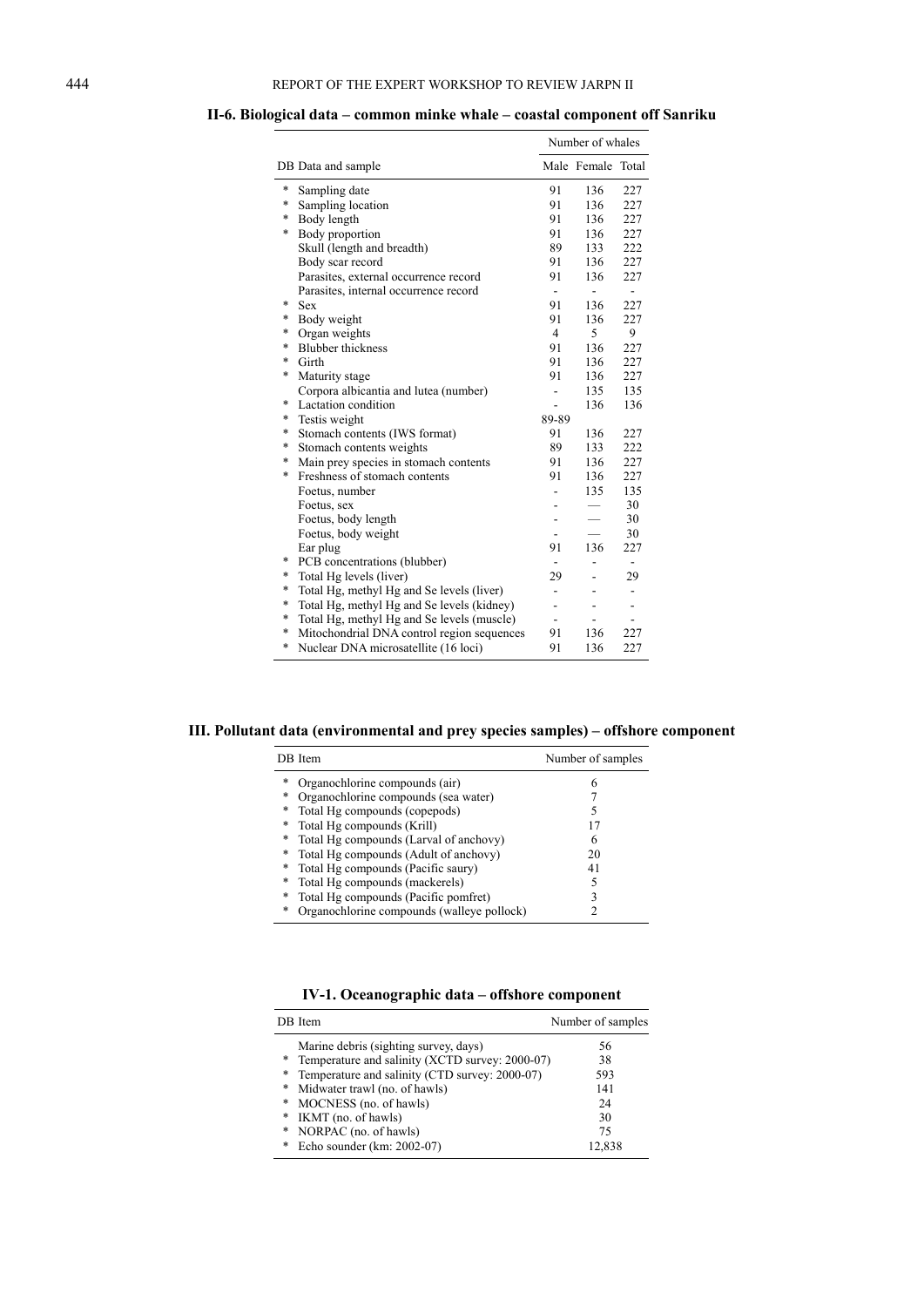**II-6. Biological data – common minke whale – coastal component off Sanriku**

| DB | Data and sample | Number of whales | | |
|---|---|---|---|---|
| | | Male | Female | Total |
| * | Sampling date | 91 | 136 | 227 |
| * | Sampling location | 91 | 136 | 227 |
| * | Body length | 91 | 136 | 227 |
| * | Body proportion | 91 | 136 | 227 |
| | Skull (length and breadth) | 89 | 133 | 222 |
| | Body scar record | 91 | 136 | 227 |
| | Parasites, external occurrence record | 91 | 136 | 227 |
| | Parasites, internal occurrence record | - | - | - |
| * | Sex | 91 | 136 | 227 |
| * | Body weight | 91 | 136 | 227 |
| * | Organ weights | 4 | 5 | 9 |
| * | Blubber thickness | 91 | 136 | 227 |
| * | Girth | 91 | 136 | 227 |
| * | Maturity stage | 91 | 136 | 227 |
| | Corpora albicantia and lutea (number) | - | 135 | 135 |
| * | Lactation condition | - | 136 | 136 |
| * | Testis weight | 89-89 | | |
| * | Stomach contents (IWS format) | 91 | 136 | 227 |
| * | Stomach contents weights | 89 | 133 | 222 |
| * | Main prey species in stomach contents | 91 | 136 | 227 |
| * | Freshness of stomach contents | 91 | 136 | 227 |
| | Foetus, number | - | 135 | 135 |
| | Foetus, sex | - | — | 30 |
| | Foetus, body length | - | — | 30 |
| | Foetus, body weight | - | — | 30 |
| | Ear plug | 91 | 136 | 227 |
| * | PCB concentrations (blubber) | - | - | - |
| * | Total Hg levels (liver) | 29 | - | 29 |
| * | Total Hg, methyl Hg and Se levels (liver) | - | - | - |
| * | Total Hg, methyl Hg and Se levels (kidney) | - | - | - |
| * | Total Hg, methyl Hg and Se levels (muscle) | - | - | - |
| * | Mitochondrial DNA control region sequences | 91 | 136 | 227 |
| * | Nuclear DNA microsatellite (16 loci) | 91 | 136 | 227 |

**III. Pollutant data (environmental and prey species samples) – offshore component**

| DB | Item | Number of samples |
|---|---|---|
| * | Organochlorine compounds (air) | 6 |
| * | Organochlorine compounds (sea water) | 7 |
| * | Total Hg compounds (copepods) | 5 |
| * | Total Hg compounds (Krill) | 17 |
| * | Total Hg compounds (Larval of anchovy) | 6 |
| * | Total Hg compounds (Adult of anchovy) | 20 |
| * | Total Hg compounds (Pacific saury) | 41 |
| * | Total Hg compounds (mackerels) | 5 |
| * | Total Hg compounds (Pacific pomfret) | 3 |
| * | Organochlorine compounds (walleye pollock) | 2 |

**IV-1. Oceanographic data – offshore component**

| DB | Item | Number of samples |
|---|---|---|
| | Marine debris (sighting survey, days) | 56 |
| * | Temperature and salinity (XCTD survey: 2000-07) | 38 |
| * | Temperature and salinity (CTD survey: 2000-07) | 593 |
| * | Midwater trawl (no. of hawls) | 141 |
| * | MOCNESS (no. of hawls) | 24 |
| * | IKMT (no. of hawls) | 30 |
| * | NORPAC (no. of hawls) | 75 |
| * | Echo sounder (km: 2002-07) | 12,838 |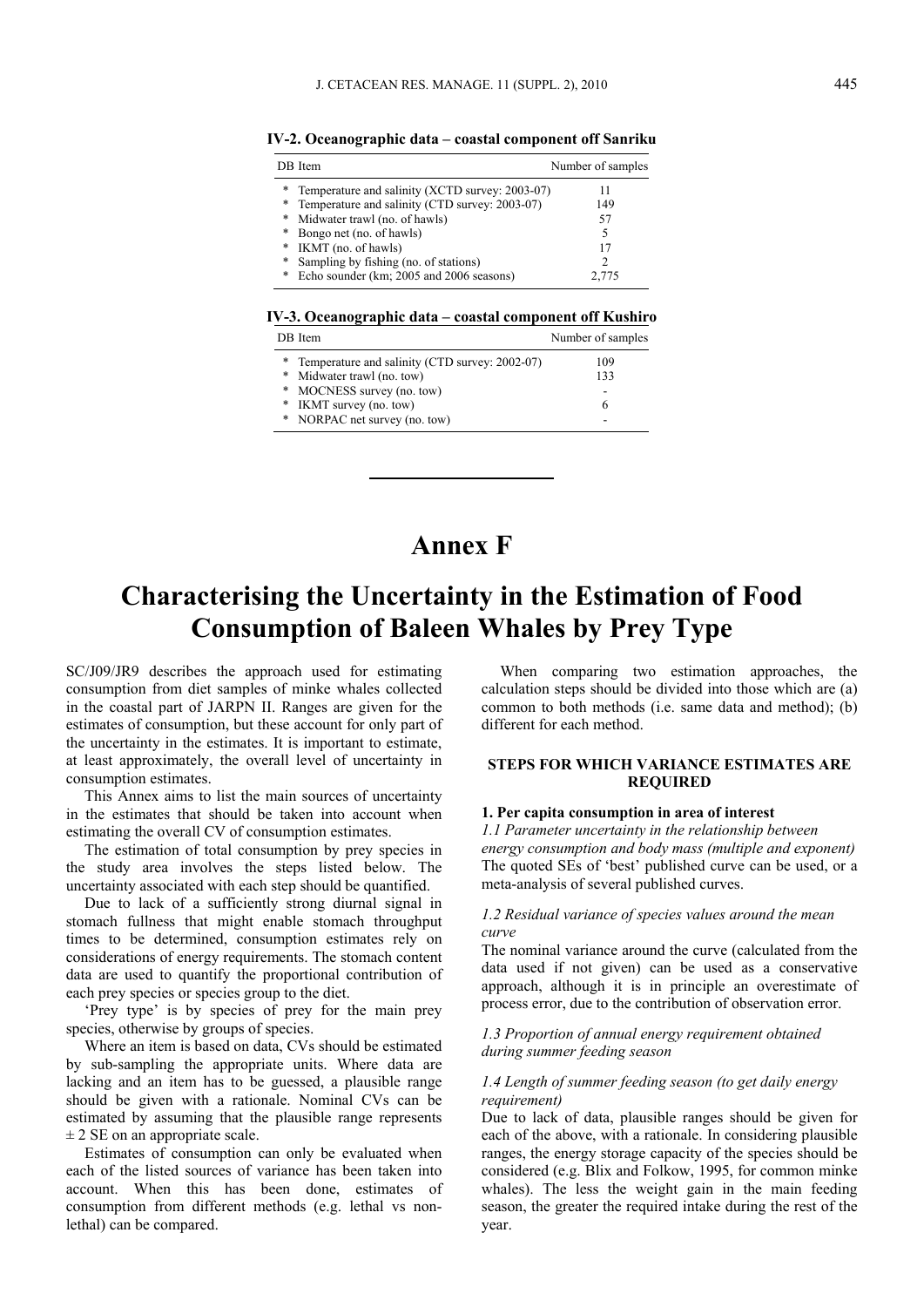**IV-2. Oceanographic data – coastal component off Sanriku**

| DB Item | Number of samples |
|---|---|
| * Temperature and salinity (XCTD survey: 2003-07) | 11 |
| * Temperature and salinity (CTD survey: 2003-07) | 149 |
| * Midwater trawl (no. of hawls) | 57 |
| * Bongo net (no. of hawls) | 5 |
| * IKMT (no. of hawls) | 17 |
| * Sampling by fishing (no. of stations) | 2 |
| * Echo sounder (km; 2005 and 2006 seasons) | 2,775 |

**IV-3. Oceanographic data – coastal component off Kushiro**

| DB Item | Number of samples |
|---|---|
| * Temperature and salinity (CTD survey: 2002-07) | 109 |
| * Midwater trawl (no. tow) | 133 |
| * MOCNESS survey (no. tow) | - |
| * IKMT survey (no. tow) | 6 |
| * NORPAC net survey (no. tow) | - |

# Annex F

# Characterising the Uncertainty in the Estimation of Food Consumption of Baleen Whales by Prey Type

SC/J09/JR9 describes the approach used for estimating consumption from diet samples of minke whales collected in the coastal part of JARPN II. Ranges are given for the estimates of consumption, but these account for only part of the uncertainty in the estimates. It is important to estimate, at least approximately, the overall level of uncertainty in consumption estimates.

This Annex aims to list the main sources of uncertainty in the estimates that should be taken into account when estimating the overall CV of consumption estimates.

The estimation of total consumption by prey species in the study area involves the steps listed below. The uncertainty associated with each step should be quantified.

Due to lack of a sufficiently strong diurnal signal in stomach fullness that might enable stomach throughput times to be determined, consumption estimates rely on considerations of energy requirements. The stomach content data are used to quantify the proportional contribution of each prey species or species group to the diet.

'Prey type' is by species of prey for the main prey species, otherwise by groups of species.

Where an item is based on data, CVs should be estimated by sub-sampling the appropriate units. Where data are lacking and an item has to be guessed, a plausible range should be given with a rationale. Nominal CVs can be estimated by assuming that the plausible range represents $\pm$ 2 SE on an appropriate scale.

Estimates of consumption can only be evaluated when each of the listed sources of variance has been taken into account. When this has been done, estimates of consumption from different methods (e.g. lethal vs non-lethal) can be compared.

When comparing two estimation approaches, the calculation steps should be divided into those which are (a) common to both methods (i.e. same data and method); (b) different for each method.

## STEPS FOR WHICH VARIANCE ESTIMATES ARE REQUIRED

### 1. Per capita consumption in area of interest

*1.1 Parameter uncertainty in the relationship between energy consumption and body mass (multiple and exponent)*
The quoted SEs of 'best' published curve can be used, or a meta-analysis of several published curves.

*1.2 Residual variance of species values around the mean curve*
The nominal variance around the curve (calculated from the data used if not given) can be used as a conservative approach, although it is in principle an overestimate of process error, due to the contribution of observation error.

*1.3 Proportion of annual energy requirement obtained during summer feeding season*

*1.4 Length of summer feeding season (to get daily energy requirement)*
Due to lack of data, plausible ranges should be given for each of the above, with a rationale. In considering plausible ranges, the energy storage capacity of the species should be considered (e.g. Blix and Folkow, 1995, for common minke whales). The less the weight gain in the main feeding season, the greater the required intake during the rest of the year.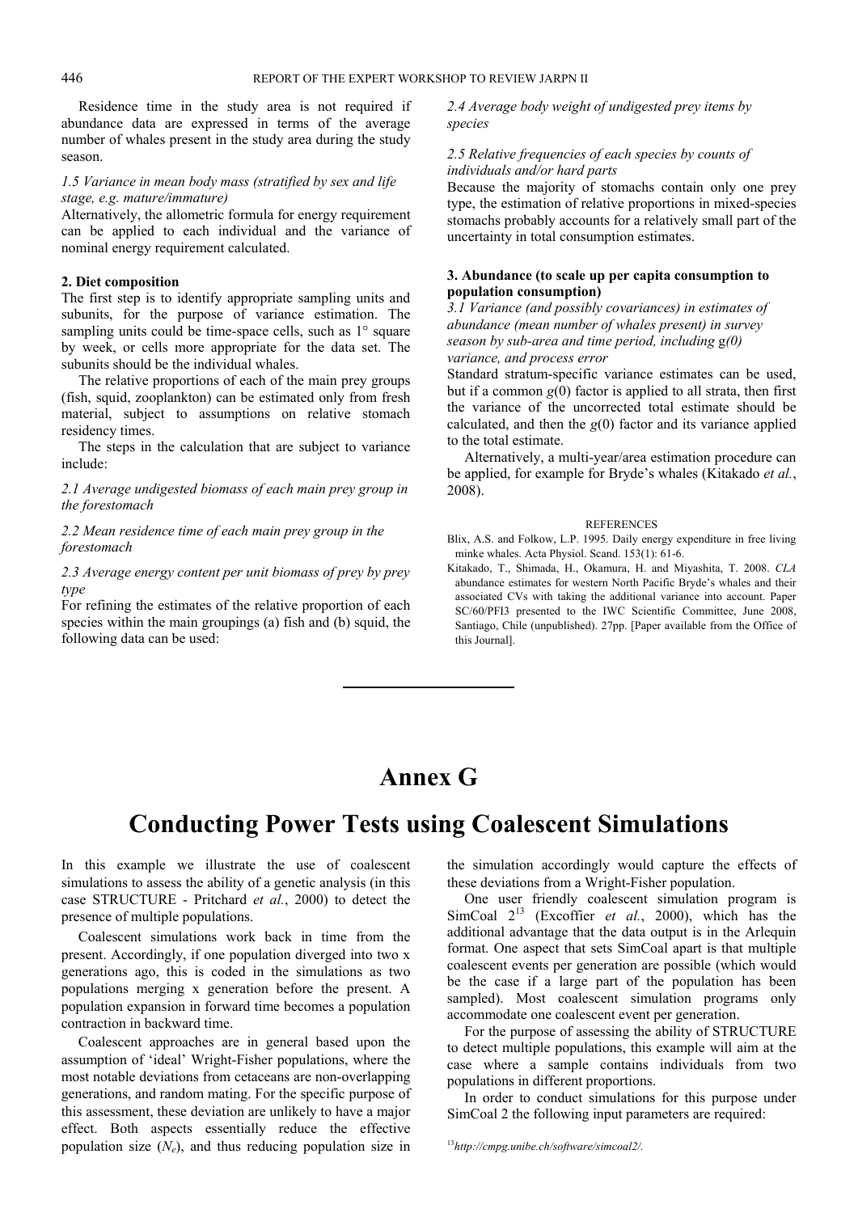Residence time in the study area is not required if abundance data are expressed in terms of the average number of whales present in the study area during the study season.

*1.5 Variance in mean body mass (stratified by sex and life stage, e.g. mature/immature)*

Alternatively, the allometric formula for energy requirement can be applied to each individual and the variance of nominal energy requirement calculated.

**2. Diet composition**

The first step is to identify appropriate sampling units and subunits, for the purpose of variance estimation. The sampling units could be time-space cells, such as 1° square by week, or cells more appropriate for the data set. The subunits should be the individual whales.

The relative proportions of each of the main prey groups (fish, squid, zooplankton) can be estimated only from fresh material, subject to assumptions on relative stomach residency times.

The steps in the calculation that are subject to variance include:

*2.1 Average undigested biomass of each main prey group in the forestomach*

*2.2 Mean residence time of each main prey group in the forestomach*

*2.3 Average energy content per unit biomass of prey by prey type*

For refining the estimates of the relative proportion of each species within the main groupings (a) fish and (b) squid, the following data can be used:

*2.4 Average body weight of undigested prey items by species*

*2.5 Relative frequencies of each species by counts of individuals and/or hard parts*

Because the majority of stomachs contain only one prey type, the estimation of relative proportions in mixed-species stomachs probably accounts for a relatively small part of the uncertainty in total consumption estimates.

**3. Abundance (to scale up per capita consumption to population consumption)**

*3.1 Variance (and possibly covariances) in estimates of abundance (mean number of whales present) in survey season by sub-area and time period, including g(0) variance, and process error*

Standard stratum-specific variance estimates can be used, but if a common $g(0)$ factor is applied to all strata, then first the variance of the uncorrected total estimate should be calculated, and then the $g(0)$ factor and its variance applied to the total estimate.

Alternatively, a multi-year/area estimation procedure can be applied, for example for Bryde's whales (Kitakado *et al.*, 2008).

REFERENCES

Blix, A.S. and Folkow, L.P. 1995. Daily energy expenditure in free living minke whales. Acta Physiol. Scand. 153(1): 61-6.

Kitakado, T., Shimada, H., Okamura, H. and Miyashita, T. 2008. *CLA* abundance estimates for western North Pacific Bryde's whales and their associated CVs with taking the additional variance into account. Paper SC/60/PFI3 presented to the IWC Scientific Committee, June 2008, Santiago, Chile (unpublished). 27pp. [Paper available from the Office of this Journal].

---

# Annex G

# Conducting Power Tests using Coalescent Simulations

In this example we illustrate the use of coalescent simulations to assess the ability of a genetic analysis (in this case STRUCTURE - Pritchard *et al.*, 2000) to detect the presence of multiple populations.

Coalescent simulations work back in time from the present. Accordingly, if one population diverged into two x generations ago, this is coded in the simulations as two populations merging x generation before the present. A population expansion in forward time becomes a population contraction in backward time.

Coalescent approaches are in general based upon the assumption of 'ideal' Wright-Fisher populations, where the most notable deviations from cetaceans are non-overlapping generations, and random mating. For the specific purpose of this assessment, these deviation are unlikely to have a major effect. Both aspects essentially reduce the effective population size ($N_e$), and thus reducing population size in the simulation accordingly would capture the effects of these deviations from a Wright-Fisher population.

One user friendly coalescent simulation program is SimCoal 2[13] (Excoffier *et al.*, 2000), which has the additional advantage that the data output is in the Arlequin format. One aspect that sets SimCoal apart is that multiple coalescent events per generation are possible (which would be the case if a large part of the population has been sampled). Most coalescent simulation programs only accommodate one coalescent event per generation.

For the purpose of assessing the ability of STRUCTURE to detect multiple populations, this example will aim at the case where a sample contains individuals from two populations in different proportions.

In order to conduct simulations for this purpose under SimCoal 2 the following input parameters are required:

[13] *http://cmpg.unibe.ch/software/simcoal2/.*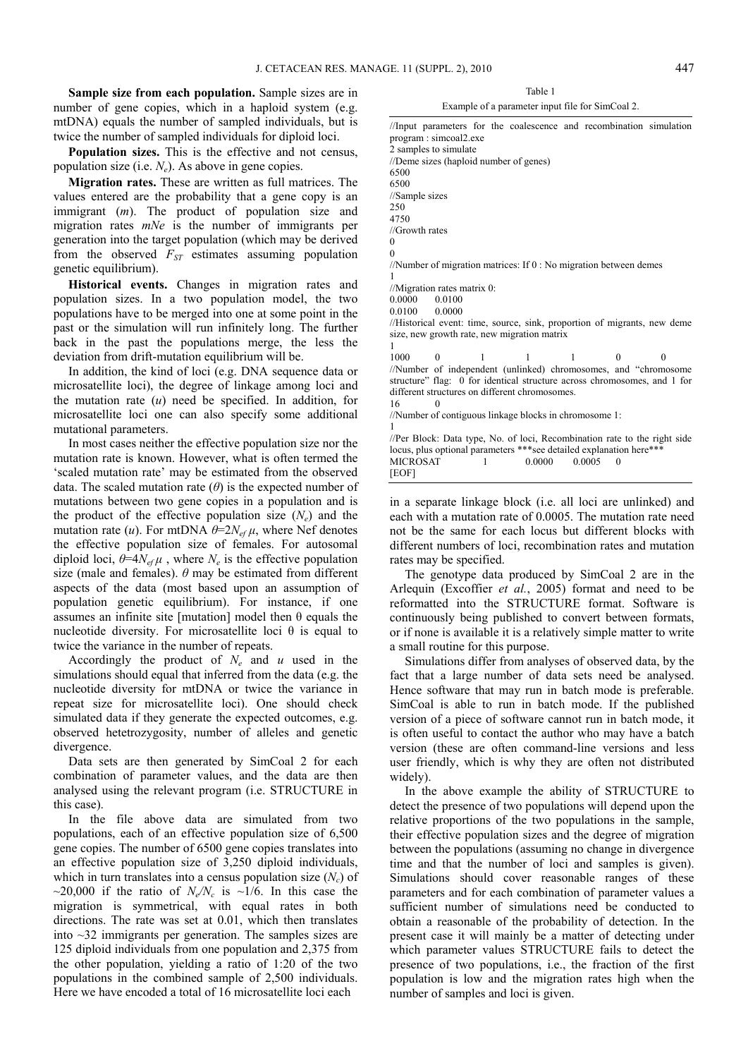**Sample size from each population.** Sample sizes are in number of gene copies, which in a haploid system (e.g. mtDNA) equals the number of sampled individuals, but is twice the number of sampled individuals for diploid loci.

**Population sizes.** This is the effective and not census, population size (i.e. $N_e$). As above in gene copies.

**Migration rates.** These are written as full matrices. The values entered are the probability that a gene copy is an immigrant ($m$). The product of population size and migration rates $mNe$ is the number of immigrants per generation into the target population (which may be derived from the observed $F_{ST}$ estimates assuming population genetic equilibrium).

**Historical events.** Changes in migration rates and population sizes. In a two population model, the two populations have to be merged into one at some point in the past or the simulation will run infinitely long. The further back in the past the populations merge, the less the deviation from drift-mutation equilibrium will be.

In addition, the kind of loci (e.g. DNA sequence data or microsatellite loci), the degree of linkage among loci and the mutation rate ($u$) need be specified. In addition, for microsatellite loci one can also specify some additional mutational parameters.

In most cases neither the effective population size nor the mutation rate is known. However, what is often termed the 'scaled mutation rate' may be estimated from the observed data. The scaled mutation rate ($\theta$) is the expected number of mutations between two gene copies in a population and is the product of the effective population size ($N_e$) and the mutation rate ($u$). For mtDNA $\theta$=2$N_{ef}\,\mu$, where Nef denotes the effective population size of females. For autosomal diploid loci, $\theta$=4$N_{ef}\,\mu$ , where $N_e$ is the effective population size (male and females). $\theta$ may be estimated from different aspects of the data (most based upon an assumption of population genetic equilibrium). For instance, if one assumes an infinite site [mutation] model then θ equals the nucleotide diversity. For microsatellite loci θ is equal to twice the variance in the number of repeats.

Accordingly the product of $N_e$ and $u$ used in the simulations should equal that inferred from the data (e.g. the nucleotide diversity for mtDNA or twice the variance in repeat size for microsatellite loci). One should check simulated data if they generate the expected outcomes, e.g. observed hetetrozygosity, number of alleles and genetic divergence.

Data sets are then generated by SimCoal 2 for each combination of parameter values, and the data are then analysed using the relevant program (i.e. STRUCTURE in this case).

In the file above data are simulated from two populations, each of an effective population size of 6,500 gene copies. The number of 6500 gene copies translates into an effective population size of 3,250 diploid individuals, which in turn translates into a census population size ($N_c$) of ~20,000 if the ratio of $N_e/N_c$ is ~1/6. In this case the migration is symmetrical, with equal rates in both directions. The rate was set at 0.01, which then translates into ~32 immigrants per generation. The samples sizes are 125 diploid individuals from one population and 2,375 from the other population, yielding a ratio of 1:20 of the two populations in the combined sample of 2,500 individuals. Here we have encoded a total of 16 microsatellite loci each in a separate linkage block (i.e. all loci are unlinked) and each with a mutation rate of 0.0005. The mutation rate need not be the same for each locus but different blocks with different numbers of loci, recombination rates and mutation rates may be specified.

Table 1

Example of a parameter input file for SimCoal 2.

```
//Input parameters for the coalescence and recombination simulation program : simcoal2.exe
2 samples to simulate
//Deme sizes (haploid number of genes)
6500
6500
//Sample sizes
250
4750
//Growth rates
0
0
//Number of migration matrices: If 0 : No migration between demes
1
//Migration rates matrix 0:
0.0000    0.0100
0.0100    0.0000
//Historical event: time, source, sink, proportion of migrants, new deme size, new growth rate, new migration matrix
1
1000    0    1    1    1    0    0
//Number of independent (unlinked) chromosomes, and "chromosome structure" flag: 0 for identical structure across chromosomes, and 1 for different structures on different chromosomes.
16    0
//Number of contiguous linkage blocks in chromosome 1:
1
//Per Block: Data type, No. of loci, Recombination rate to the right side locus, plus optional parameters ***see detailed explanation here***
MICROSAT    1    0.0000    0.0005    0
[EOF]
```

The genotype data produced by SimCoal 2 are in the Arlequin (Excoffier *et al.*, 2005) format and need to be reformatted into the STRUCTURE format. Software is continuously being published to convert between formats, or if none is available it is a relatively simple matter to write a small routine for this purpose.

Simulations differ from analyses of observed data, by the fact that a large number of data sets need be analysed. Hence software that may run in batch mode is preferable. SimCoal is able to run in batch mode. If the published version of a piece of software cannot run in batch mode, it is often useful to contact the author who may have a batch version (these are often command-line versions and less user friendly, which is why they are often not distributed widely).

In the above example the ability of STRUCTURE to detect the presence of two populations will depend upon the relative proportions of the two populations in the sample, their effective population sizes and the degree of migration between the populations (assuming no change in divergence time and that the number of loci and samples is given). Simulations should cover reasonable ranges of these parameters and for each combination of parameter values a sufficient number of simulations need be conducted to obtain a reasonable of the probability of detection. In the present case it will mainly be a matter of detecting under which parameter values STRUCTURE fails to detect the presence of two populations, i.e., the fraction of the first population is low and the migration rates high when the number of samples and loci is given.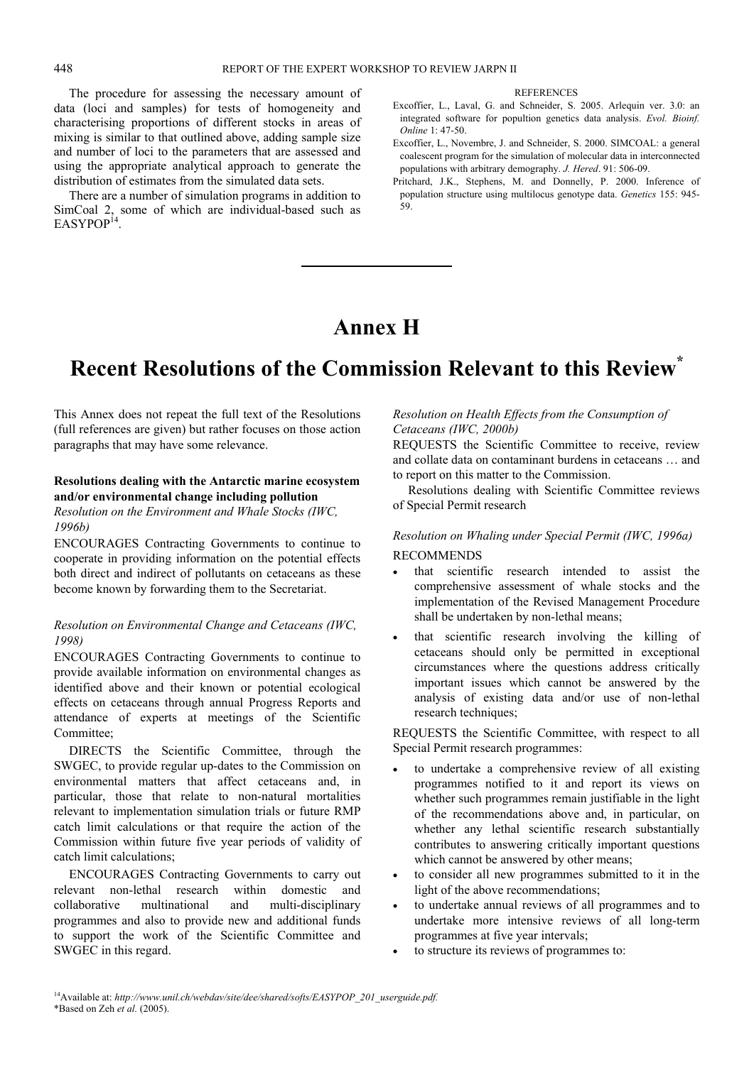The procedure for assessing the necessary amount of data (loci and samples) for tests of homogeneity and characterising proportions of different stocks in areas of mixing is similar to that outlined above, adding sample size and number of loci to the parameters that are assessed and using the appropriate analytical approach to generate the distribution of estimates from the simulated data sets.

There are a number of simulation programs in addition to SimCoal 2, some of which are individual-based such as EASYPOP[14].

REFERENCES

Excoffier, L., Laval, G. and Schneider, S. 2005. Arlequin ver. 3.0: an integrated software for popultion genetics data analysis. *Evol. Bioinf. Online* 1: 47-50.

Excoffier, L., Novembre, J. and Schneider, S. 2000. SIMCOAL: a general coalescent program for the simulation of molecular data in interconnected populations with arbitrary demography. *J. Hered*. 91: 506-09.

Pritchard, J.K., Stephens, M. and Donnelly, P. 2000. Inference of population structure using multilocus genotype data. *Genetics* 155: 945-59.

---

# Annex H

# Recent Resolutions of the Commission Relevant to this Review*

This Annex does not repeat the full text of the Resolutions (full references are given) but rather focuses on those action paragraphs that may have some relevance.

**Resolutions dealing with the Antarctic marine ecosystem and/or environmental change including pollution**

*Resolution on the Environment and Whale Stocks (IWC, 1996b)*

ENCOURAGES Contracting Governments to continue to cooperate in providing information on the potential effects both direct and indirect of pollutants on cetaceans as these become known by forwarding them to the Secretariat.

*Resolution on Environmental Change and Cetaceans (IWC, 1998)*

ENCOURAGES Contracting Governments to continue to provide available information on environmental changes as identified above and their known or potential ecological effects on cetaceans through annual Progress Reports and attendance of experts at meetings of the Scientific Committee;

DIRECTS the Scientific Committee, through the SWGEC, to provide regular up-dates to the Commission on environmental matters that affect cetaceans and, in particular, those that relate to non-natural mortalities relevant to implementation simulation trials or future RMP catch limit calculations or that require the action of the Commission within future five year periods of validity of catch limit calculations;

ENCOURAGES Contracting Governments to carry out relevant non-lethal research within domestic and collaborative multinational and multi-disciplinary programmes and also to provide new and additional funds to support the work of the Scientific Committee and SWGEC in this regard.

*Resolution on Health Effects from the Consumption of Cetaceans (IWC, 2000b)*

REQUESTS the Scientific Committee to receive, review and collate data on contaminant burdens in cetaceans … and to report on this matter to the Commission.

Resolutions dealing with Scientific Committee reviews of Special Permit research

*Resolution on Whaling under Special Permit (IWC, 1996a)*

RECOMMENDS

- that scientific research intended to assist the comprehensive assessment of whale stocks and the implementation of the Revised Management Procedure shall be undertaken by non-lethal means;
- that scientific research involving the killing of cetaceans should only be permitted in exceptional circumstances where the questions address critically important issues which cannot be answered by the analysis of existing data and/or use of non-lethal research techniques;

REQUESTS the Scientific Committee, with respect to all Special Permit research programmes:

- to undertake a comprehensive review of all existing programmes notified to it and report its views on whether such programmes remain justifiable in the light of the recommendations above and, in particular, on whether any lethal scientific research substantially contributes to answering critically important questions which cannot be answered by other means;
- to consider all new programmes submitted to it in the light of the above recommendations;
- to undertake annual reviews of all programmes and to undertake more intensive reviews of all long-term programmes at five year intervals;
- to structure its reviews of programmes to:

[14]Available at: *http://www.unil.ch/webdav/site/dee/shared/softs/EASYPOP_201_userguide.pdf.*

*Based on Zeh *et al.* (2005).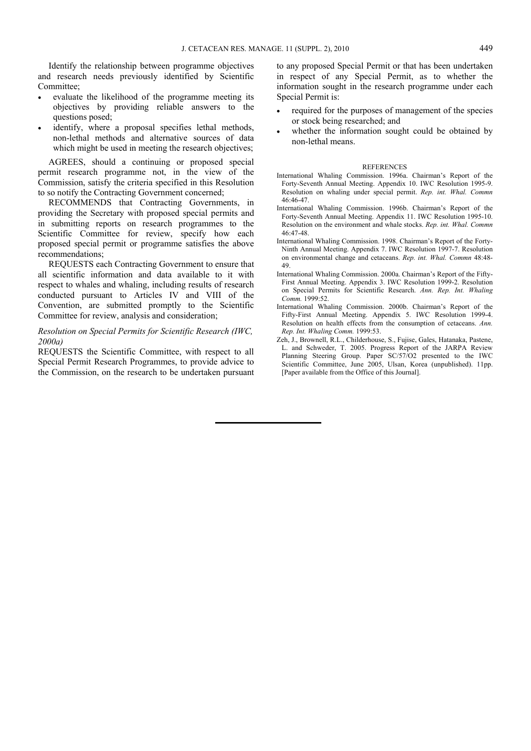Identify the relationship between programme objectives and research needs previously identified by Scientific Committee;

- evaluate the likelihood of the programme meeting its objectives by providing reliable answers to the questions posed;
- identify, where a proposal specifies lethal methods, non-lethal methods and alternative sources of data which might be used in meeting the research objectives;

AGREES, should a continuing or proposed special permit research programme not, in the view of the Commission, satisfy the criteria specified in this Resolution to so notify the Contracting Government concerned;

RECOMMENDS that Contracting Governments, in providing the Secretary with proposed special permits and in submitting reports on research programmes to the Scientific Committee for review, specify how each proposed special permit or programme satisfies the above recommendations;

REQUESTS each Contracting Government to ensure that all scientific information and data available to it with respect to whales and whaling, including results of research conducted pursuant to Articles IV and VIII of the Convention, are submitted promptly to the Scientific Committee for review, analysis and consideration;

*Resolution on Special Permits for Scientific Research (IWC, 2000a)*

REQUESTS the Scientific Committee, with respect to all Special Permit Research Programmes, to provide advice to the Commission, on the research to be undertaken pursuant to any proposed Special Permit or that has been undertaken in respect of any Special Permit, as to whether the information sought in the research programme under each Special Permit is:

- required for the purposes of management of the species or stock being researched; and
- whether the information sought could be obtained by non-lethal means.

## REFERENCES

International Whaling Commission. 1996a. Chairman's Report of the Forty-Seventh Annual Meeting. Appendix 10. IWC Resolution 1995-9. Resolution on whaling under special permit. *Rep. int. Whal. Commn* 46:46-47.

International Whaling Commission. 1996b. Chairman's Report of the Forty-Seventh Annual Meeting. Appendix 11. IWC Resolution 1995-10. Resolution on the environment and whale stocks. *Rep. int. Whal. Commn* 46:47-48.

International Whaling Commission. 1998. Chairman's Report of the Forty-Ninth Annual Meeting. Appendix 7. IWC Resolution 1997-7. Resolution on environmental change and cetaceans. *Rep. int. Whal. Commn* 48:48-49.

International Whaling Commission. 2000a. Chairman's Report of the Fifty-First Annual Meeting. Appendix 3. IWC Resolution 1999-2. Resolution on Special Permits for Scientific Research. *Ann. Rep. Int. Whaling Comm.* 1999:52.

International Whaling Commission. 2000b. Chairman's Report of the Fifty-First Annual Meeting. Appendix 5. IWC Resolution 1999-4. Resolution on health effects from the consumption of cetaceans. *Ann. Rep. Int. Whaling Comm.* 1999:53.

Zeh, J., Brownell, R.L., Childerhouse, S., Fujise, Gales, Hatanaka, Pastene, L. and Schweder, T. 2005. Progress Report of the JARPA Review Planning Steering Group. Paper SC/57/O2 presented to the IWC Scientific Committee, June 2005, Ulsan, Korea (unpublished). 11pp. [Paper available from the Office of this Journal].